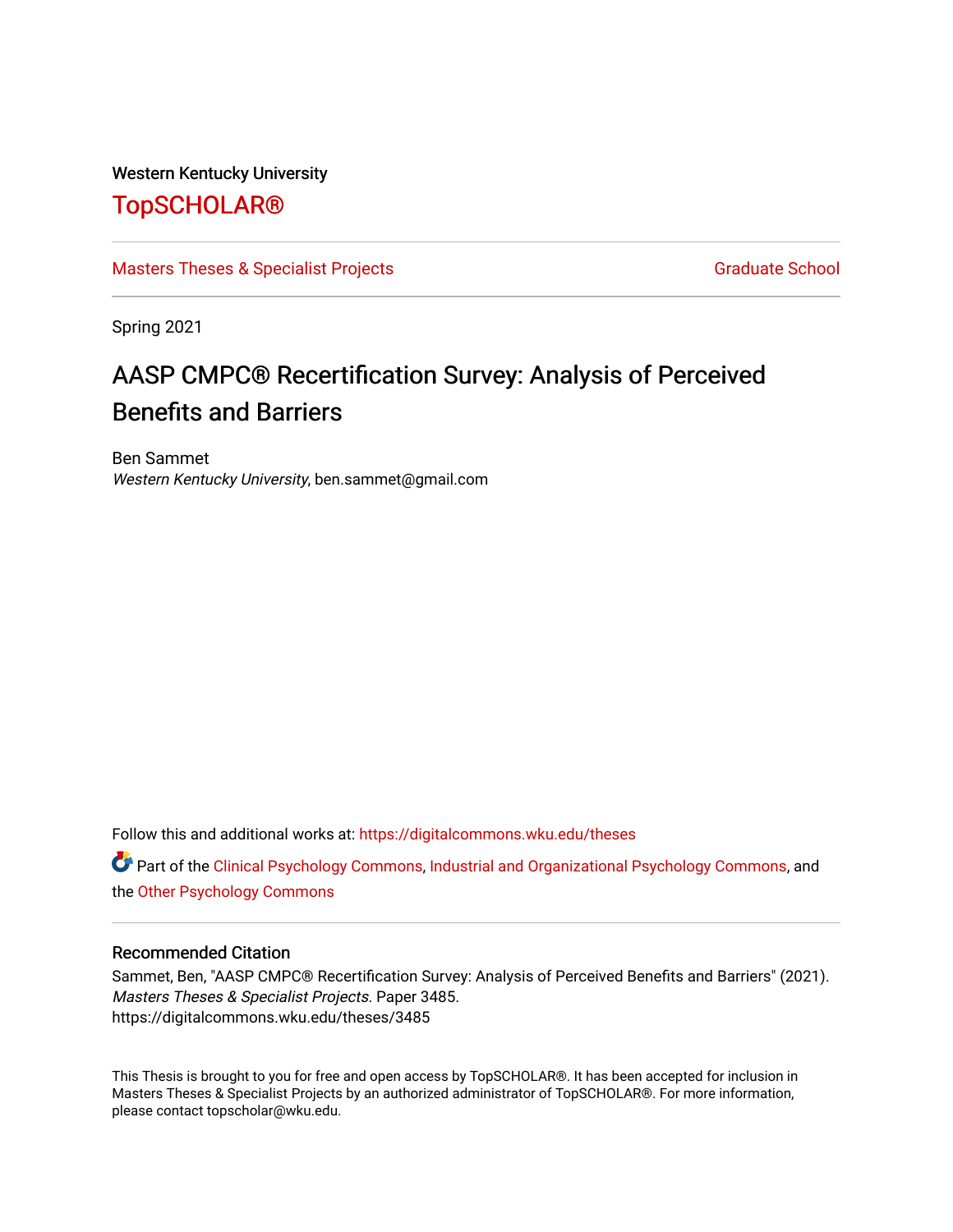Western Kentucky University

# TopSCHOLAR®

Masters Theses & Specialist Projects | Graduate School

Spring 2021

# AASP CMPC® Recertification Survey: Analysis of Perceived Benefits and Barriers

Ben Sammet
*Western Kentucky University*, ben.sammet@gmail.com

Follow this and additional works at: https://digitalcommons.wku.edu/theses

Part of the Clinical Psychology Commons, Industrial and Organizational Psychology Commons, and the Other Psychology Commons

## Recommended Citation

Sammet, Ben, "AASP CMPC® Recertification Survey: Analysis of Perceived Benefits and Barriers" (2021). *Masters Theses & Specialist Projects*. Paper 3485.
https://digitalcommons.wku.edu/theses/3485

This Thesis is brought to you for free and open access by TopSCHOLAR®. It has been accepted for inclusion in Masters Theses & Specialist Projects by an authorized administrator of TopSCHOLAR®. For more information, please contact topscholar@wku.edu.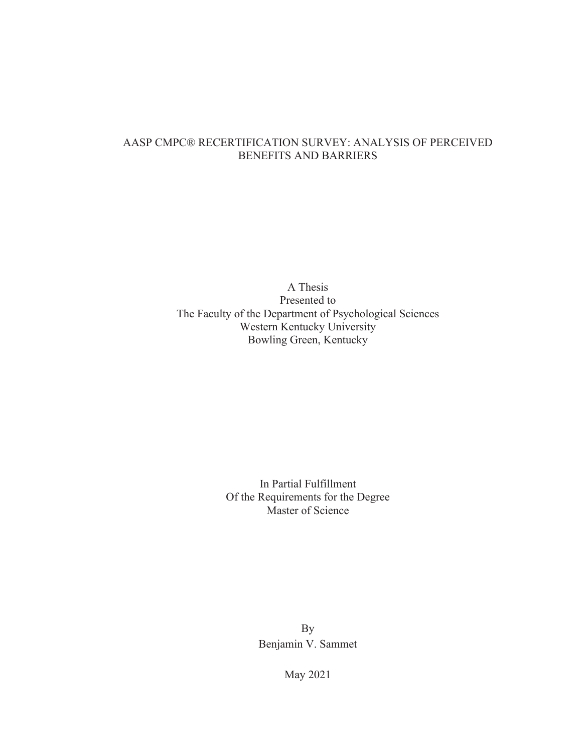# AASP CMPC® RECERTIFICATION SURVEY: ANALYSIS OF PERCEIVED BENEFITS AND BARRIERS

A Thesis
Presented to
The Faculty of the Department of Psychological Sciences
Western Kentucky University
Bowling Green, Kentucky

In Partial Fulfillment
Of the Requirements for the Degree
Master of Science

By
Benjamin V. Sammet

May 2021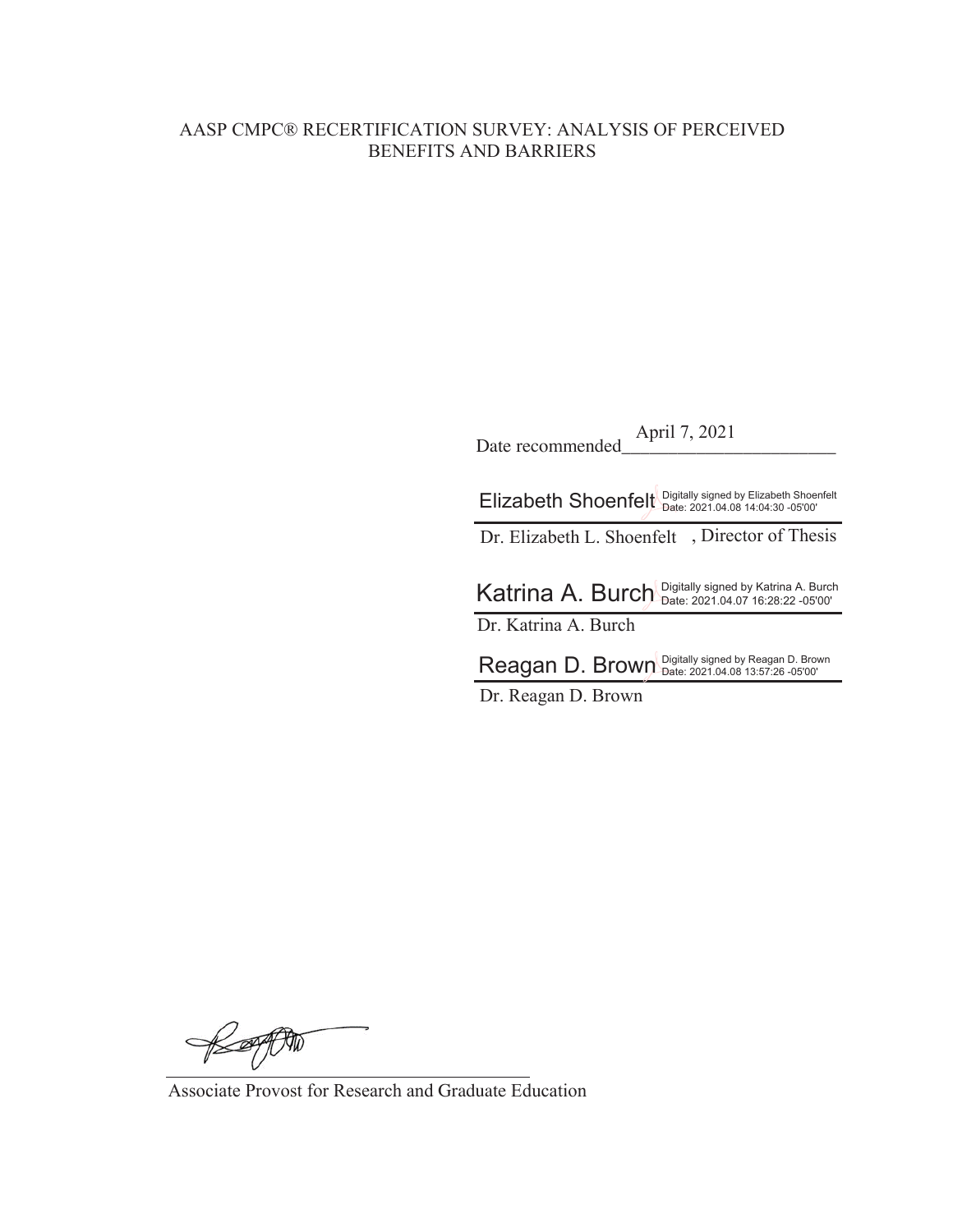AASP CMPC® RECERTIFICATION SURVEY: ANALYSIS OF PERCEIVED BENEFITS AND BARRIERS

Date recommended April 7, 2021

Elizabeth Shoenfelt Digitally signed by Elizabeth Shoenfelt Date: 2021.04.08 14:04:30 -05'00'

Dr. Elizabeth L. Shoenfelt, Director of Thesis

Katrina A. Burch Digitally signed by Katrina A. Burch Date: 2021.04.07 16:28:22 -05'00'

Dr. Katrina A. Burch

Reagan D. Brown Digitally signed by Reagan D. Brown Date: 2021.04.08 13:57:26 -05'00'

Dr. Reagan D. Brown

Associate Provost for Research and Graduate Education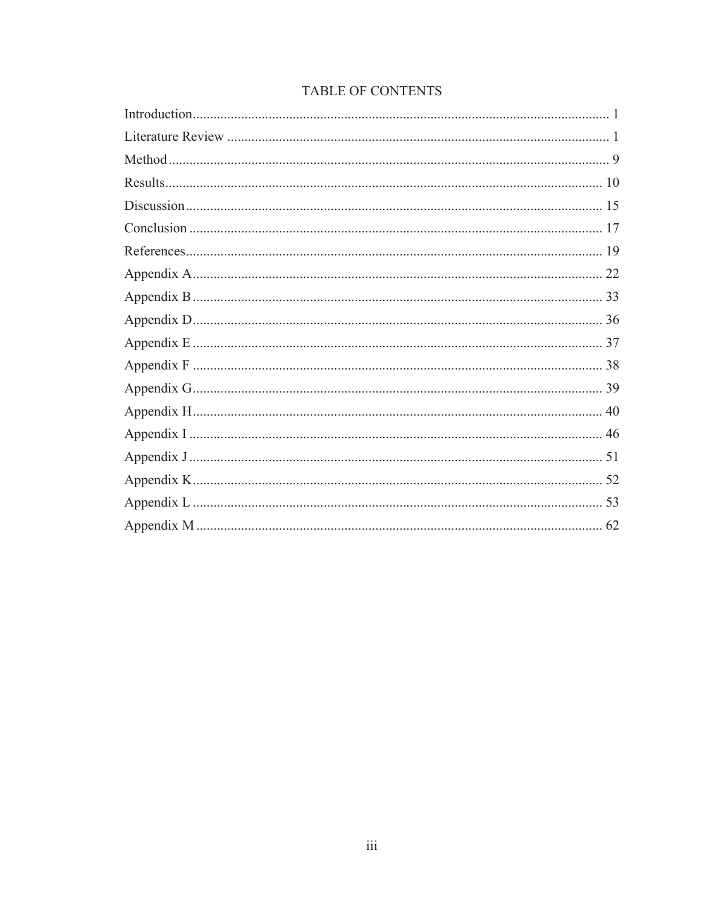# TABLE OF CONTENTS

Introduction........................................................................................................................ 1
Literature Review .............................................................................................................. 1
Method ................................................................................................................................ 9
Results............................................................................................................................... 10
Discussion.......................................................................................................................... 15
Conclusion ........................................................................................................................ 17
References.......................................................................................................................... 19
Appendix A........................................................................................................................ 22
Appendix B ........................................................................................................................ 33
Appendix D........................................................................................................................ 36
Appendix E ........................................................................................................................ 37
Appendix F ........................................................................................................................ 38
Appendix G........................................................................................................................ 39
Appendix H........................................................................................................................ 40
Appendix I ......................................................................................................................... 46
Appendix J ......................................................................................................................... 51
Appendix K........................................................................................................................ 52
Appendix L ........................................................................................................................ 53
Appendix M ....................................................................................................................... 62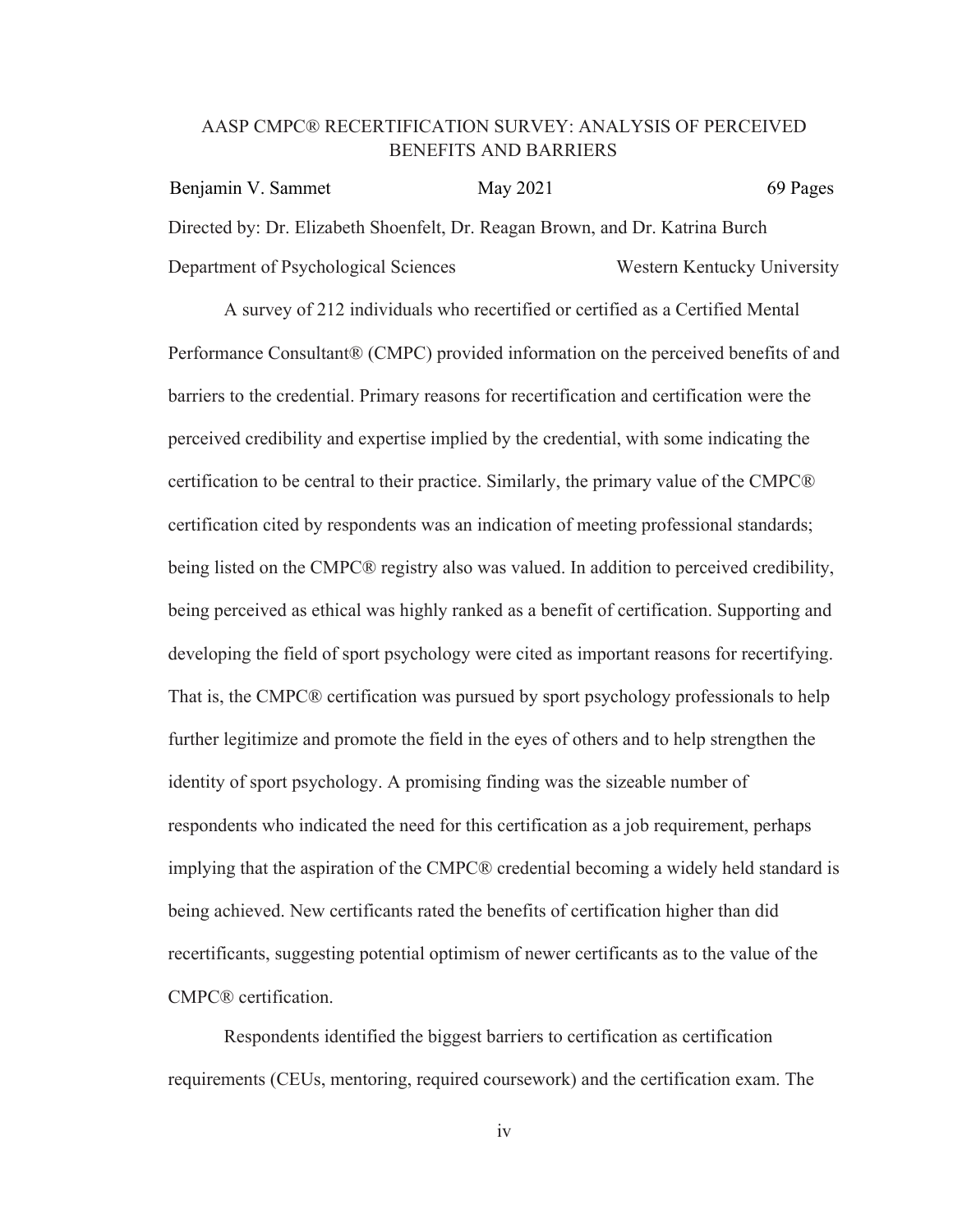AASP CMPC® RECERTIFICATION SURVEY: ANALYSIS OF PERCEIVED BENEFITS AND BARRIERS

Benjamin V. Sammet May 2021 69 Pages

Directed by: Dr. Elizabeth Shoenfelt, Dr. Reagan Brown, and Dr. Katrina Burch

Department of Psychological Sciences Western Kentucky University

A survey of 212 individuals who recertified or certified as a Certified Mental Performance Consultant® (CMPC) provided information on the perceived benefits of and barriers to the credential. Primary reasons for recertification and certification were the perceived credibility and expertise implied by the credential, with some indicating the certification to be central to their practice. Similarly, the primary value of the CMPC® certification cited by respondents was an indication of meeting professional standards; being listed on the CMPC® registry also was valued. In addition to perceived credibility, being perceived as ethical was highly ranked as a benefit of certification. Supporting and developing the field of sport psychology were cited as important reasons for recertifying. That is, the CMPC® certification was pursued by sport psychology professionals to help further legitimize and promote the field in the eyes of others and to help strengthen the identity of sport psychology. A promising finding was the sizeable number of respondents who indicated the need for this certification as a job requirement, perhaps implying that the aspiration of the CMPC® credential becoming a widely held standard is being achieved. New certificants rated the benefits of certification higher than did recertificants, suggesting potential optimism of newer certificants as to the value of the CMPC® certification.

Respondents identified the biggest barriers to certification as certification requirements (CEUs, mentoring, required coursework) and the certification exam. The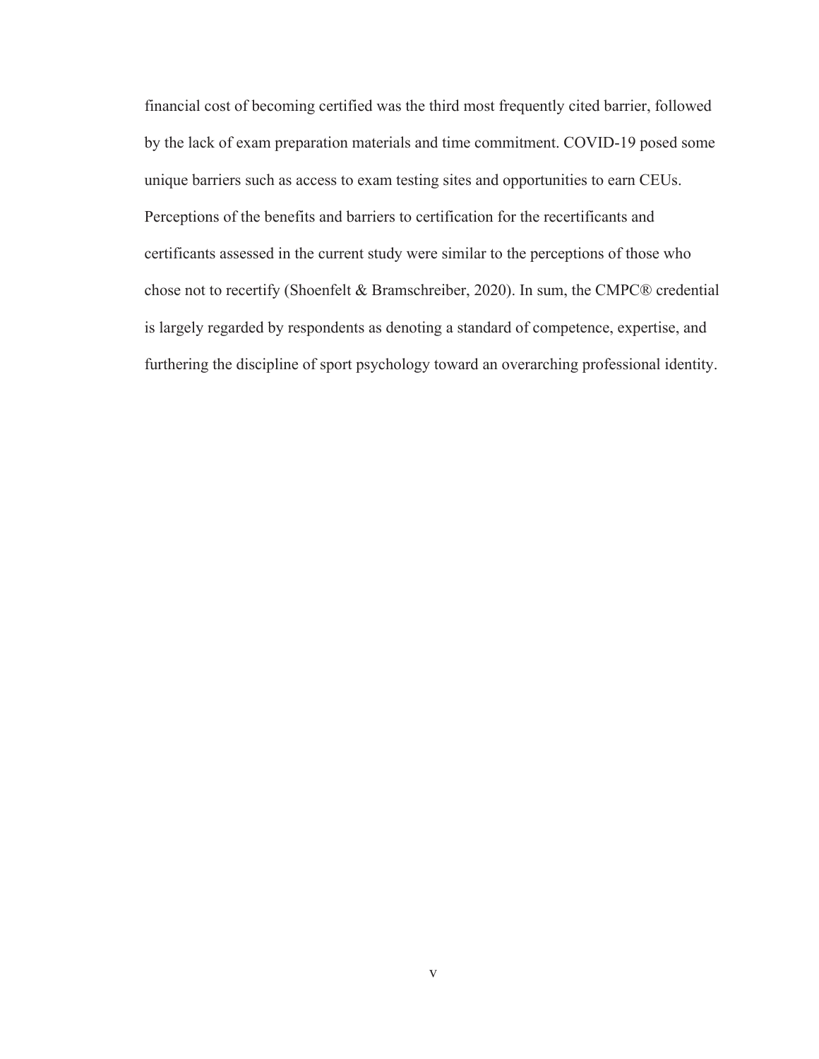financial cost of becoming certified was the third most frequently cited barrier, followed by the lack of exam preparation materials and time commitment. COVID-19 posed some unique barriers such as access to exam testing sites and opportunities to earn CEUs. Perceptions of the benefits and barriers to certification for the recertificants and certificants assessed in the current study were similar to the perceptions of those who chose not to recertify (Shoenfelt & Bramschreiber, 2020). In sum, the CMPC® credential is largely regarded by respondents as denoting a standard of competence, expertise, and furthering the discipline of sport psychology toward an overarching professional identity.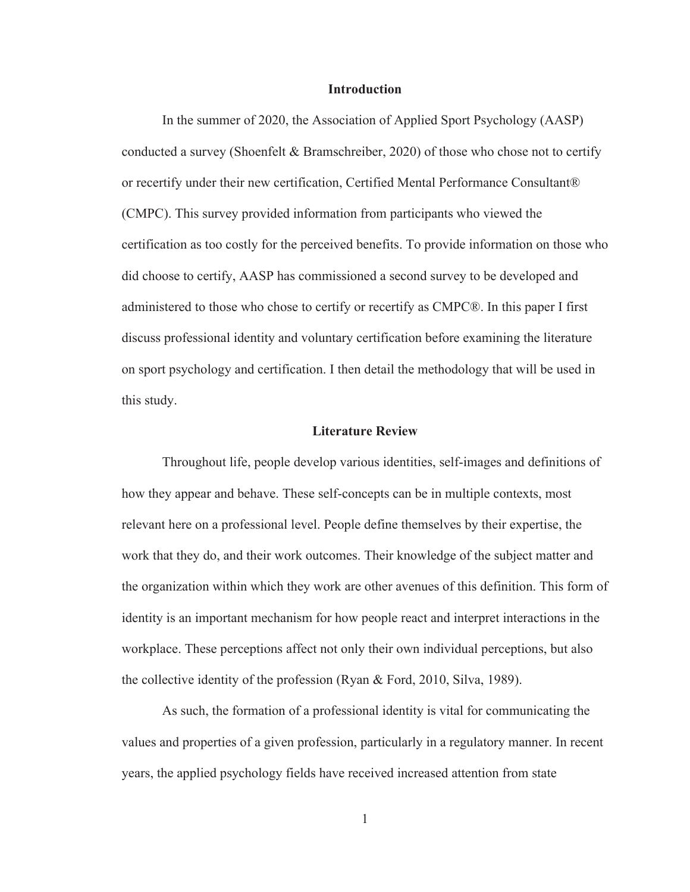## Introduction

In the summer of 2020, the Association of Applied Sport Psychology (AASP) conducted a survey (Shoenfelt & Bramschreiber, 2020) of those who chose not to certify or recertify under their new certification, Certified Mental Performance Consultant® (CMPC). This survey provided information from participants who viewed the certification as too costly for the perceived benefits. To provide information on those who did choose to certify, AASP has commissioned a second survey to be developed and administered to those who chose to certify or recertify as CMPC®. In this paper I first discuss professional identity and voluntary certification before examining the literature on sport psychology and certification. I then detail the methodology that will be used in this study.

## Literature Review

Throughout life, people develop various identities, self-images and definitions of how they appear and behave. These self-concepts can be in multiple contexts, most relevant here on a professional level. People define themselves by their expertise, the work that they do, and their work outcomes. Their knowledge of the subject matter and the organization within which they work are other avenues of this definition. This form of identity is an important mechanism for how people react and interpret interactions in the workplace. These perceptions affect not only their own individual perceptions, but also the collective identity of the profession (Ryan & Ford, 2010, Silva, 1989).

As such, the formation of a professional identity is vital for communicating the values and properties of a given profession, particularly in a regulatory manner. In recent years, the applied psychology fields have received increased attention from state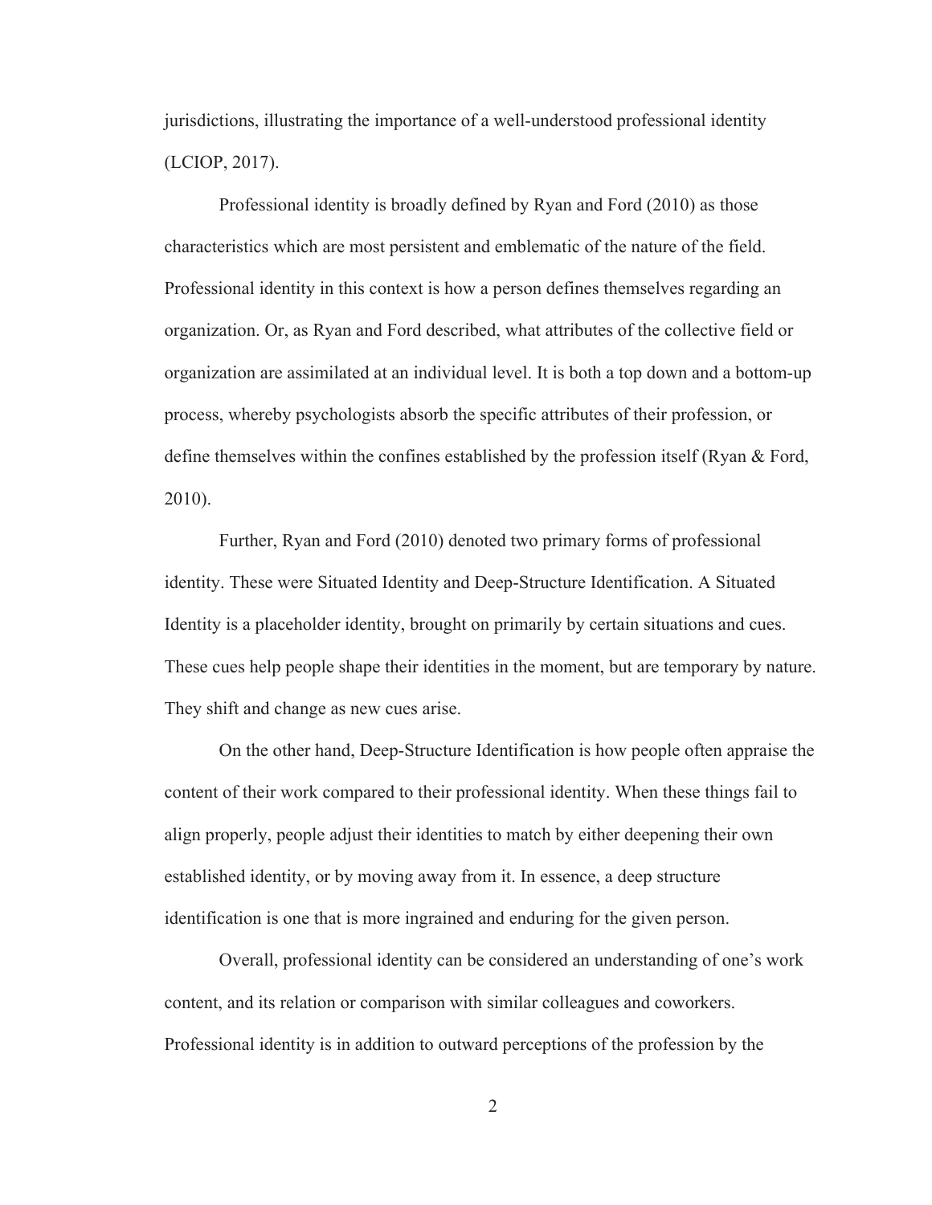jurisdictions, illustrating the importance of a well-understood professional identity (LCIOP, 2017).

Professional identity is broadly defined by Ryan and Ford (2010) as those characteristics which are most persistent and emblematic of the nature of the field. Professional identity in this context is how a person defines themselves regarding an organization. Or, as Ryan and Ford described, what attributes of the collective field or organization are assimilated at an individual level. It is both a top down and a bottom-up process, whereby psychologists absorb the specific attributes of their profession, or define themselves within the confines established by the profession itself (Ryan & Ford, 2010).

Further, Ryan and Ford (2010) denoted two primary forms of professional identity. These were Situated Identity and Deep-Structure Identification. A Situated Identity is a placeholder identity, brought on primarily by certain situations and cues. These cues help people shape their identities in the moment, but are temporary by nature. They shift and change as new cues arise.

On the other hand, Deep-Structure Identification is how people often appraise the content of their work compared to their professional identity. When these things fail to align properly, people adjust their identities to match by either deepening their own established identity, or by moving away from it. In essence, a deep structure identification is one that is more ingrained and enduring for the given person.

Overall, professional identity can be considered an understanding of one's work content, and its relation or comparison with similar colleagues and coworkers. Professional identity is in addition to outward perceptions of the profession by the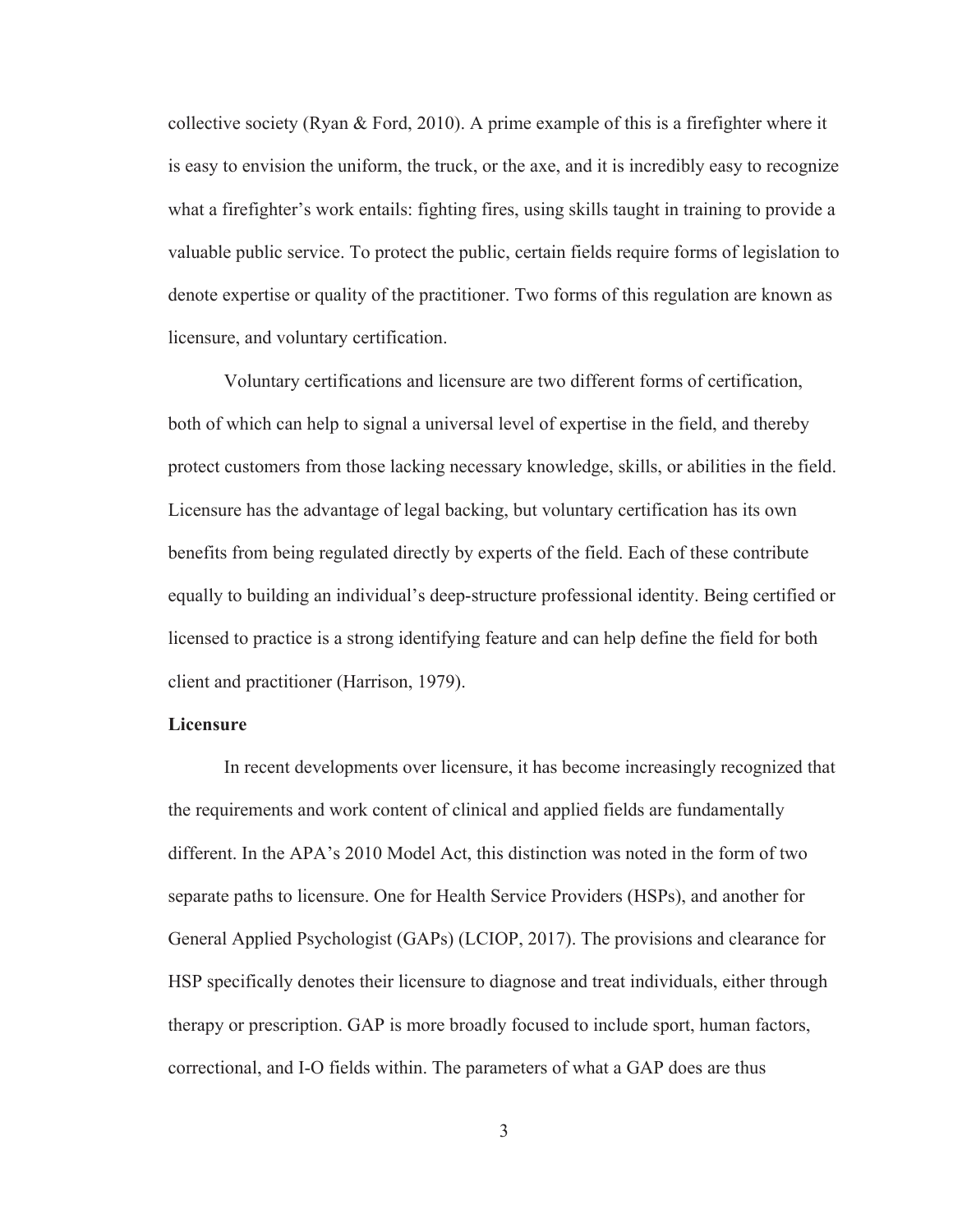collective society (Ryan & Ford, 2010). A prime example of this is a firefighter where it is easy to envision the uniform, the truck, or the axe, and it is incredibly easy to recognize what a firefighter's work entails: fighting fires, using skills taught in training to provide a valuable public service. To protect the public, certain fields require forms of legislation to denote expertise or quality of the practitioner. Two forms of this regulation are known as licensure, and voluntary certification.

Voluntary certifications and licensure are two different forms of certification, both of which can help to signal a universal level of expertise in the field, and thereby protect customers from those lacking necessary knowledge, skills, or abilities in the field. Licensure has the advantage of legal backing, but voluntary certification has its own benefits from being regulated directly by experts of the field. Each of these contribute equally to building an individual's deep-structure professional identity. Being certified or licensed to practice is a strong identifying feature and can help define the field for both client and practitioner (Harrison, 1979).

**Licensure**

In recent developments over licensure, it has become increasingly recognized that the requirements and work content of clinical and applied fields are fundamentally different. In the APA's 2010 Model Act, this distinction was noted in the form of two separate paths to licensure. One for Health Service Providers (HSPs), and another for General Applied Psychologist (GAPs) (LCIOP, 2017). The provisions and clearance for HSP specifically denotes their licensure to diagnose and treat individuals, either through therapy or prescription. GAP is more broadly focused to include sport, human factors, correctional, and I-O fields within. The parameters of what a GAP does are thus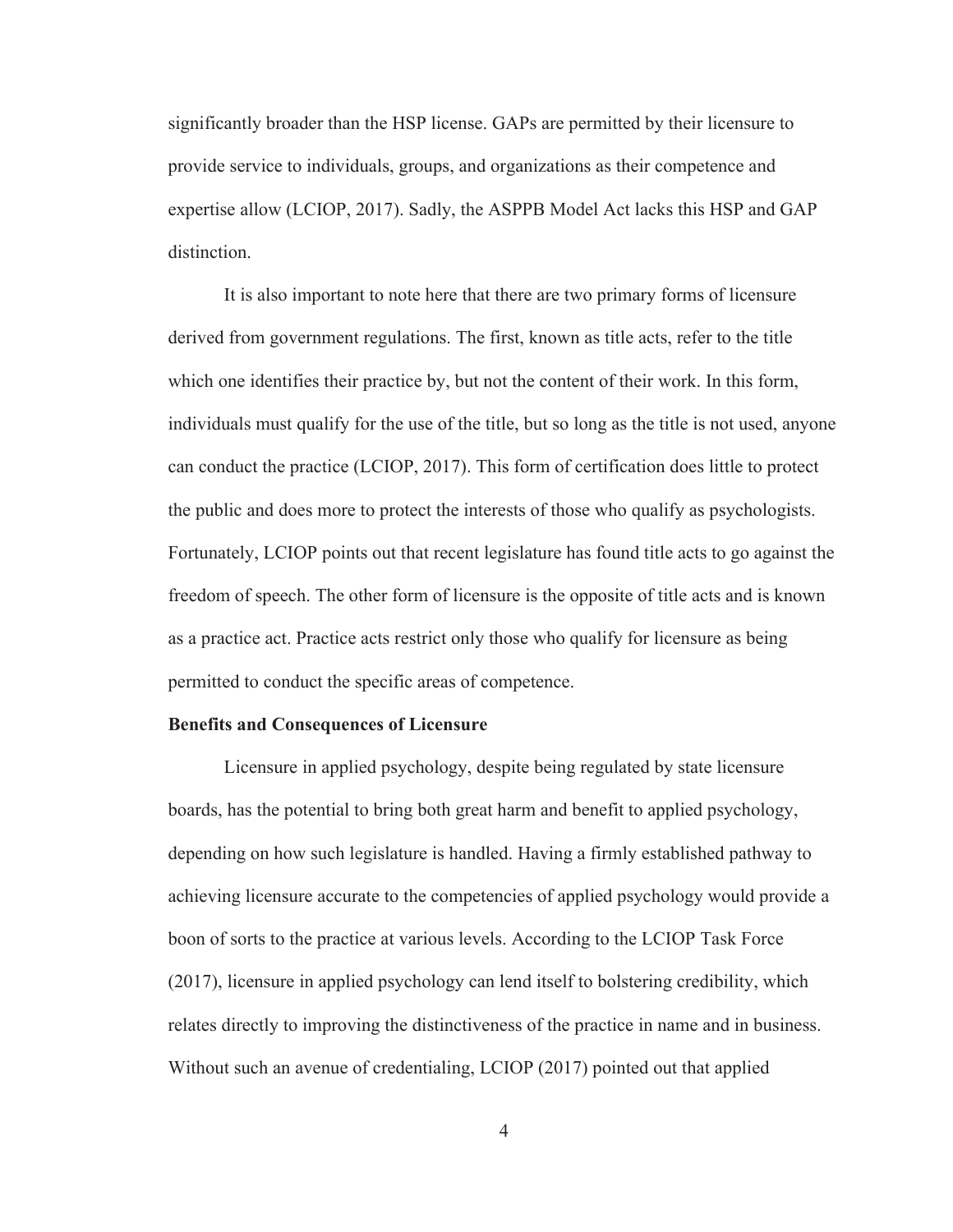significantly broader than the HSP license. GAPs are permitted by their licensure to provide service to individuals, groups, and organizations as their competence and expertise allow (LCIOP, 2017). Sadly, the ASPPB Model Act lacks this HSP and GAP distinction.

It is also important to note here that there are two primary forms of licensure derived from government regulations. The first, known as title acts, refer to the title which one identifies their practice by, but not the content of their work. In this form, individuals must qualify for the use of the title, but so long as the title is not used, anyone can conduct the practice (LCIOP, 2017). This form of certification does little to protect the public and does more to protect the interests of those who qualify as psychologists. Fortunately, LCIOP points out that recent legislature has found title acts to go against the freedom of speech. The other form of licensure is the opposite of title acts and is known as a practice act. Practice acts restrict only those who qualify for licensure as being permitted to conduct the specific areas of competence.

**Benefits and Consequences of Licensure**

Licensure in applied psychology, despite being regulated by state licensure boards, has the potential to bring both great harm and benefit to applied psychology, depending on how such legislature is handled. Having a firmly established pathway to achieving licensure accurate to the competencies of applied psychology would provide a boon of sorts to the practice at various levels. According to the LCIOP Task Force (2017), licensure in applied psychology can lend itself to bolstering credibility, which relates directly to improving the distinctiveness of the practice in name and in business. Without such an avenue of credentialing, LCIOP (2017) pointed out that applied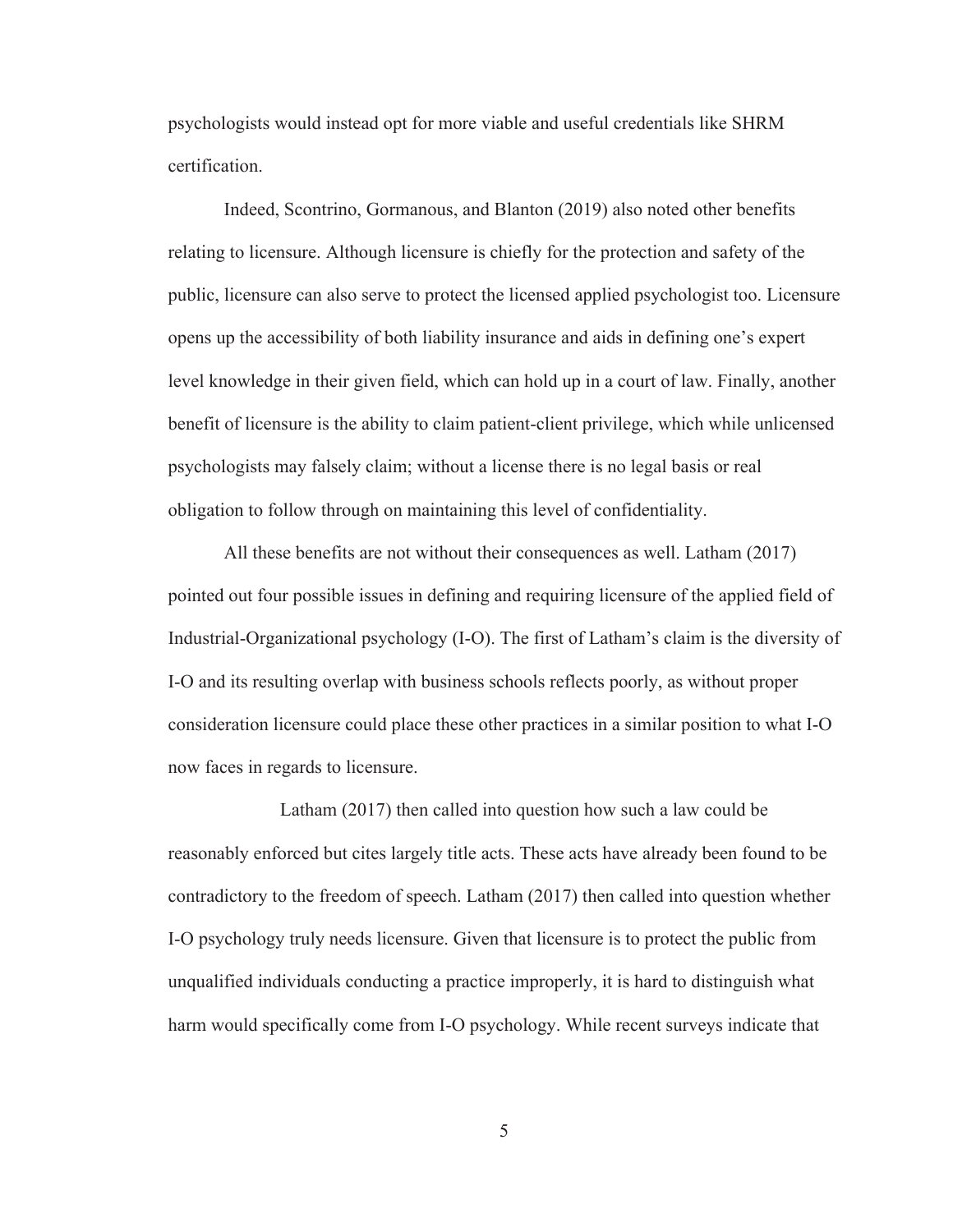psychologists would instead opt for more viable and useful credentials like SHRM certification.

Indeed, Scontrino, Gormanous, and Blanton (2019) also noted other benefits relating to licensure. Although licensure is chiefly for the protection and safety of the public, licensure can also serve to protect the licensed applied psychologist too. Licensure opens up the accessibility of both liability insurance and aids in defining one's expert level knowledge in their given field, which can hold up in a court of law. Finally, another benefit of licensure is the ability to claim patient-client privilege, which while unlicensed psychologists may falsely claim; without a license there is no legal basis or real obligation to follow through on maintaining this level of confidentiality.

All these benefits are not without their consequences as well. Latham (2017) pointed out four possible issues in defining and requiring licensure of the applied field of Industrial-Organizational psychology (I-O). The first of Latham's claim is the diversity of I-O and its resulting overlap with business schools reflects poorly, as without proper consideration licensure could place these other practices in a similar position to what I-O now faces in regards to licensure.

Latham (2017) then called into question how such a law could be reasonably enforced but cites largely title acts. These acts have already been found to be contradictory to the freedom of speech. Latham (2017) then called into question whether I-O psychology truly needs licensure. Given that licensure is to protect the public from unqualified individuals conducting a practice improperly, it is hard to distinguish what harm would specifically come from I-O psychology. While recent surveys indicate that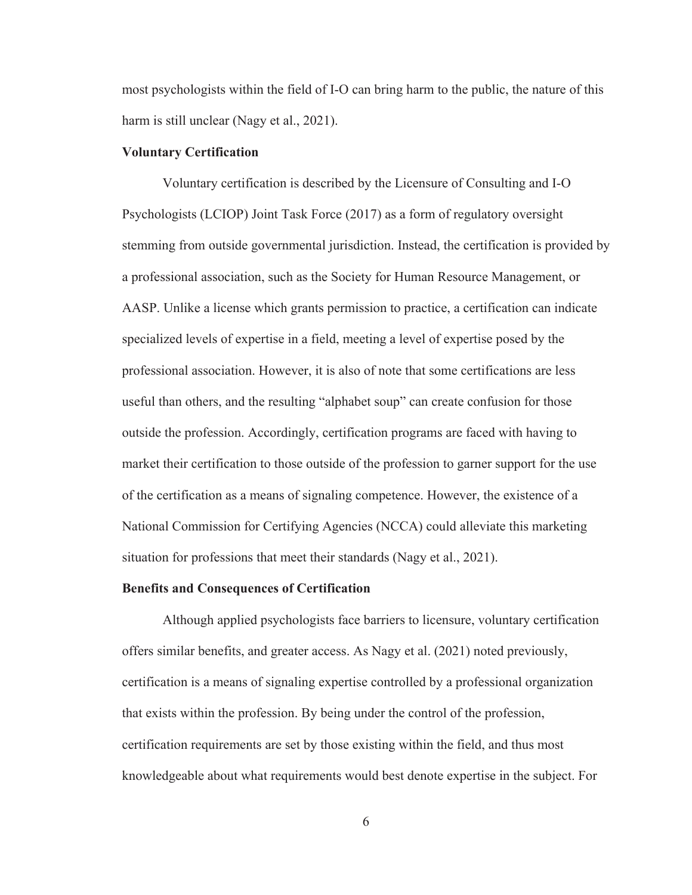most psychologists within the field of I-O can bring harm to the public, the nature of this harm is still unclear (Nagy et al., 2021).

**Voluntary Certification**

Voluntary certification is described by the Licensure of Consulting and I-O Psychologists (LCIOP) Joint Task Force (2017) as a form of regulatory oversight stemming from outside governmental jurisdiction. Instead, the certification is provided by a professional association, such as the Society for Human Resource Management, or AASP. Unlike a license which grants permission to practice, a certification can indicate specialized levels of expertise in a field, meeting a level of expertise posed by the professional association. However, it is also of note that some certifications are less useful than others, and the resulting "alphabet soup" can create confusion for those outside the profession. Accordingly, certification programs are faced with having to market their certification to those outside of the profession to garner support for the use of the certification as a means of signaling competence. However, the existence of a National Commission for Certifying Agencies (NCCA) could alleviate this marketing situation for professions that meet their standards (Nagy et al., 2021).

**Benefits and Consequences of Certification**

Although applied psychologists face barriers to licensure, voluntary certification offers similar benefits, and greater access. As Nagy et al. (2021) noted previously, certification is a means of signaling expertise controlled by a professional organization that exists within the profession. By being under the control of the profession, certification requirements are set by those existing within the field, and thus most knowledgeable about what requirements would best denote expertise in the subject. For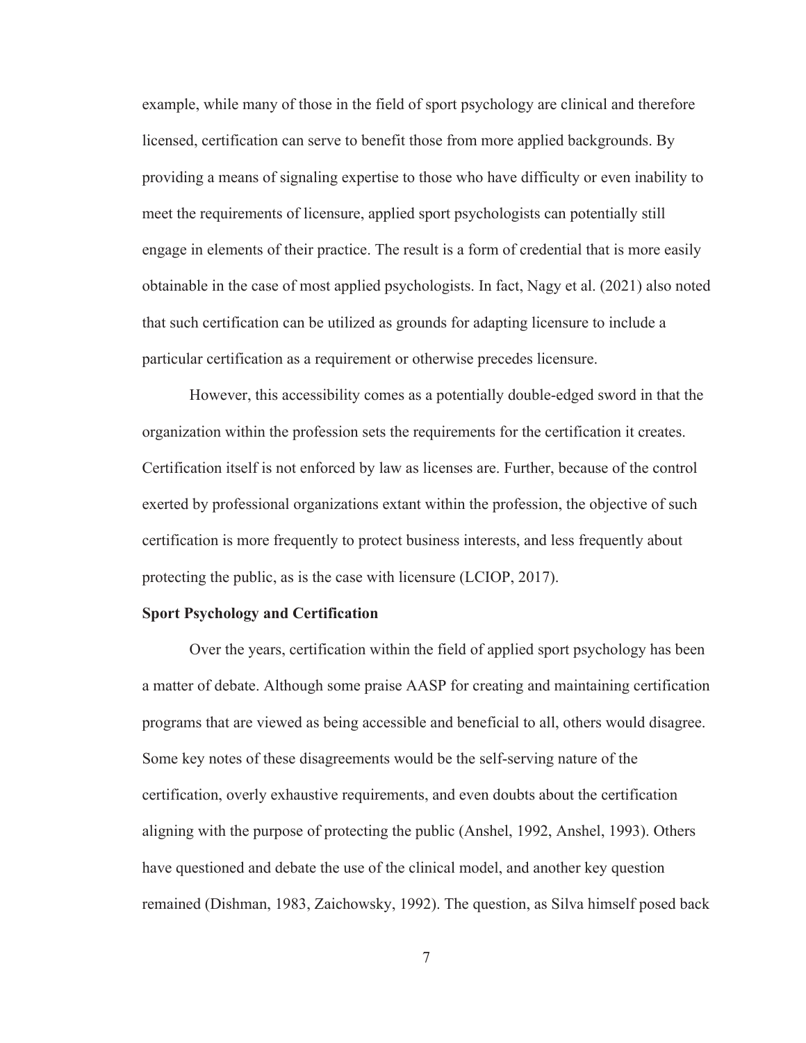example, while many of those in the field of sport psychology are clinical and therefore licensed, certification can serve to benefit those from more applied backgrounds. By providing a means of signaling expertise to those who have difficulty or even inability to meet the requirements of licensure, applied sport psychologists can potentially still engage in elements of their practice. The result is a form of credential that is more easily obtainable in the case of most applied psychologists. In fact, Nagy et al. (2021) also noted that such certification can be utilized as grounds for adapting licensure to include a particular certification as a requirement or otherwise precedes licensure.

However, this accessibility comes as a potentially double-edged sword in that the organization within the profession sets the requirements for the certification it creates. Certification itself is not enforced by law as licenses are. Further, because of the control exerted by professional organizations extant within the profession, the objective of such certification is more frequently to protect business interests, and less frequently about protecting the public, as is the case with licensure (LCIOP, 2017).

**Sport Psychology and Certification**

Over the years, certification within the field of applied sport psychology has been a matter of debate. Although some praise AASP for creating and maintaining certification programs that are viewed as being accessible and beneficial to all, others would disagree. Some key notes of these disagreements would be the self-serving nature of the certification, overly exhaustive requirements, and even doubts about the certification aligning with the purpose of protecting the public (Anshel, 1992, Anshel, 1993). Others have questioned and debate the use of the clinical model, and another key question remained (Dishman, 1983, Zaichowsky, 1992). The question, as Silva himself posed back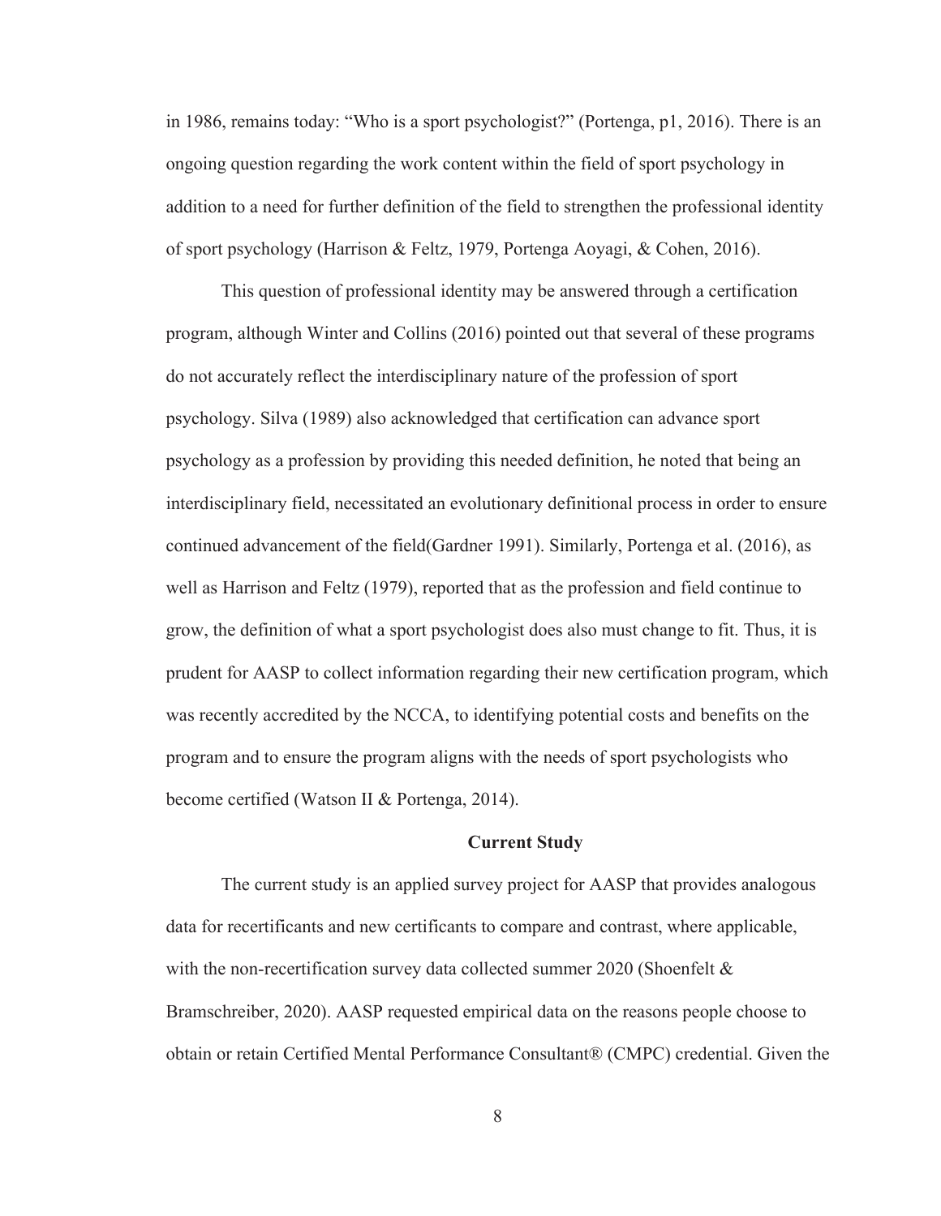in 1986, remains today: “Who is a sport psychologist?” (Portenga, p1, 2016). There is an ongoing question regarding the work content within the field of sport psychology in addition to a need for further definition of the field to strengthen the professional identity of sport psychology (Harrison & Feltz, 1979, Portenga Aoyagi, & Cohen, 2016).

This question of professional identity may be answered through a certification program, although Winter and Collins (2016) pointed out that several of these programs do not accurately reflect the interdisciplinary nature of the profession of sport psychology. Silva (1989) also acknowledged that certification can advance sport psychology as a profession by providing this needed definition, he noted that being an interdisciplinary field, necessitated an evolutionary definitional process in order to ensure continued advancement of the field(Gardner 1991). Similarly, Portenga et al. (2016), as well as Harrison and Feltz (1979), reported that as the profession and field continue to grow, the definition of what a sport psychologist does also must change to fit. Thus, it is prudent for AASP to collect information regarding their new certification program, which was recently accredited by the NCCA, to identifying potential costs and benefits on the program and to ensure the program aligns with the needs of sport psychologists who become certified (Watson II & Portenga, 2014).

## Current Study

The current study is an applied survey project for AASP that provides analogous data for recertificants and new certificants to compare and contrast, where applicable, with the non-recertification survey data collected summer 2020 (Shoenfelt & Bramschreiber, 2020). AASP requested empirical data on the reasons people choose to obtain or retain Certified Mental Performance Consultant® (CMPC) credential. Given the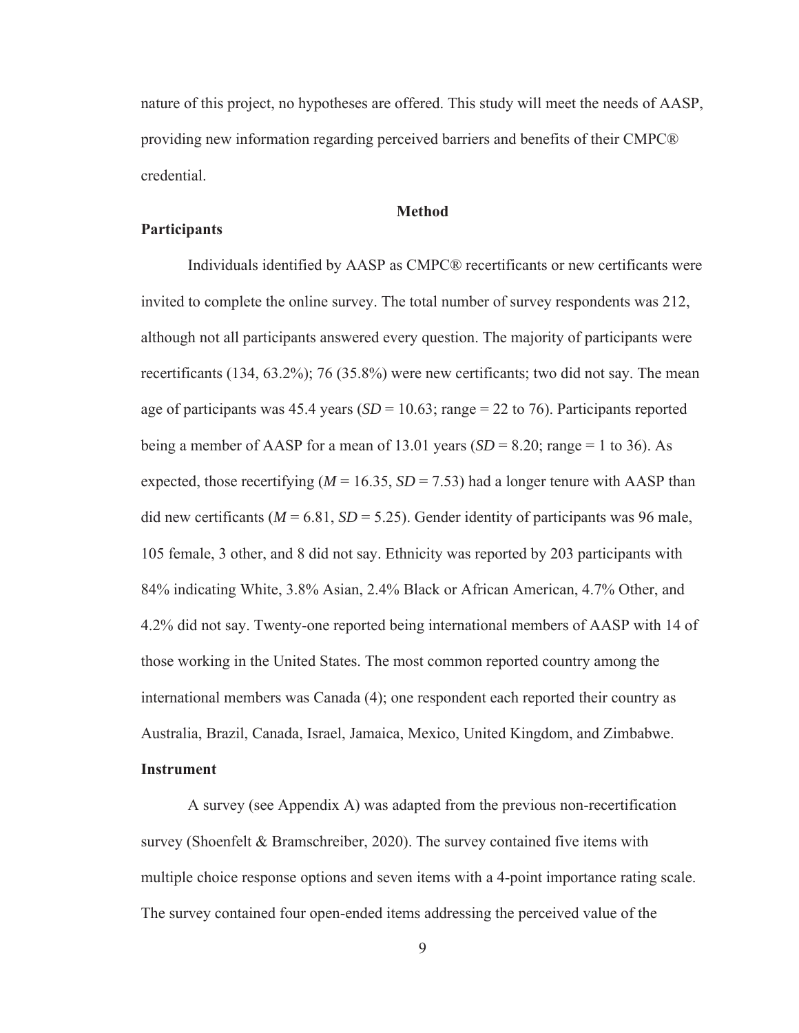nature of this project, no hypotheses are offered. This study will meet the needs of AASP, providing new information regarding perceived barriers and benefits of their CMPC® credential.

## Method

### Participants

Individuals identified by AASP as CMPC® recertificants or new certificants were invited to complete the online survey. The total number of survey respondents was 212, although not all participants answered every question. The majority of participants were recertificants (134, 63.2%); 76 (35.8%) were new certificants; two did not say. The mean age of participants was 45.4 years (*SD* = 10.63; range = 22 to 76). Participants reported being a member of AASP for a mean of 13.01 years (*SD* = 8.20; range = 1 to 36). As expected, those recertifying (*M* = 16.35, *SD* = 7.53) had a longer tenure with AASP than did new certificants (*M* = 6.81, *SD* = 5.25). Gender identity of participants was 96 male, 105 female, 3 other, and 8 did not say. Ethnicity was reported by 203 participants with 84% indicating White, 3.8% Asian, 2.4% Black or African American, 4.7% Other, and 4.2% did not say. Twenty-one reported being international members of AASP with 14 of those working in the United States. The most common reported country among the international members was Canada (4); one respondent each reported their country as Australia, Brazil, Canada, Israel, Jamaica, Mexico, United Kingdom, and Zimbabwe.

### Instrument

A survey (see Appendix A) was adapted from the previous non-recertification survey (Shoenfelt & Bramschreiber, 2020). The survey contained five items with multiple choice response options and seven items with a 4-point importance rating scale. The survey contained four open-ended items addressing the perceived value of the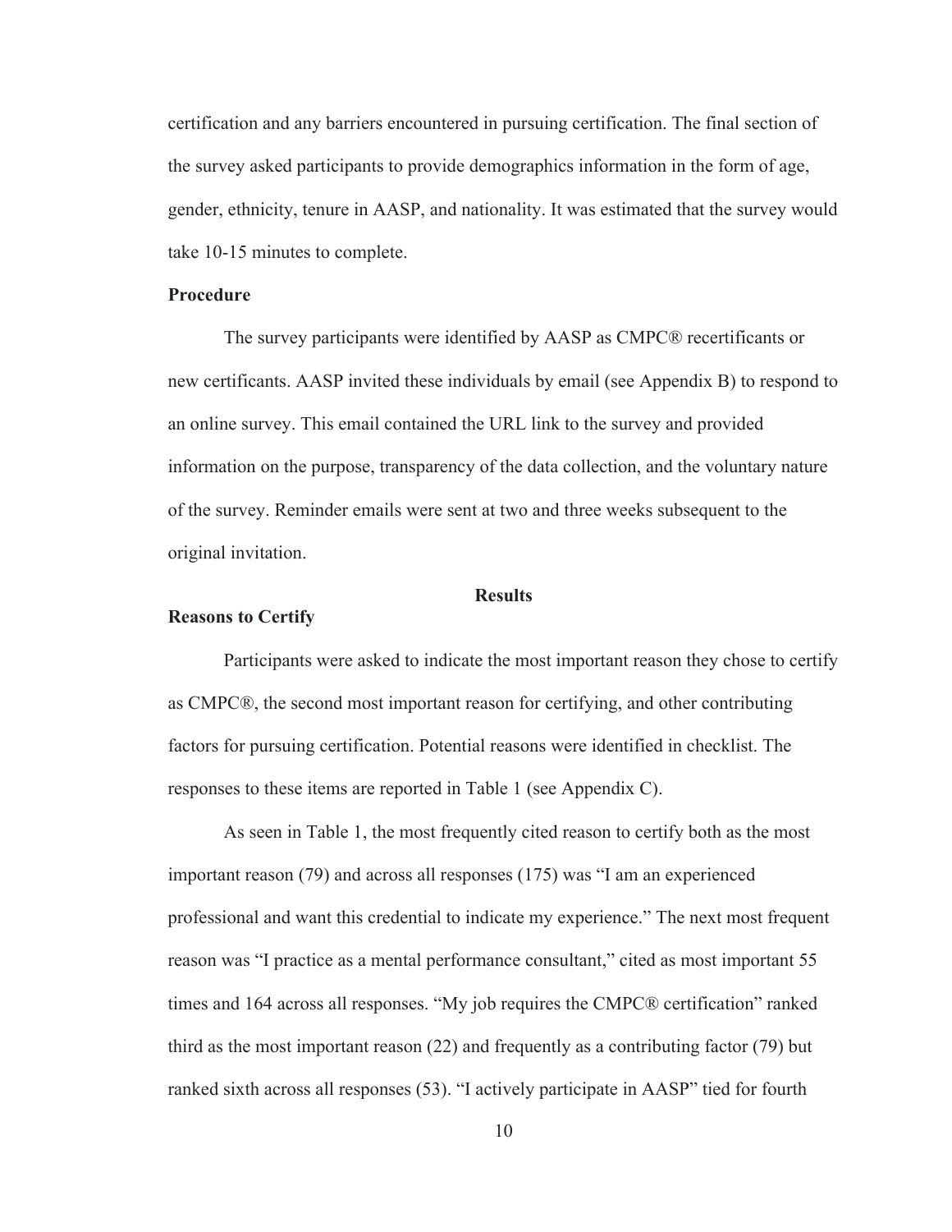certification and any barriers encountered in pursuing certification. The final section of the survey asked participants to provide demographics information in the form of age, gender, ethnicity, tenure in AASP, and nationality. It was estimated that the survey would take 10-15 minutes to complete.

### Procedure

The survey participants were identified by AASP as CMPC® recertificants or new certificants. AASP invited these individuals by email (see Appendix B) to respond to an online survey. This email contained the URL link to the survey and provided information on the purpose, transparency of the data collection, and the voluntary nature of the survey. Reminder emails were sent at two and three weeks subsequent to the original invitation.

## Results

### Reasons to Certify

Participants were asked to indicate the most important reason they chose to certify as CMPC®, the second most important reason for certifying, and other contributing factors for pursuing certification. Potential reasons were identified in checklist. The responses to these items are reported in Table 1 (see Appendix C).

As seen in Table 1, the most frequently cited reason to certify both as the most important reason (79) and across all responses (175) was "I am an experienced professional and want this credential to indicate my experience." The next most frequent reason was "I practice as a mental performance consultant," cited as most important 55 times and 164 across all responses. "My job requires the CMPC® certification" ranked third as the most important reason (22) and frequently as a contributing factor (79) but ranked sixth across all responses (53). "I actively participate in AASP" tied for fourth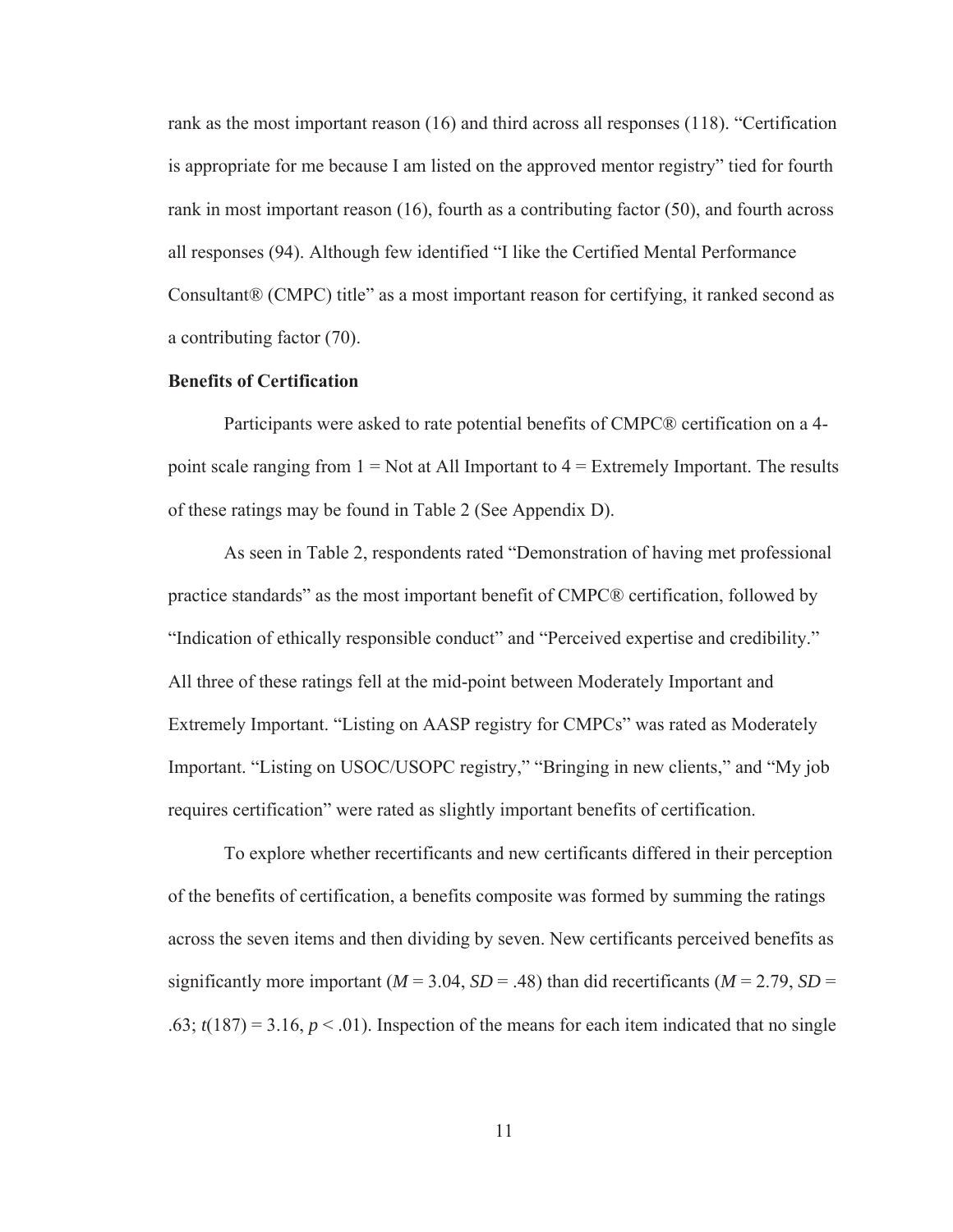rank as the most important reason (16) and third across all responses (118). "Certification is appropriate for me because I am listed on the approved mentor registry" tied for fourth rank in most important reason (16), fourth as a contributing factor (50), and fourth across all responses (94). Although few identified "I like the Certified Mental Performance Consultant® (CMPC) title" as a most important reason for certifying, it ranked second as a contributing factor (70).

### Benefits of Certification

Participants were asked to rate potential benefits of CMPC® certification on a 4-point scale ranging from 1 = Not at All Important to 4 = Extremely Important. The results of these ratings may be found in Table 2 (See Appendix D).

As seen in Table 2, respondents rated "Demonstration of having met professional practice standards" as the most important benefit of CMPC® certification, followed by "Indication of ethically responsible conduct" and "Perceived expertise and credibility." All three of these ratings fell at the mid-point between Moderately Important and Extremely Important. "Listing on AASP registry for CMPCs" was rated as Moderately Important. "Listing on USOC/USOPC registry," "Bringing in new clients," and "My job requires certification" were rated as slightly important benefits of certification.

To explore whether recertificants and new certificants differed in their perception of the benefits of certification, a benefits composite was formed by summing the ratings across the seven items and then dividing by seven. New certificants perceived benefits as significantly more important ($M = 3.04$, $SD = .48$) than did recertificants ($M = 2.79$, $SD = .63$; $t(187) = 3.16$, $p < .01$). Inspection of the means for each item indicated that no single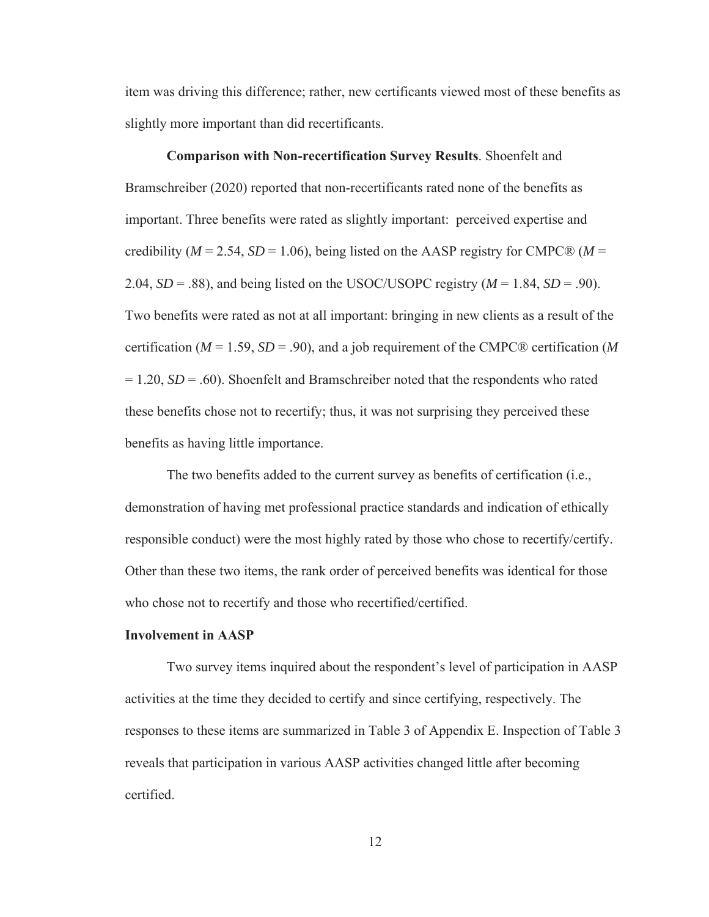item was driving this difference; rather, new certificants viewed most of these benefits as slightly more important than did recertificants.

**Comparison with Non-recertification Survey Results**. Shoenfelt and Bramschreiber (2020) reported that non-recertificants rated none of the benefits as important. Three benefits were rated as slightly important: perceived expertise and credibility ($M = 2.54$, $SD = 1.06$), being listed on the AASP registry for CMPC® ($M = 2.04$, $SD = .88$), and being listed on the USOC/USOPC registry ($M = 1.84$, $SD = .90$). Two benefits were rated as not at all important: bringing in new clients as a result of the certification ($M = 1.59$, $SD = .90$), and a job requirement of the CMPC® certification ($M = 1.20$, $SD = .60$). Shoenfelt and Bramschreiber noted that the respondents who rated these benefits chose not to recertify; thus, it was not surprising they perceived these benefits as having little importance.

The two benefits added to the current survey as benefits of certification (i.e., demonstration of having met professional practice standards and indication of ethically responsible conduct) were the most highly rated by those who chose to recertify/certify. Other than these two items, the rank order of perceived benefits was identical for those who chose not to recertify and those who recertified/certified.

## Involvement in AASP

Two survey items inquired about the respondent's level of participation in AASP activities at the time they decided to certify and since certifying, respectively. The responses to these items are summarized in Table 3 of Appendix E. Inspection of Table 3 reveals that participation in various AASP activities changed little after becoming certified.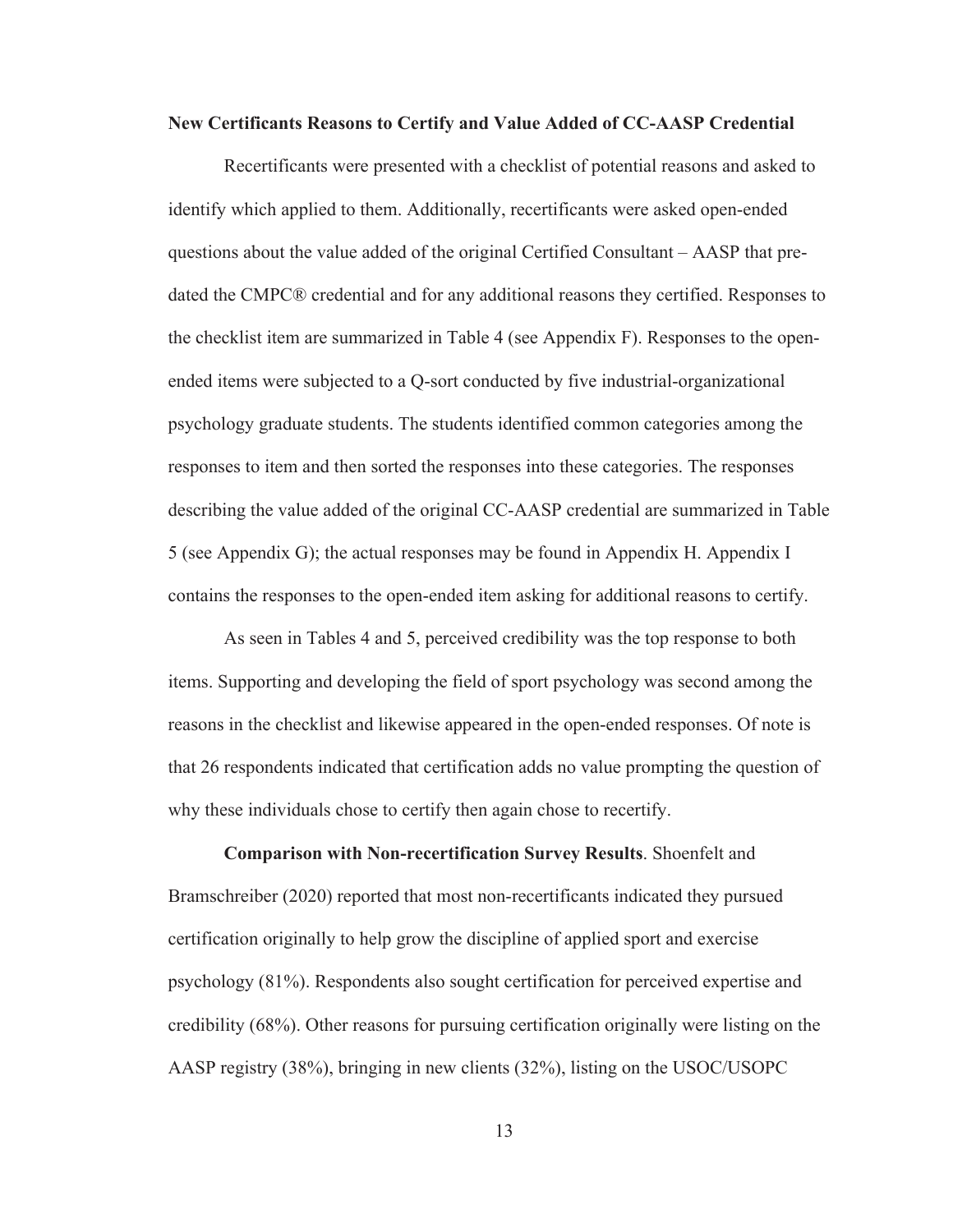**New Certificants Reasons to Certify and Value Added of CC-AASP Credential**

Recertificants were presented with a checklist of potential reasons and asked to identify which applied to them. Additionally, recertificants were asked open-ended questions about the value added of the original Certified Consultant – AASP that pre-dated the CMPC® credential and for any additional reasons they certified. Responses to the checklist item are summarized in Table 4 (see Appendix F). Responses to the open-ended items were subjected to a Q-sort conducted by five industrial-organizational psychology graduate students. The students identified common categories among the responses to item and then sorted the responses into these categories. The responses describing the value added of the original CC-AASP credential are summarized in Table 5 (see Appendix G); the actual responses may be found in Appendix H. Appendix I contains the responses to the open-ended item asking for additional reasons to certify.

As seen in Tables 4 and 5, perceived credibility was the top response to both items. Supporting and developing the field of sport psychology was second among the reasons in the checklist and likewise appeared in the open-ended responses. Of note is that 26 respondents indicated that certification adds no value prompting the question of why these individuals chose to certify then again chose to recertify.

**Comparison with Non-recertification Survey Results**. Shoenfelt and Bramschreiber (2020) reported that most non-recertificants indicated they pursued certification originally to help grow the discipline of applied sport and exercise psychology (81%). Respondents also sought certification for perceived expertise and credibility (68%). Other reasons for pursuing certification originally were listing on the AASP registry (38%), bringing in new clients (32%), listing on the USOC/USOPC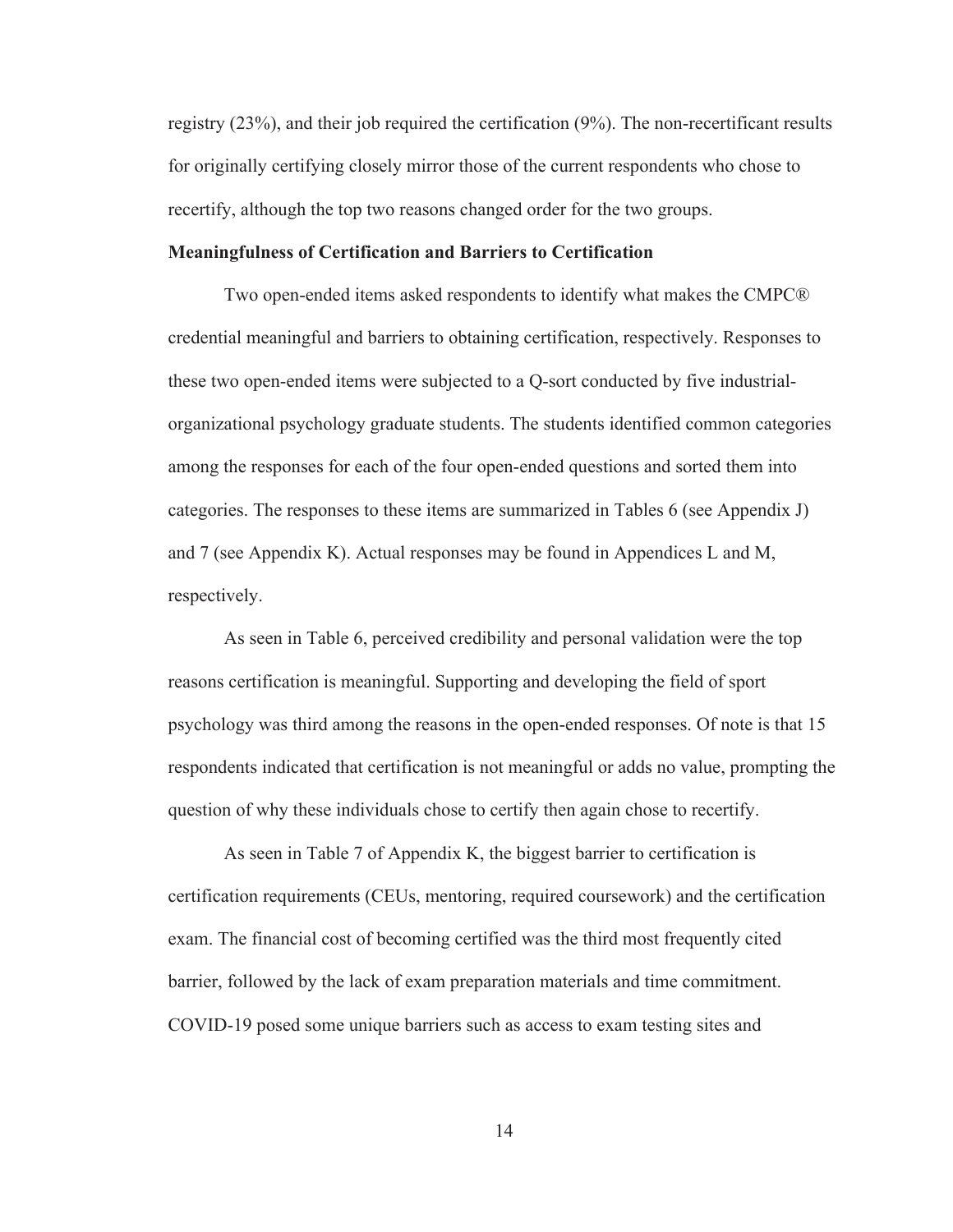registry (23%), and their job required the certification (9%). The non-recertificant results for originally certifying closely mirror those of the current respondents who chose to recertify, although the top two reasons changed order for the two groups.

**Meaningfulness of Certification and Barriers to Certification**

Two open-ended items asked respondents to identify what makes the CMPC® credential meaningful and barriers to obtaining certification, respectively. Responses to these two open-ended items were subjected to a Q-sort conducted by five industrial-organizational psychology graduate students. The students identified common categories among the responses for each of the four open-ended questions and sorted them into categories. The responses to these items are summarized in Tables 6 (see Appendix J) and 7 (see Appendix K). Actual responses may be found in Appendices L and M, respectively.

As seen in Table 6, perceived credibility and personal validation were the top reasons certification is meaningful. Supporting and developing the field of sport psychology was third among the reasons in the open-ended responses. Of note is that 15 respondents indicated that certification is not meaningful or adds no value, prompting the question of why these individuals chose to certify then again chose to recertify.

As seen in Table 7 of Appendix K, the biggest barrier to certification is certification requirements (CEUs, mentoring, required coursework) and the certification exam. The financial cost of becoming certified was the third most frequently cited barrier, followed by the lack of exam preparation materials and time commitment. COVID-19 posed some unique barriers such as access to exam testing sites and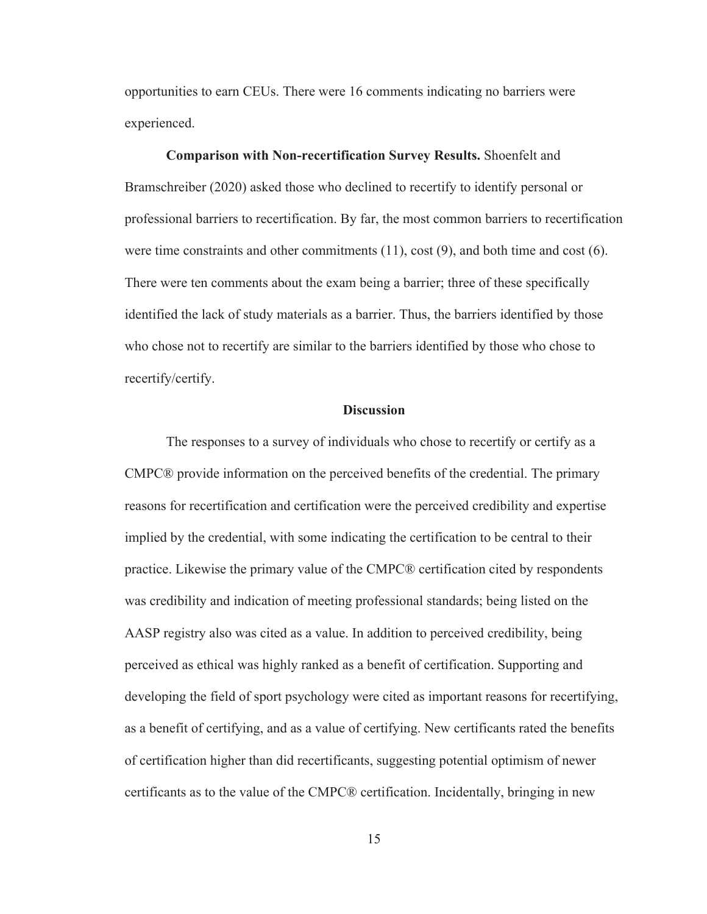opportunities to earn CEUs. There were 16 comments indicating no barriers were experienced.

**Comparison with Non-recertification Survey Results.** Shoenfelt and Bramschreiber (2020) asked those who declined to recertify to identify personal or professional barriers to recertification. By far, the most common barriers to recertification were time constraints and other commitments (11), cost (9), and both time and cost (6). There were ten comments about the exam being a barrier; three of these specifically identified the lack of study materials as a barrier. Thus, the barriers identified by those who chose not to recertify are similar to the barriers identified by those who chose to recertify/certify.

## Discussion

The responses to a survey of individuals who chose to recertify or certify as a CMPC® provide information on the perceived benefits of the credential. The primary reasons for recertification and certification were the perceived credibility and expertise implied by the credential, with some indicating the certification to be central to their practice. Likewise the primary value of the CMPC® certification cited by respondents was credibility and indication of meeting professional standards; being listed on the AASP registry also was cited as a value. In addition to perceived credibility, being perceived as ethical was highly ranked as a benefit of certification. Supporting and developing the field of sport psychology were cited as important reasons for recertifying, as a benefit of certifying, and as a value of certifying. New certificants rated the benefits of certification higher than did recertificants, suggesting potential optimism of newer certificants as to the value of the CMPC® certification. Incidentally, bringing in new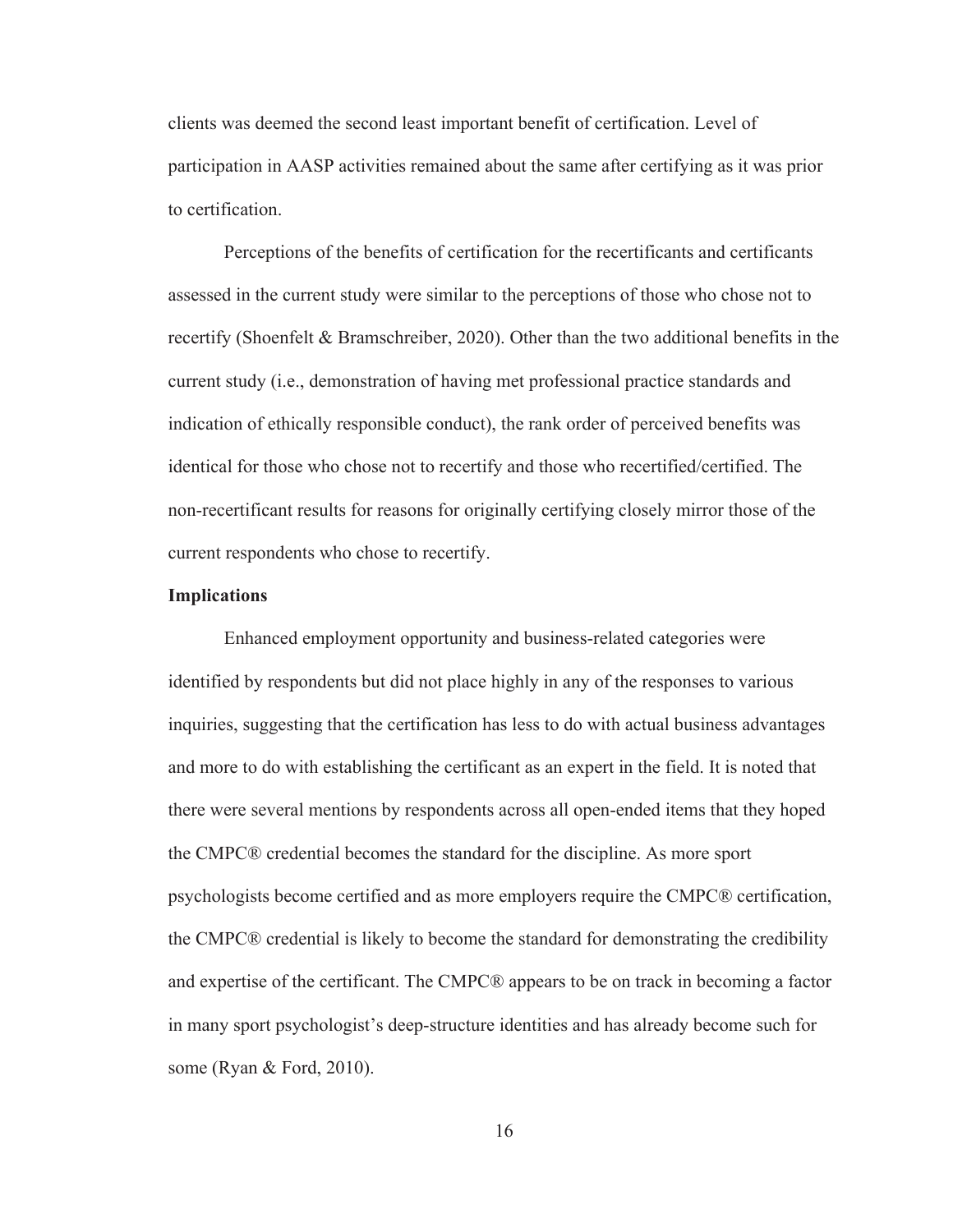clients was deemed the second least important benefit of certification. Level of participation in AASP activities remained about the same after certifying as it was prior to certification.

Perceptions of the benefits of certification for the recertificants and certificants assessed in the current study were similar to the perceptions of those who chose not to recertify (Shoenfelt & Bramschreiber, 2020). Other than the two additional benefits in the current study (i.e., demonstration of having met professional practice standards and indication of ethically responsible conduct), the rank order of perceived benefits was identical for those who chose not to recertify and those who recertified/certified. The non-recertificant results for reasons for originally certifying closely mirror those of the current respondents who chose to recertify.

**Implications**

Enhanced employment opportunity and business-related categories were identified by respondents but did not place highly in any of the responses to various inquiries, suggesting that the certification has less to do with actual business advantages and more to do with establishing the certificant as an expert in the field. It is noted that there were several mentions by respondents across all open-ended items that they hoped the CMPC® credential becomes the standard for the discipline. As more sport psychologists become certified and as more employers require the CMPC® certification, the CMPC® credential is likely to become the standard for demonstrating the credibility and expertise of the certificant. The CMPC® appears to be on track in becoming a factor in many sport psychologist's deep-structure identities and has already become such for some (Ryan & Ford, 2010).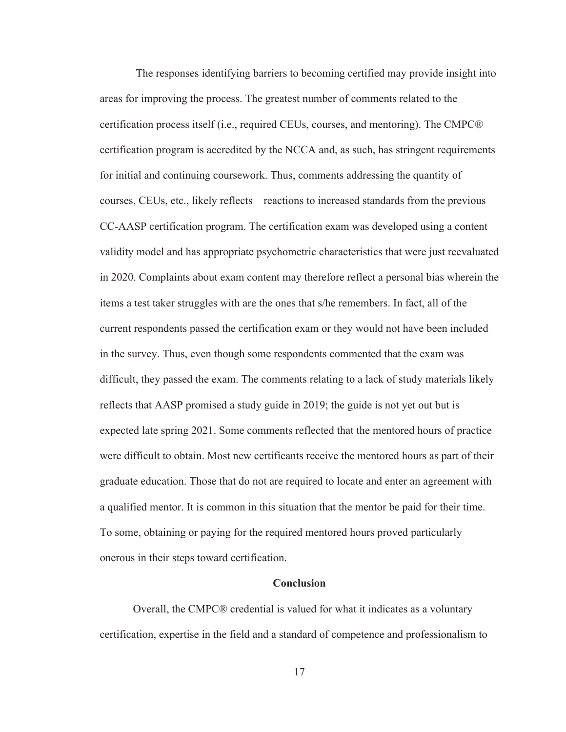The responses identifying barriers to becoming certified may provide insight into areas for improving the process. The greatest number of comments related to the certification process itself (i.e., required CEUs, courses, and mentoring). The CMPC® certification program is accredited by the NCCA and, as such, has stringent requirements for initial and continuing coursework. Thus, comments addressing the quantity of courses, CEUs, etc., likely reflects reactions to increased standards from the previous CC-AASP certification program. The certification exam was developed using a content validity model and has appropriate psychometric characteristics that were just reevaluated in 2020. Complaints about exam content may therefore reflect a personal bias wherein the items a test taker struggles with are the ones that s/he remembers. In fact, all of the current respondents passed the certification exam or they would not have been included in the survey. Thus, even though some respondents commented that the exam was difficult, they passed the exam. The comments relating to a lack of study materials likely reflects that AASP promised a study guide in 2019; the guide is not yet out but is expected late spring 2021. Some comments reflected that the mentored hours of practice were difficult to obtain. Most new certificants receive the mentored hours as part of their graduate education. Those that do not are required to locate and enter an agreement with a qualified mentor. It is common in this situation that the mentor be paid for their time. To some, obtaining or paying for the required mentored hours proved particularly onerous in their steps toward certification.

## Conclusion

Overall, the CMPC® credential is valued for what it indicates as a voluntary certification, expertise in the field and a standard of competence and professionalism to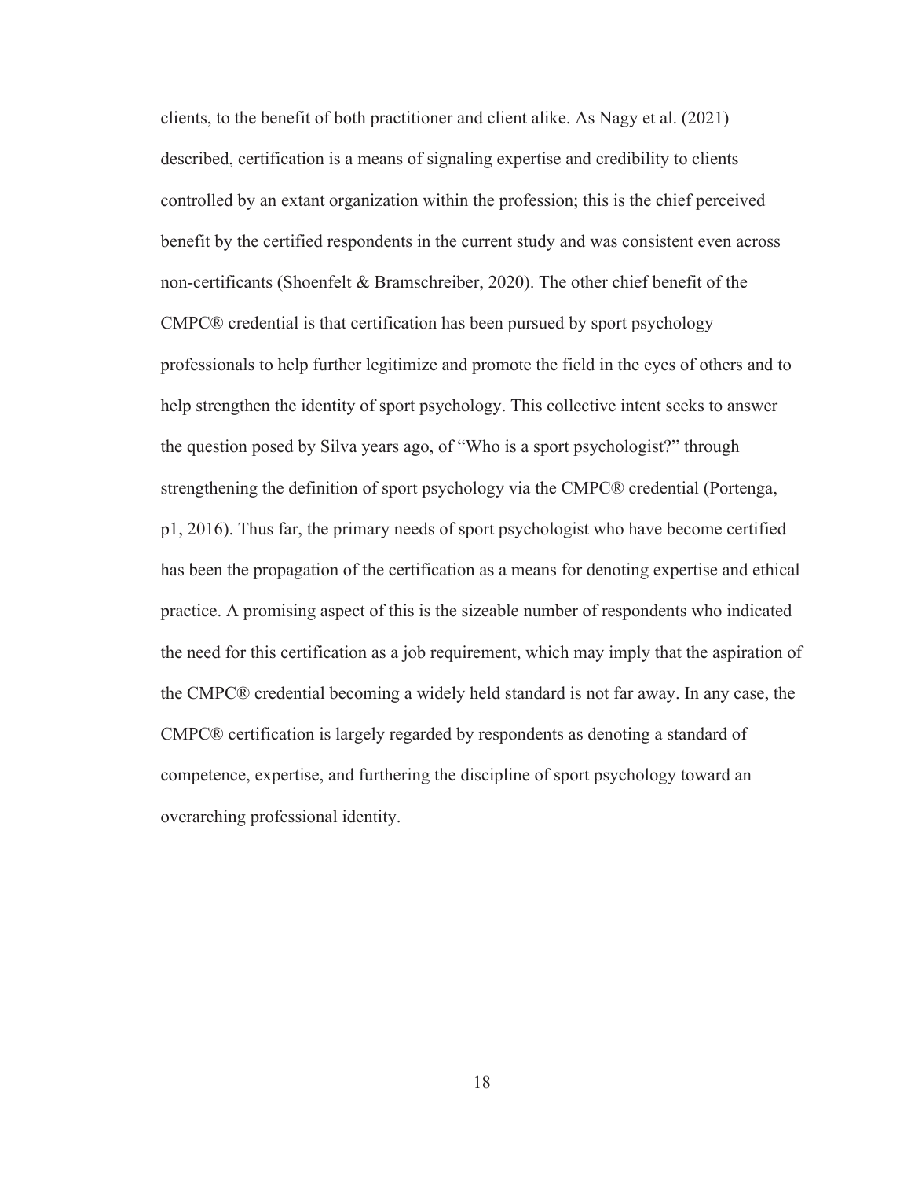clients, to the benefit of both practitioner and client alike. As Nagy et al. (2021) described, certification is a means of signaling expertise and credibility to clients controlled by an extant organization within the profession; this is the chief perceived benefit by the certified respondents in the current study and was consistent even across non-certificants (Shoenfelt & Bramschreiber, 2020). The other chief benefit of the CMPC® credential is that certification has been pursued by sport psychology professionals to help further legitimize and promote the field in the eyes of others and to help strengthen the identity of sport psychology. This collective intent seeks to answer the question posed by Silva years ago, of "Who is a sport psychologist?" through strengthening the definition of sport psychology via the CMPC® credential (Portenga, p1, 2016). Thus far, the primary needs of sport psychologist who have become certified has been the propagation of the certification as a means for denoting expertise and ethical practice. A promising aspect of this is the sizeable number of respondents who indicated the need for this certification as a job requirement, which may imply that the aspiration of the CMPC® credential becoming a widely held standard is not far away. In any case, the CMPC® certification is largely regarded by respondents as denoting a standard of competence, expertise, and furthering the discipline of sport psychology toward an overarching professional identity.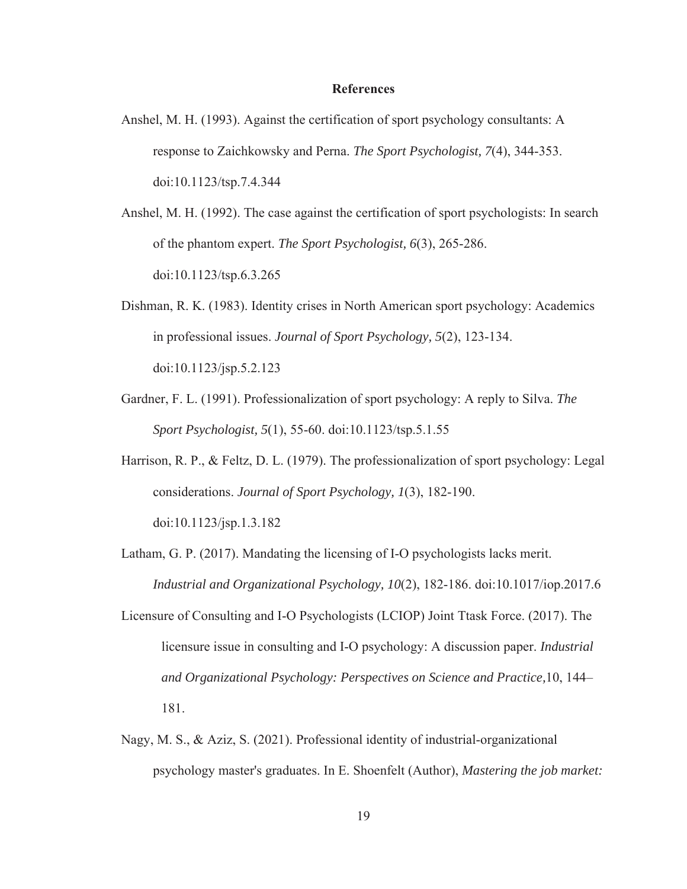# References

Anshel, M. H. (1993). Against the certification of sport psychology consultants: A response to Zaichkowsky and Perna. *The Sport Psychologist, 7*(4), 344-353. doi:10.1123/tsp.7.4.344

Anshel, M. H. (1992). The case against the certification of sport psychologists: In search of the phantom expert. *The Sport Psychologist, 6*(3), 265-286. doi:10.1123/tsp.6.3.265

Dishman, R. K. (1983). Identity crises in North American sport psychology: Academics in professional issues. *Journal of Sport Psychology, 5*(2), 123-134. doi:10.1123/jsp.5.2.123

Gardner, F. L. (1991). Professionalization of sport psychology: A reply to Silva. *The Sport Psychologist, 5*(1), 55-60. doi:10.1123/tsp.5.1.55

Harrison, R. P., & Feltz, D. L. (1979). The professionalization of sport psychology: Legal considerations. *Journal of Sport Psychology, 1*(3), 182-190. doi:10.1123/jsp.1.3.182

Latham, G. P. (2017). Mandating the licensing of I-O psychologists lacks merit. *Industrial and Organizational Psychology, 10*(2), 182-186. doi:10.1017/iop.2017.6

Licensure of Consulting and I-O Psychologists (LCIOP) Joint Ttask Force. (2017). The licensure issue in consulting and I-O psychology: A discussion paper. *Industrial and Organizational Psychology: Perspectives on Science and Practice,*10, 144–181.

Nagy, M. S., & Aziz, S. (2021). Professional identity of industrial-organizational psychology master's graduates. In E. Shoenfelt (Author), *Mastering the job market:*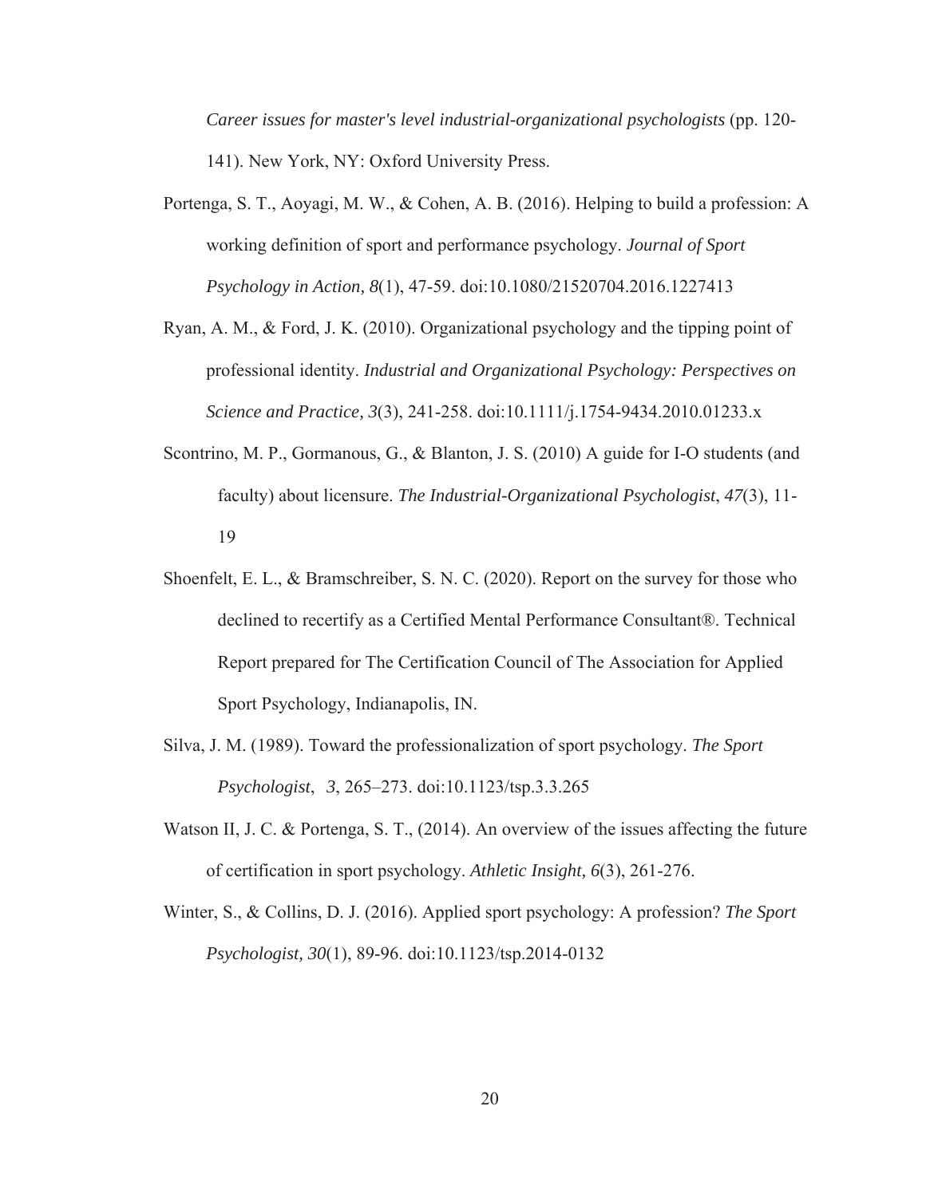*Career issues for master's level industrial-organizational psychologists* (pp. 120-141). New York, NY: Oxford University Press.

Portenga, S. T., Aoyagi, M. W., & Cohen, A. B. (2016). Helping to build a profession: A working definition of sport and performance psychology. *Journal of Sport Psychology in Action, 8*(1), 47-59. doi:10.1080/21520704.2016.1227413

Ryan, A. M., & Ford, J. K. (2010). Organizational psychology and the tipping point of professional identity. *Industrial and Organizational Psychology: Perspectives on Science and Practice, 3*(3), 241-258. doi:10.1111/j.1754-9434.2010.01233.x

Scontrino, M. P., Gormanous, G., & Blanton, J. S. (2010) A guide for I-O students (and faculty) about licensure. *The Industrial-Organizational Psychologist*, *47*(3), 11-19

Shoenfelt, E. L., & Bramschreiber, S. N. C. (2020). Report on the survey for those who declined to recertify as a Certified Mental Performance Consultant®. Technical Report prepared for The Certification Council of The Association for Applied Sport Psychology, Indianapolis, IN.

Silva, J. M. (1989). Toward the professionalization of sport psychology. *The Sport Psychologist*, *3*, 265–273. doi:10.1123/tsp.3.3.265

Watson II, J. C. & Portenga, S. T., (2014). An overview of the issues affecting the future of certification in sport psychology. *Athletic Insight, 6*(3), 261-276.

Winter, S., & Collins, D. J. (2016). Applied sport psychology: A profession? *The Sport Psychologist, 30*(1), 89-96. doi:10.1123/tsp.2014-0132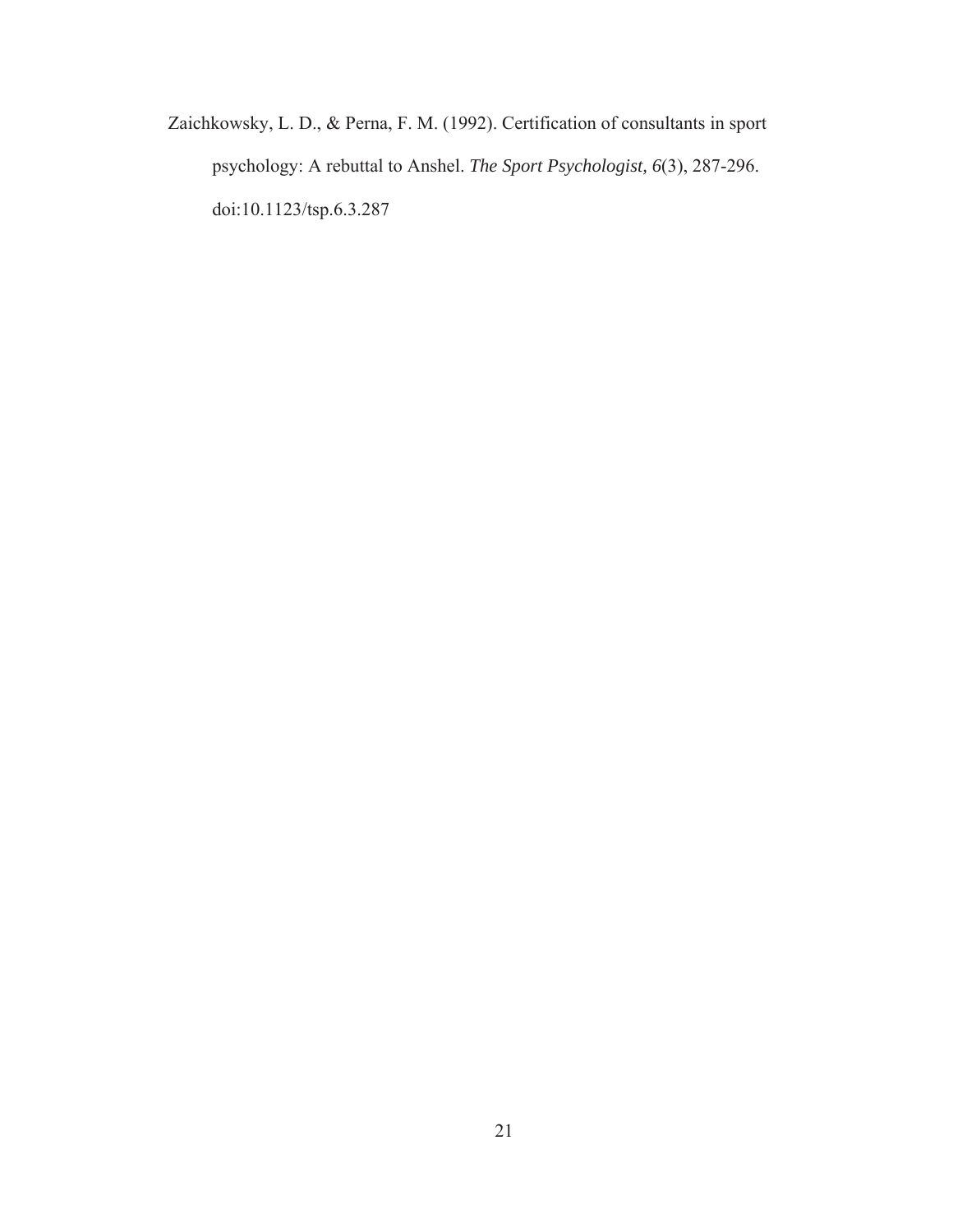Zaichkowsky, L. D., & Perna, F. M. (1992). Certification of consultants in sport psychology: A rebuttal to Anshel. *The Sport Psychologist, 6*(3), 287-296. doi:10.1123/tsp.6.3.287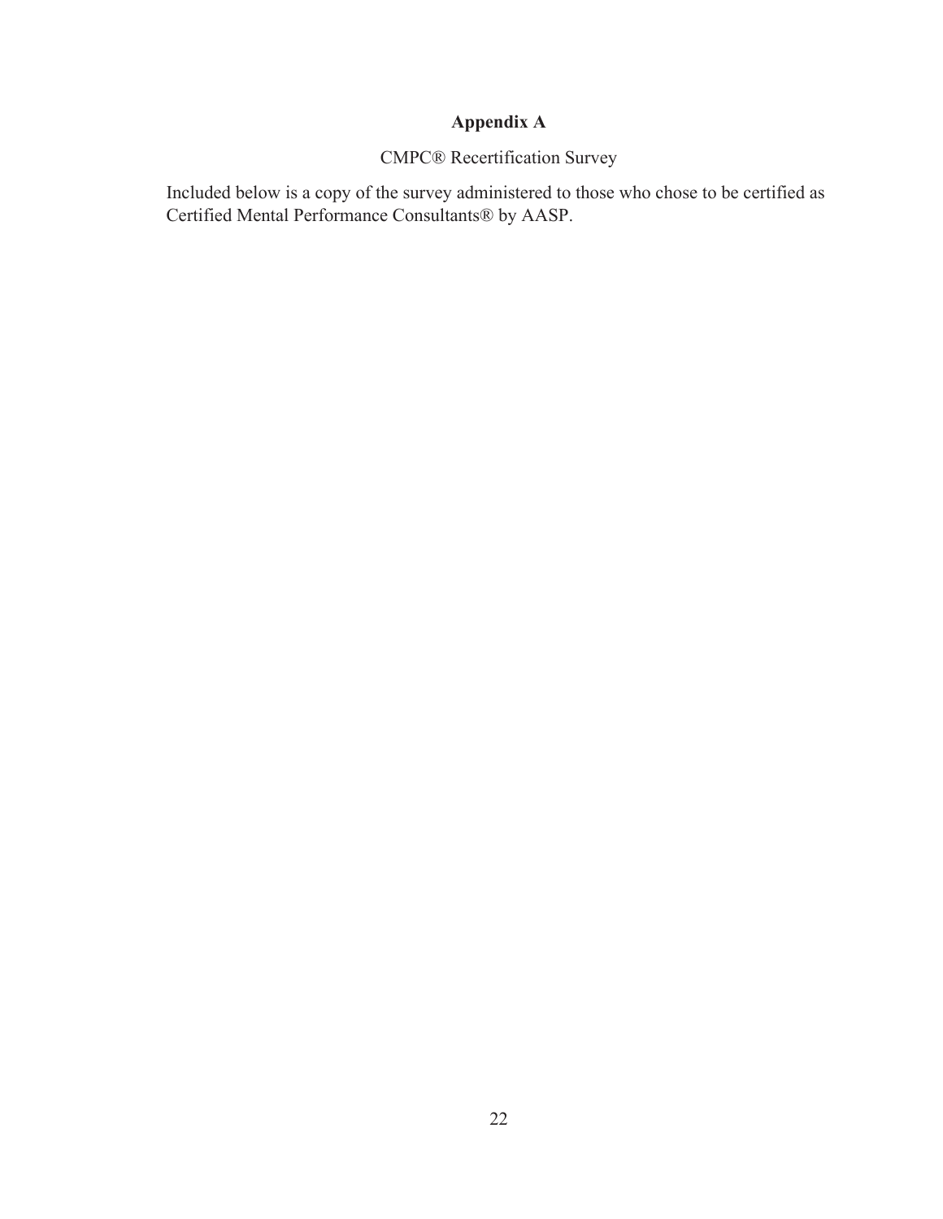# Appendix A

CMPC® Recertification Survey

Included below is a copy of the survey administered to those who chose to be certified as Certified Mental Performance Consultants® by AASP.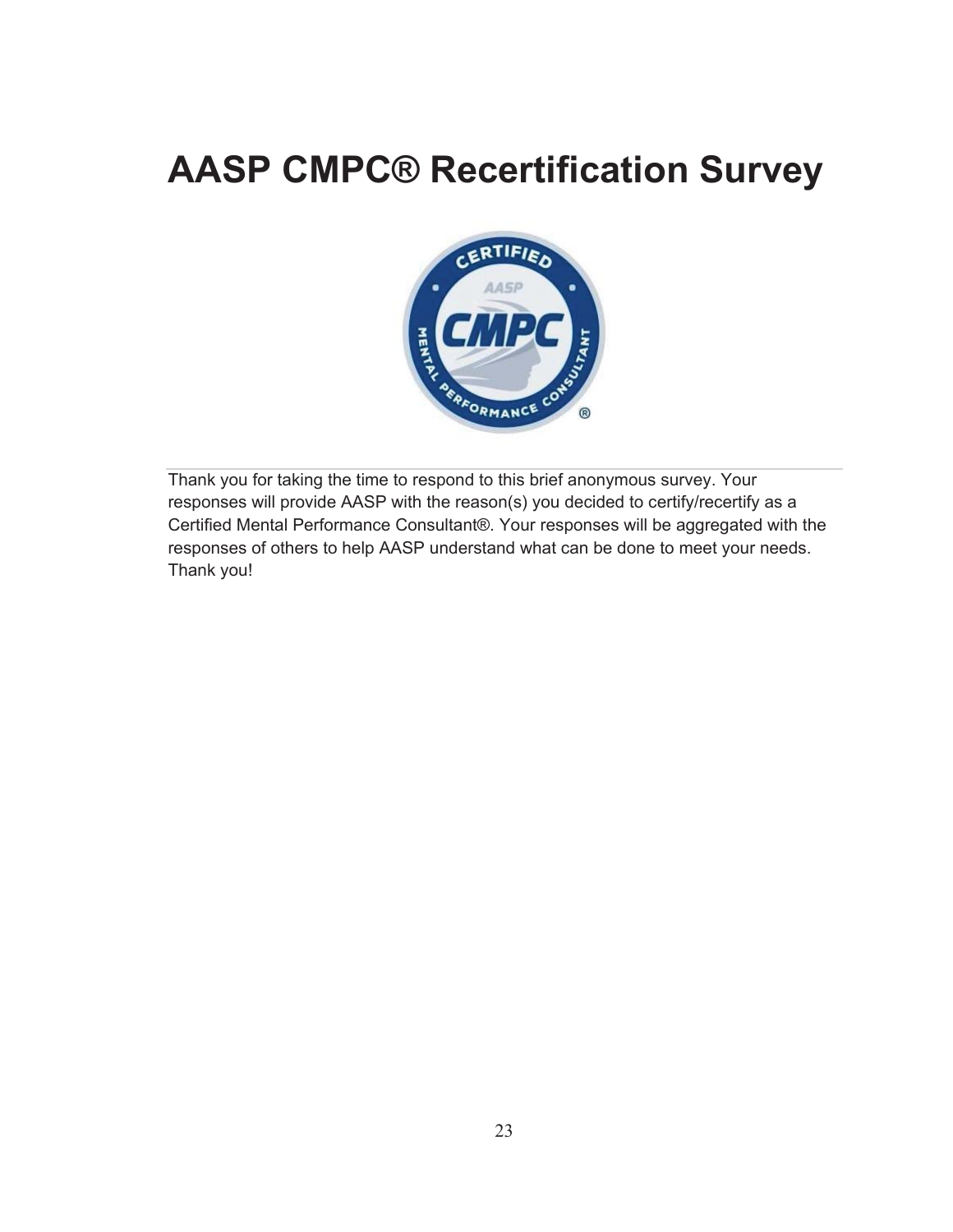# AASP CMPC® Recertification Survey

Thank you for taking the time to respond to this brief anonymous survey. Your responses will provide AASP with the reason(s) you decided to certify/recertify as a Certified Mental Performance Consultant®. Your responses will be aggregated with the responses of others to help AASP understand what can be done to meet your needs. Thank you!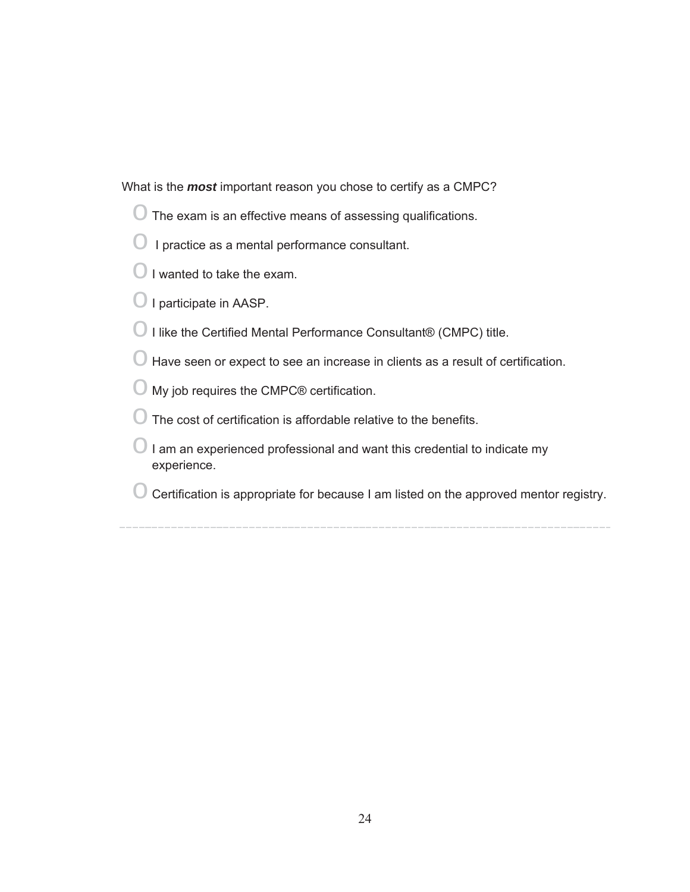What is the ***most*** important reason you chose to certify as a CMPC?

- ○ The exam is an effective means of assessing qualifications.
- ○ I practice as a mental performance consultant.
- ○ I wanted to take the exam.
- ○ I participate in AASP.
- ○ I like the Certified Mental Performance Consultant® (CMPC) title.
- ○ Have seen or expect to see an increase in clients as a result of certification.
- ○ My job requires the CMPC® certification.
- ○ The cost of certification is affordable relative to the benefits.
- ○ I am an experienced professional and want this credential to indicate my experience.
- ○ Certification is appropriate for because I am listed on the approved mentor registry.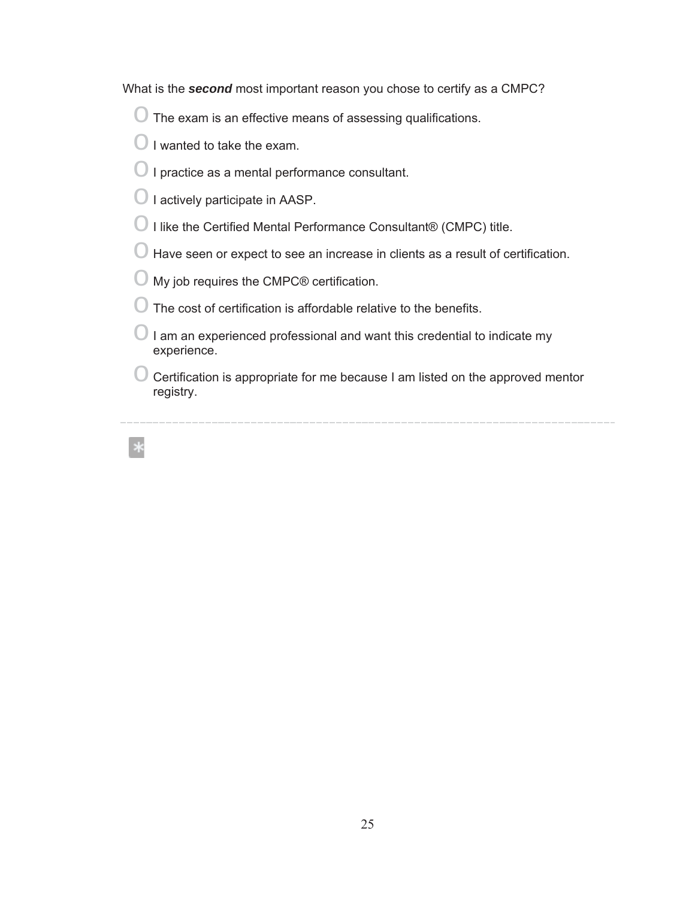What is the ***second*** most important reason you chose to certify as a CMPC?

- The exam is an effective means of assessing qualifications.
- I wanted to take the exam.
- I practice as a mental performance consultant.
- I actively participate in AASP.
- I like the Certified Mental Performance Consultant® (CMPC) title.
- Have seen or expect to see an increase in clients as a result of certification.
- My job requires the CMPC® certification.
- The cost of certification is affordable relative to the benefits.
- I am an experienced professional and want this credential to indicate my experience.
- Certification is appropriate for me because I am listed on the approved mentor registry.

---

*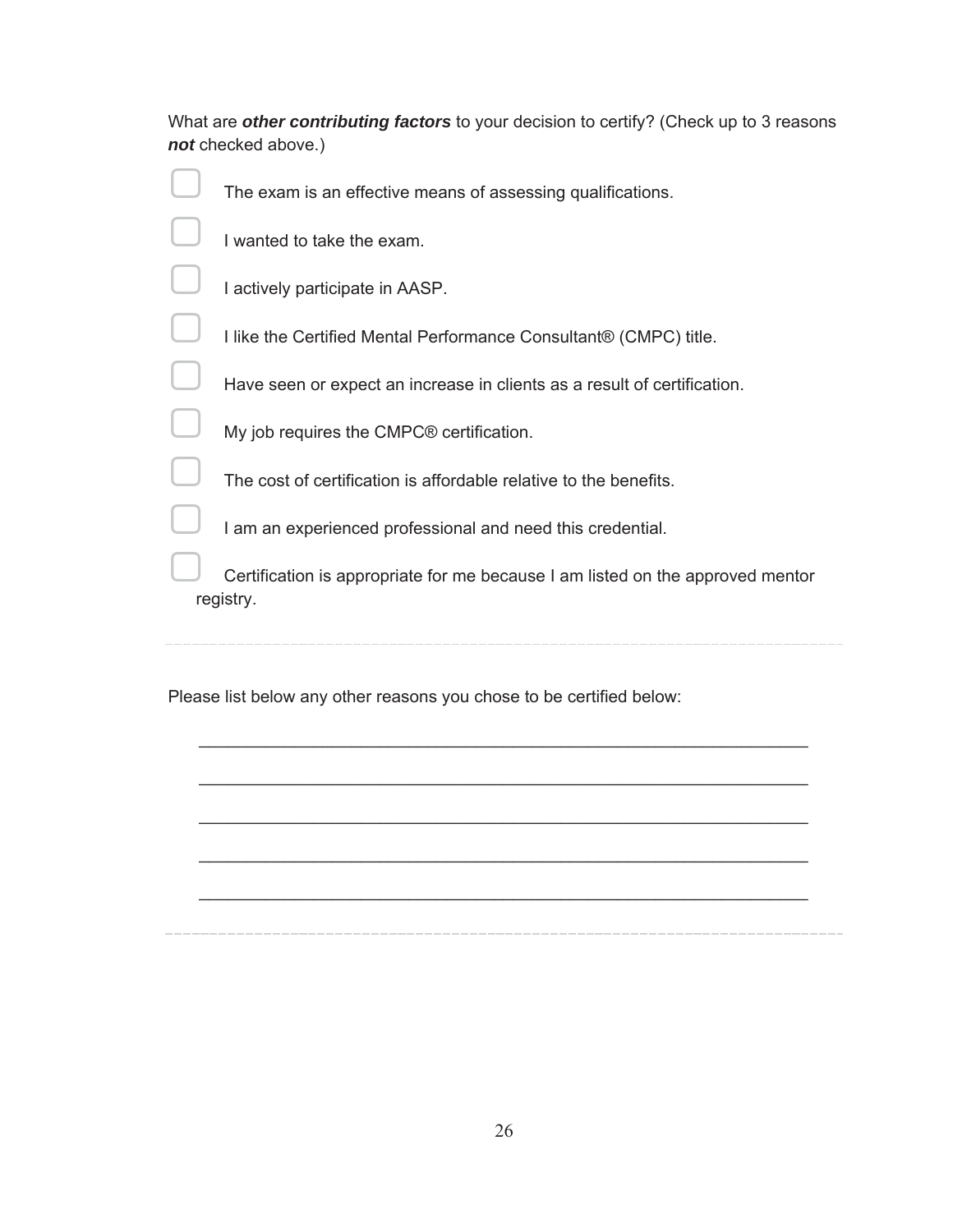What are ***other contributing factors*** to your decision to certify? (Check up to 3 reasons ***not*** checked above.)

- [ ] The exam is an effective means of assessing qualifications.
- [ ] I wanted to take the exam.
- [ ] I actively participate in AASP.
- [ ] I like the Certified Mental Performance Consultant® (CMPC) title.
- [ ] Have seen or expect an increase in clients as a result of certification.
- [ ] My job requires the CMPC® certification.
- [ ] The cost of certification is affordable relative to the benefits.
- [ ] I am an experienced professional and need this credential.
- [ ] Certification is appropriate for me because I am listed on the approved mentor registry.

---

Please list below any other reasons you chose to be certified below:

______________________________________________________________

______________________________________________________________

______________________________________________________________

______________________________________________________________

______________________________________________________________

---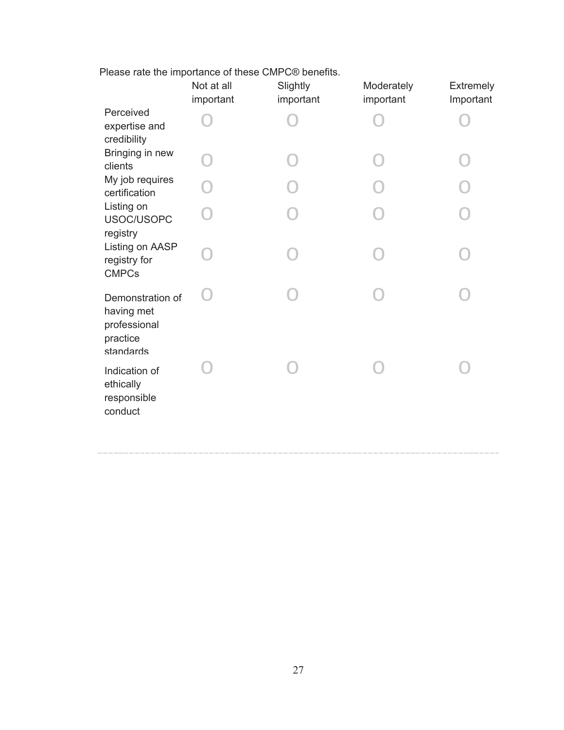Please rate the importance of these CMPC® benefits.

| | Not at all important | Slightly important | Moderately important | Extremely Important |
|---|---|---|---|---|
| Perceived expertise and credibility | O | O | O | O |
| Bringing in new clients | O | O | O | O |
| My job requires certification | O | O | O | O |
| Listing on USOC/USOPC registry | O | O | O | O |
| Listing on AASP registry for CMPCs | O | O | O | O |
| Demonstration of having met professional practice standards | O | O | O | O |
| Indication of ethically responsible conduct | O | O | O | O |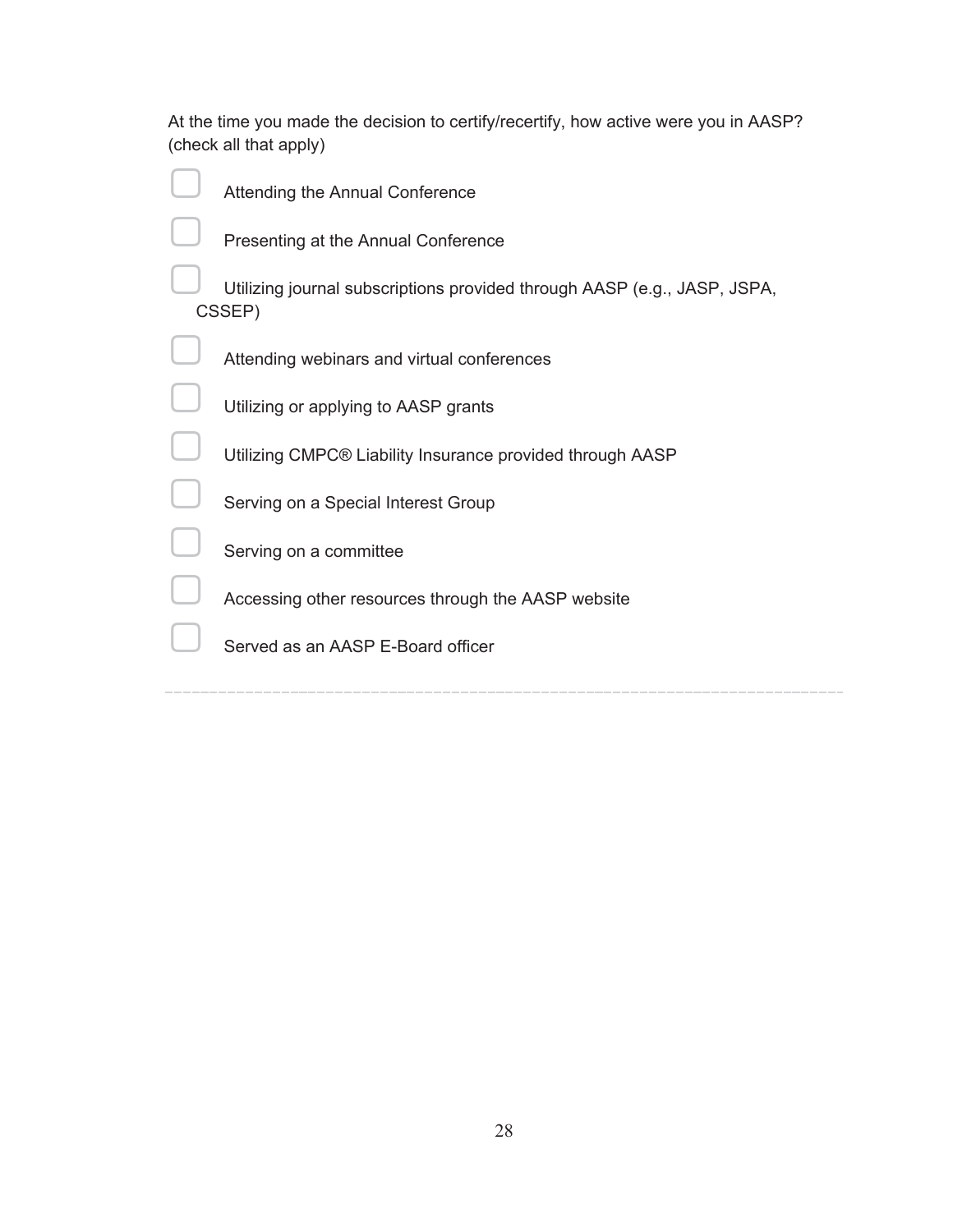At the time you made the decision to certify/recertify, how active were you in AASP? (check all that apply)

- [ ] Attending the Annual Conference
- [ ] Presenting at the Annual Conference
- [ ] Utilizing journal subscriptions provided through AASP (e.g., JASP, JSPA, CSSEP)
- [ ] Attending webinars and virtual conferences
- [ ] Utilizing or applying to AASP grants
- [ ] Utilizing CMPC® Liability Insurance provided through AASP
- [ ] Serving on a Special Interest Group
- [ ] Serving on a committee
- [ ] Accessing other resources through the AASP website
- [ ] Served as an AASP E-Board officer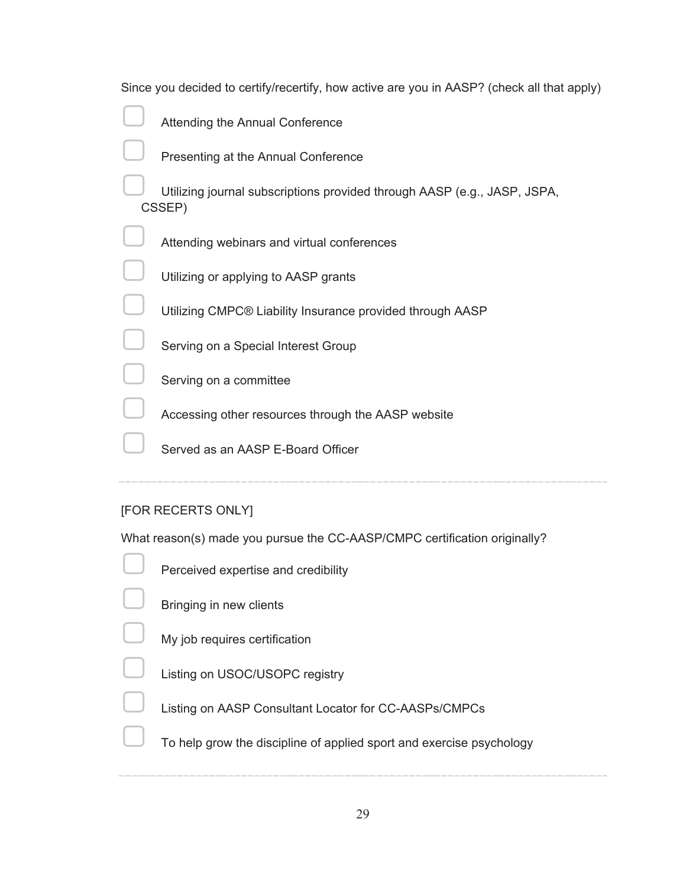Since you decided to certify/recertify, how active are you in AASP? (check all that apply)

- [ ] Attending the Annual Conference
- [ ] Presenting at the Annual Conference
- [ ] Utilizing journal subscriptions provided through AASP (e.g., JASP, JSPA, CSSEP)
- [ ] Attending webinars and virtual conferences
- [ ] Utilizing or applying to AASP grants
- [ ] Utilizing CMPC® Liability Insurance provided through AASP
- [ ] Serving on a Special Interest Group
- [ ] Serving on a committee
- [ ] Accessing other resources through the AASP website
- [ ] Served as an AASP E-Board Officer

---

[FOR RECERTS ONLY]

What reason(s) made you pursue the CC-AASP/CMPC certification originally?

- [ ] Perceived expertise and credibility
- [ ] Bringing in new clients
- [ ] My job requires certification
- [ ] Listing on USOC/USOPC registry
- [ ] Listing on AASP Consultant Locator for CC-AASPs/CMPCs
- [ ] To help grow the discipline of applied sport and exercise psychology

---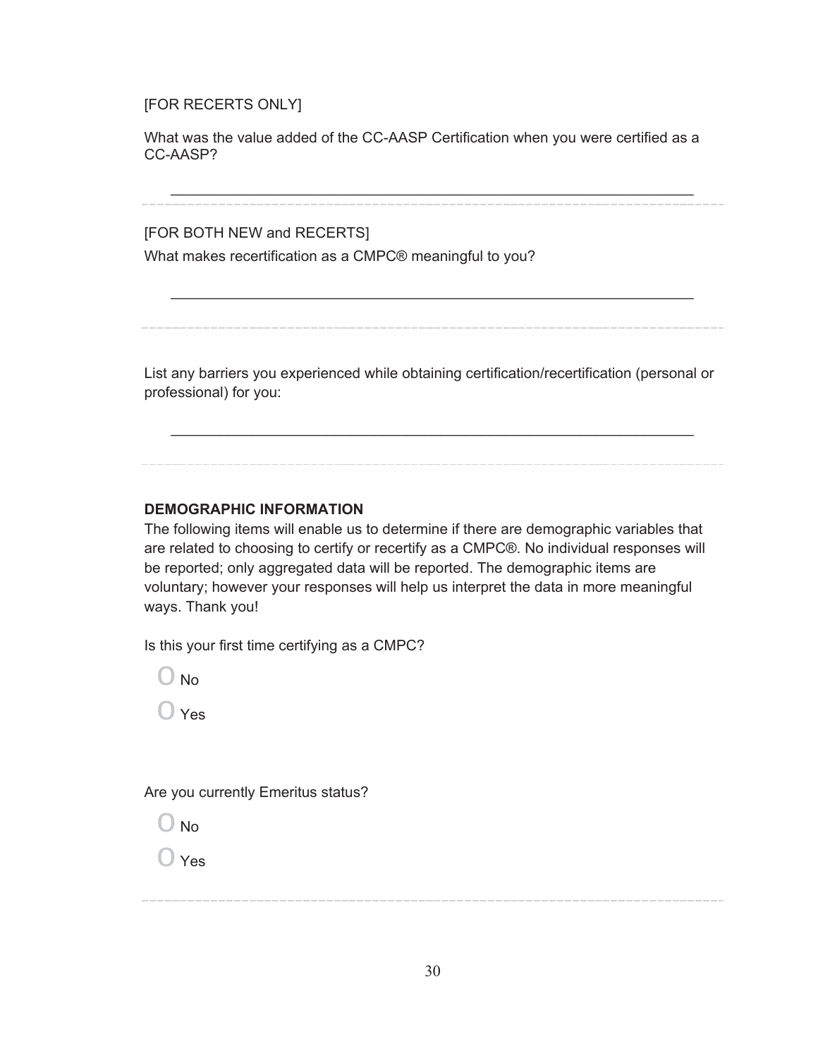[FOR RECERTS ONLY]

What was the value added of the CC-AASP Certification when you were certified as a CC-AASP?

\_\_\_\_\_\_\_\_\_\_\_\_\_\_\_\_\_\_\_\_\_\_\_\_\_\_\_\_\_\_\_\_\_\_\_\_\_\_\_\_\_\_\_\_\_\_\_\_\_\_\_\_\_\_\_\_\_\_\_\_\_\_\_\_

---

[FOR BOTH NEW and RECERTS]

What makes recertification as a CMPC® meaningful to you?

\_\_\_\_\_\_\_\_\_\_\_\_\_\_\_\_\_\_\_\_\_\_\_\_\_\_\_\_\_\_\_\_\_\_\_\_\_\_\_\_\_\_\_\_\_\_\_\_\_\_\_\_\_\_\_\_\_\_\_\_\_\_\_\_

---

List any barriers you experienced while obtaining certification/recertification (personal or professional) for you:

\_\_\_\_\_\_\_\_\_\_\_\_\_\_\_\_\_\_\_\_\_\_\_\_\_\_\_\_\_\_\_\_\_\_\_\_\_\_\_\_\_\_\_\_\_\_\_\_\_\_\_\_\_\_\_\_\_\_\_\_\_\_\_\_

---

**DEMOGRAPHIC INFORMATION**

The following items will enable us to determine if there are demographic variables that are related to choosing to certify or recertify as a CMPC®. No individual responses will be reported; only aggregated data will be reported. The demographic items are voluntary; however your responses will help us interpret the data in more meaningful ways. Thank you!

Is this your first time certifying as a CMPC?

O No

O Yes

Are you currently Emeritus status?

O No

O Yes

---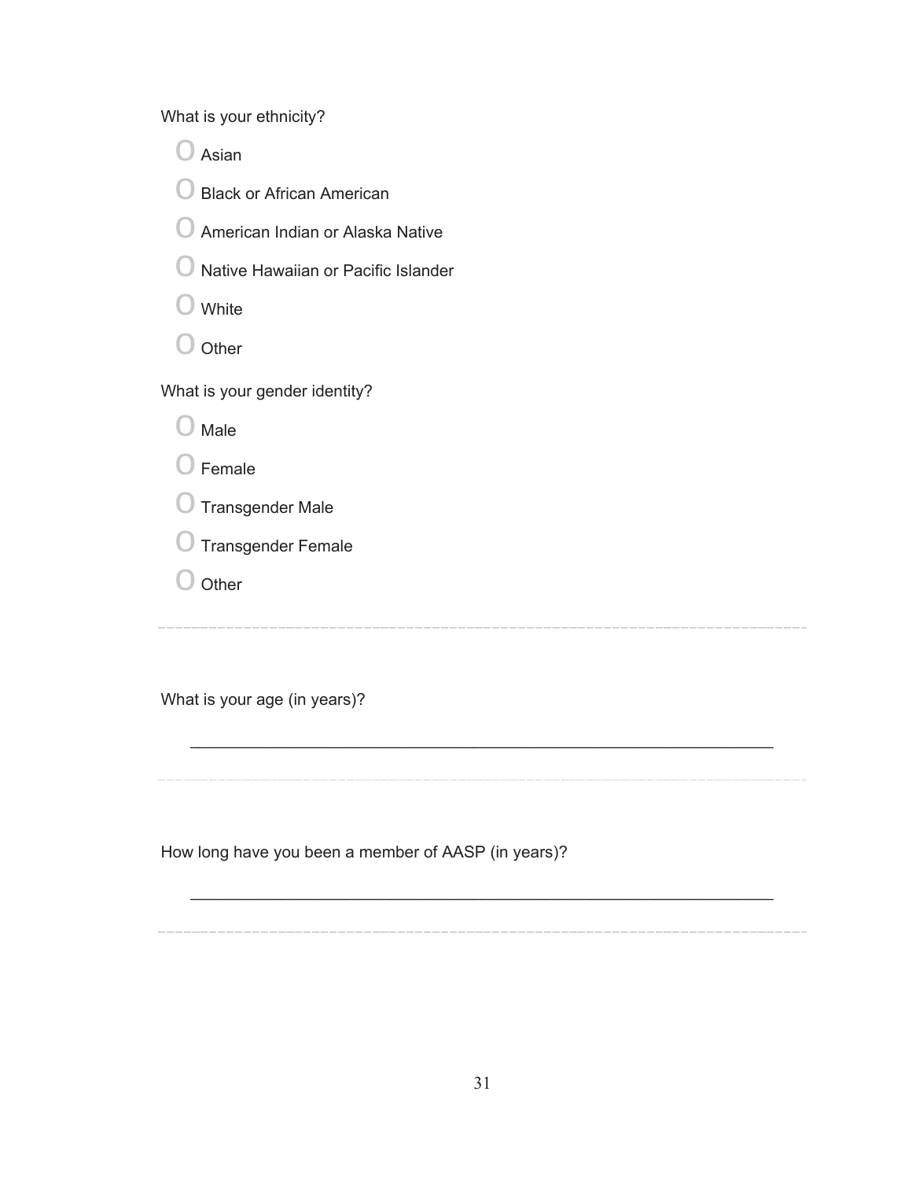What is your ethnicity?

- O Asian
- O Black or African American
- O American Indian or Alaska Native
- O Native Hawaiian or Pacific Islander
- O White
- O Other

What is your gender identity?

- O Male
- O Female
- O Transgender Male
- O Transgender Female
- O Other

---

What is your age (in years)?

________________________________________________________________

---

How long have you been a member of AASP (in years)?

________________________________________________________________

---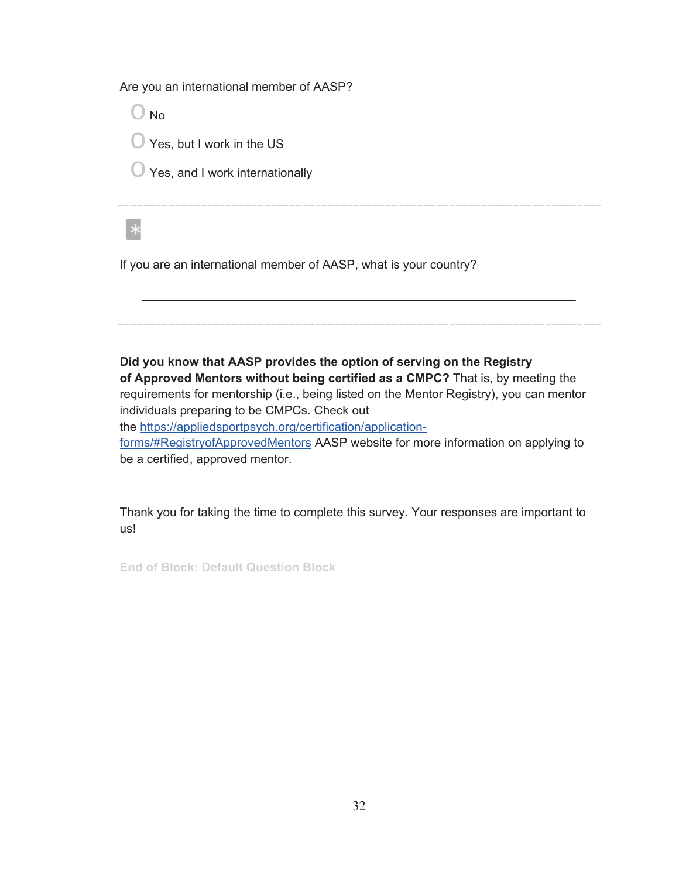Are you an international member of AASP?

- No
- Yes, but I work in the US
- Yes, and I work internationally

---

*

If you are an international member of AASP, what is your country?

________________________________________________________________

---

**Did you know that AASP provides the option of serving on the Registry of Approved Mentors without being certified as a CMPC?** That is, by meeting the requirements for mentorship (i.e., being listed on the Mentor Registry), you can mentor individuals preparing to be CMPCs. Check out the https://appliedsportpsych.org/certification/application-forms/#RegistryofApprovedMentors AASP website for more information on applying to be a certified, approved mentor.

---

Thank you for taking the time to complete this survey. Your responses are important to us!

**End of Block: Default Question Block**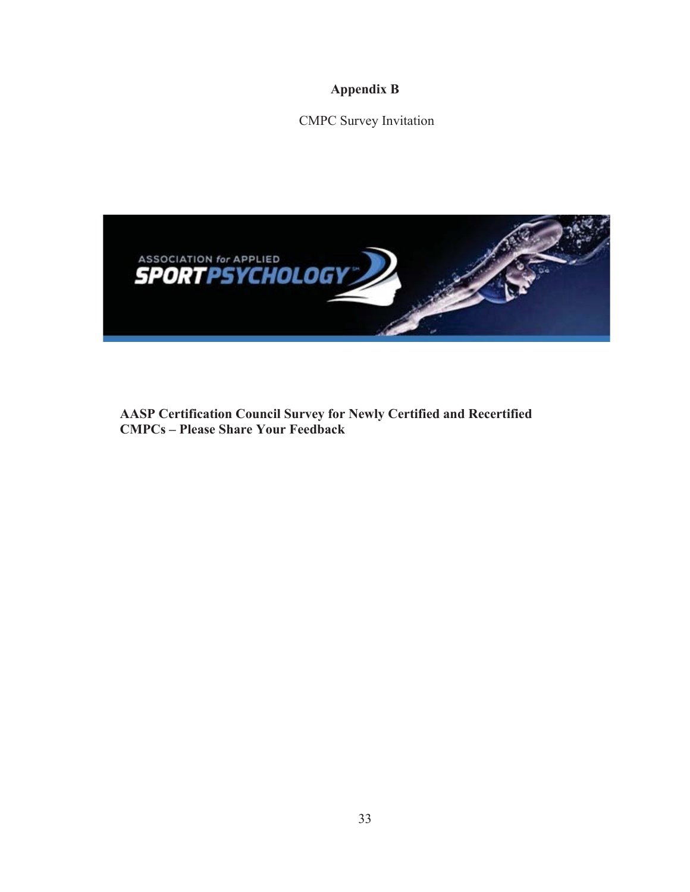# Appendix B

CMPC Survey Invitation

**AASP Certification Council Survey for Newly Certified and Recertified CMPCs – Please Share Your Feedback**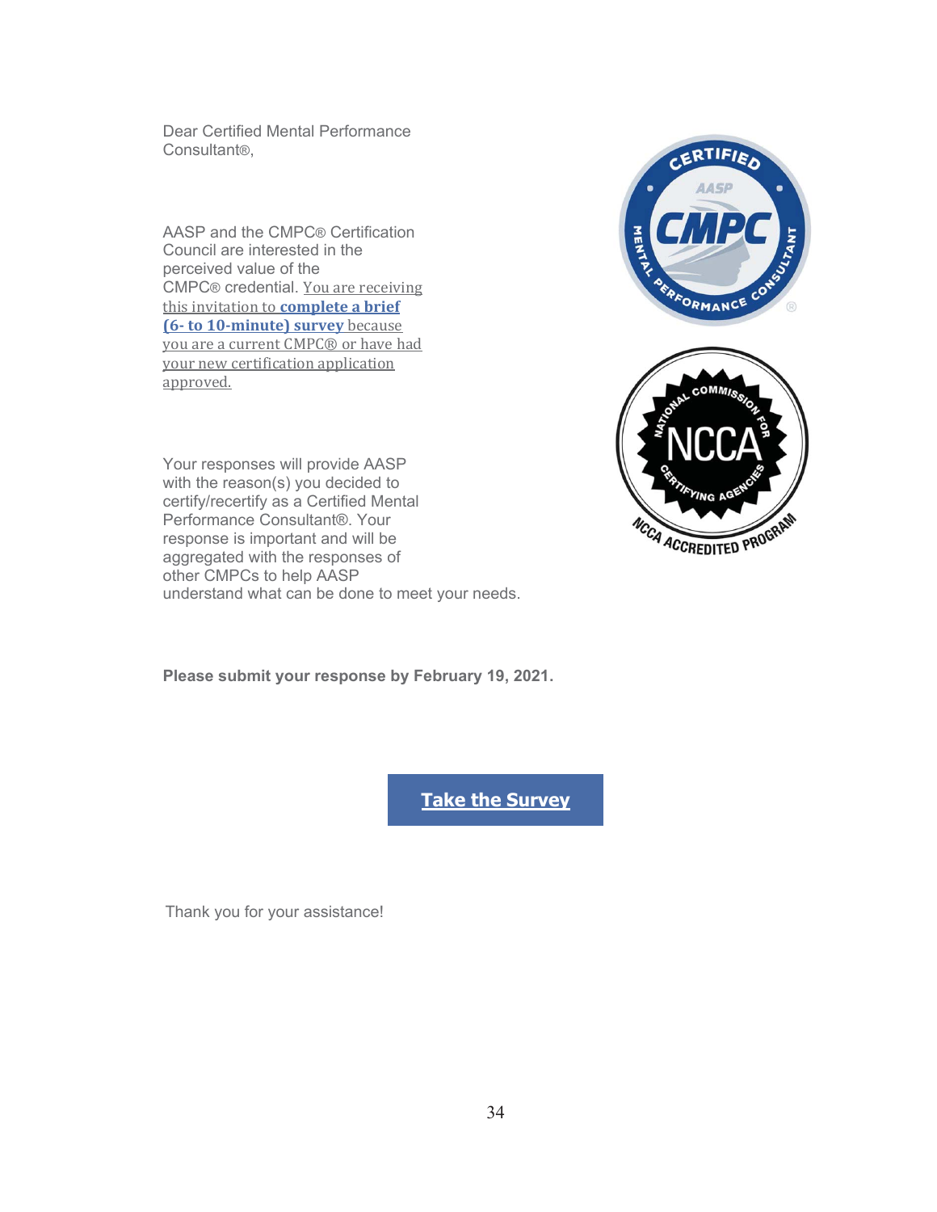Dear Certified Mental Performance Consultant®,

AASP and the CMPC® Certification Council are interested in the perceived value of the CMPC® credential. You are receiving this invitation to **complete a brief (6- to 10-minute) survey** because you are a current CMPC® or have had your new certification application approved.

Your responses will provide AASP with the reason(s) you decided to certify/recertify as a Certified Mental Performance Consultant®. Your response is important and will be aggregated with the responses of other CMPCs to help AASP understand what can be done to meet your needs.

**Please submit your response by February 19, 2021.**

**Take the Survey**

Thank you for your assistance!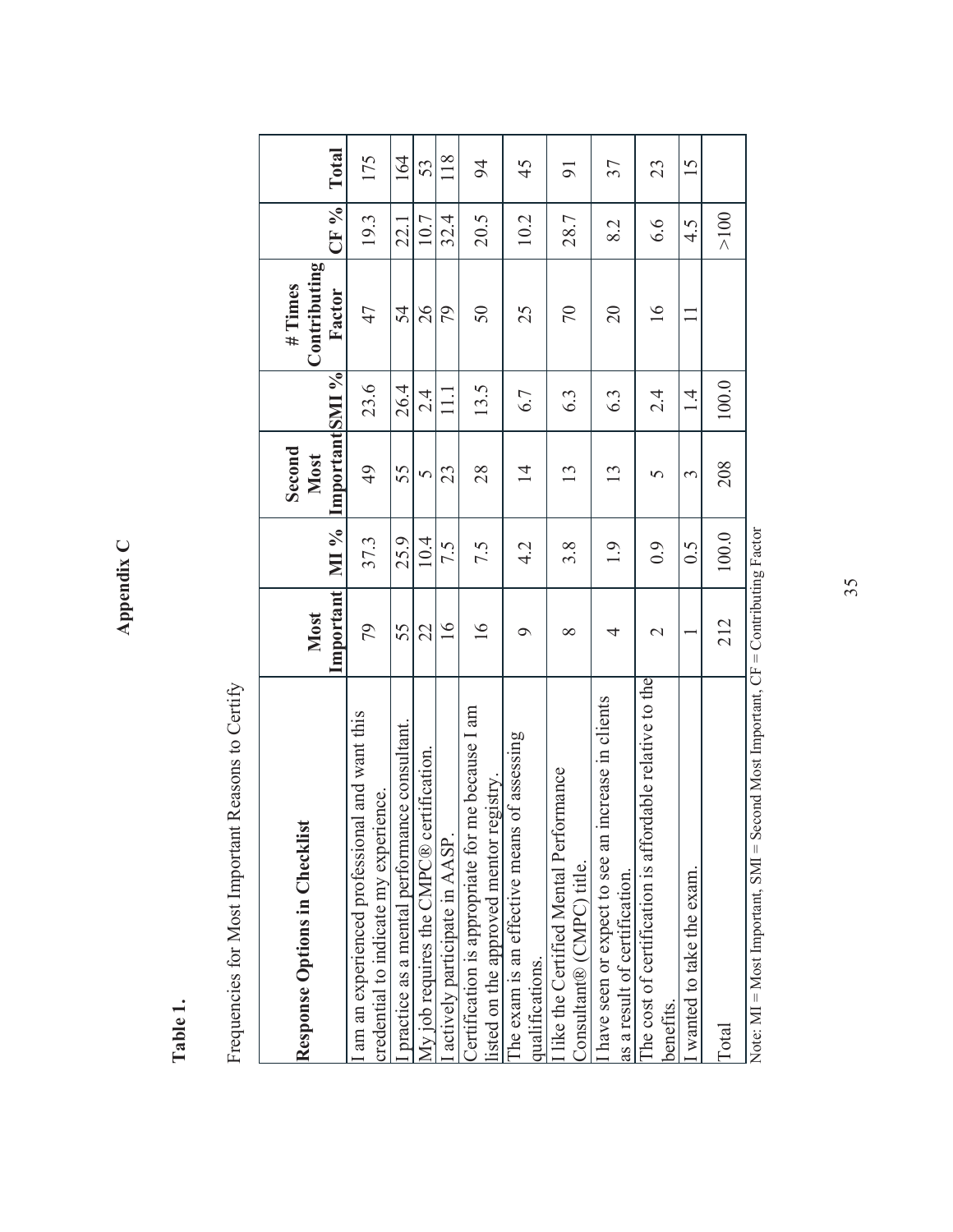# Appendix C

**Table 1.**

Frequencies for Most Important Reasons to Certify

| Response Options in Checklist | Most Important | MI % | Second Most Important | SMI % | # Times Contributing Factor | CF % | Total |
|---|---|---|---|---|---|---|---|
| I am an experienced professional and want this credential to indicate my experience. | 79 | 37.3 | 49 | 23.6 | 47 | 19.3 | 175 |
| I practice as a mental performance consultant. | 55 | 25.9 | 55 | 26.4 | 54 | 22.1 | 164 |
| My job requires the CMPC® certification. | 22 | 10.4 | 5 | 2.4 | 26 | 10.7 | 53 |
| I actively participate in AASP. | 16 | 7.5 | 23 | 11.1 | 79 | 32.4 | 118 |
| Certification is appropriate for me because I am listed on the approved mentor registry. | 16 | 7.5 | 28 | 13.5 | 50 | 20.5 | 94 |
| The exam is an effective means of assessing qualifications. | 9 | 4.2 | 14 | 6.7 | 25 | 10.2 | 45 |
| I like the Certified Mental Performance Consultant® (CMPC) title. | 8 | 3.8 | 13 | 6.3 | 70 | 28.7 | 91 |
| I have seen or expect to see an increase in clients as a result of certification. | 4 | 1.9 | 13 | 6.3 | 20 | 8.2 | 37 |
| The cost of certification is affordable relative to the benefits. | 2 | 0.9 | 5 | 2.4 | 16 | 6.6 | 23 |
| I wanted to take the exam. | 1 | 0.5 | 3 | 1.4 | 11 | 4.5 | 15 |
| Total | 212 | 100.0 | 208 | 100.0 | | >100 | |

Note: MI = Most Important, SMI = Second Most Important, CF = Contributing Factor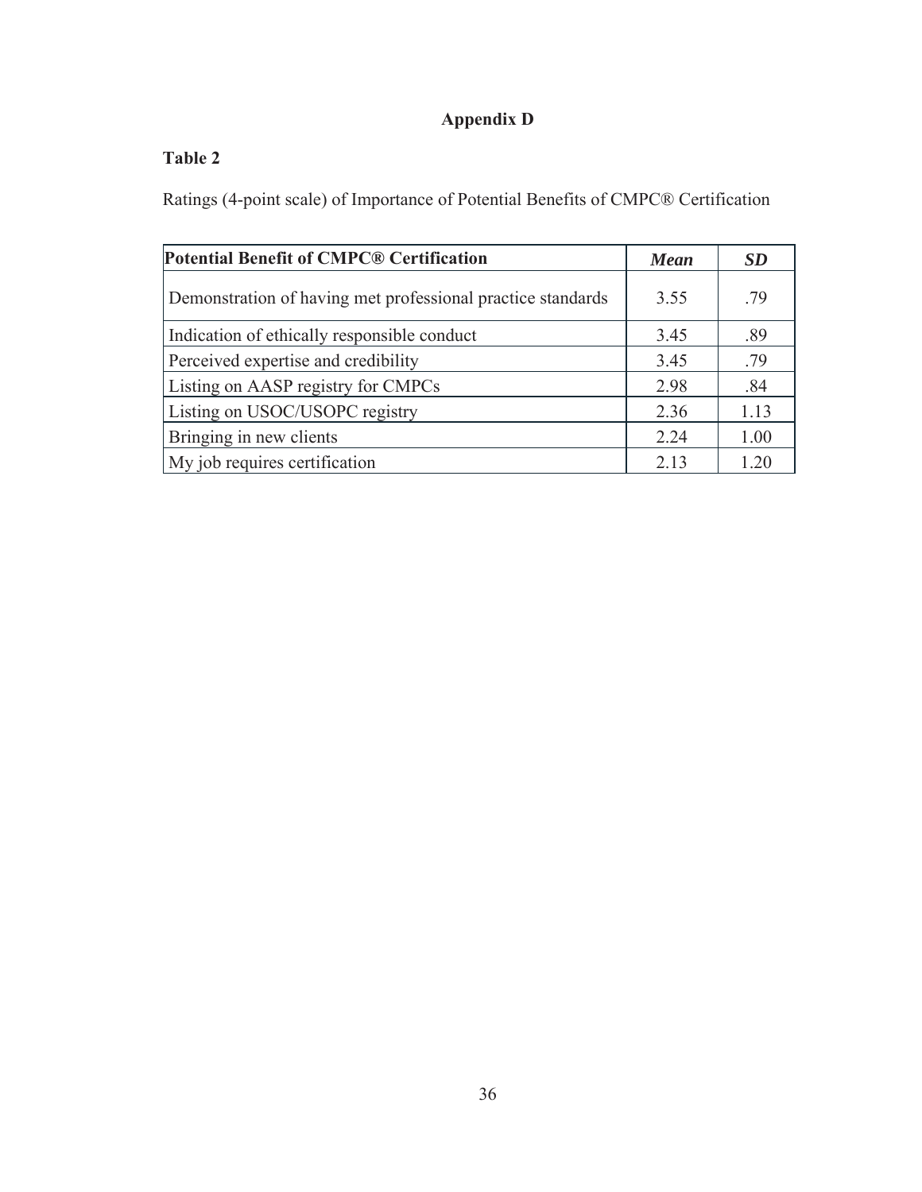# Appendix D

**Table 2**

Ratings (4-point scale) of Importance of Potential Benefits of CMPC® Certification

| **Potential Benefit of CMPC® Certification** | ***Mean*** | ***SD*** |
|---|---|---|
| Demonstration of having met professional practice standards | 3.55 | .79 |
| Indication of ethically responsible conduct | 3.45 | .89 |
| Perceived expertise and credibility | 3.45 | .79 |
| Listing on AASP registry for CMPCs | 2.98 | .84 |
| Listing on USOC/USOPC registry | 2.36 | 1.13 |
| Bringing in new clients | 2.24 | 1.00 |
| My job requires certification | 2.13 | 1.20 |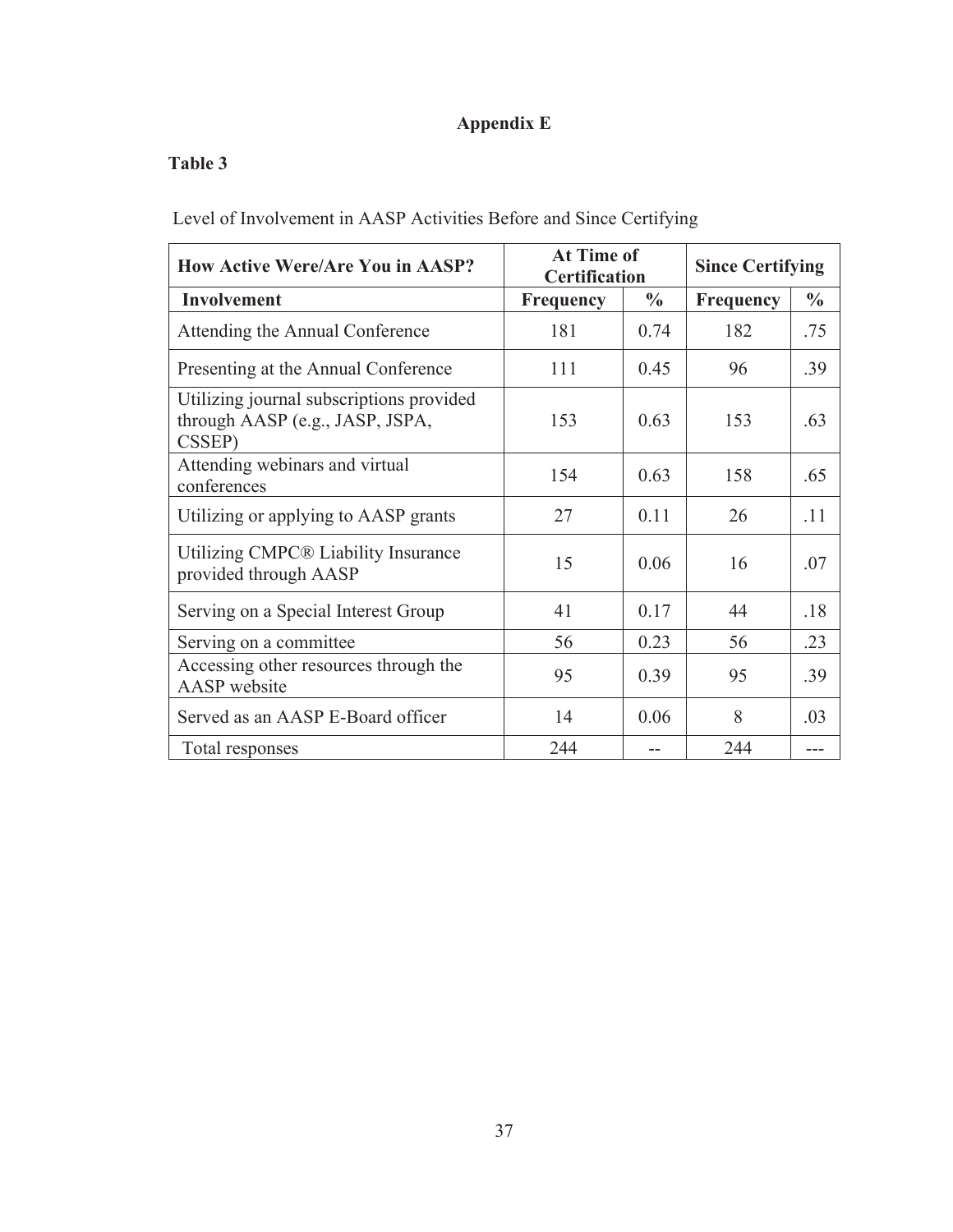## Appendix E

**Table 3**

Level of Involvement in AASP Activities Before and Since Certifying

| **How Active Were/Are You in AASP?** | **At Time of Certification** | | **Since Certifying** | |
|---|---|---|---|---|
| **Involvement** | **Frequency** | **%** | **Frequency** | **%** |
| Attending the Annual Conference | 181 | 0.74 | 182 | .75 |
| Presenting at the Annual Conference | 111 | 0.45 | 96 | .39 |
| Utilizing journal subscriptions provided through AASP (e.g., JASP, JSPA, CSSEP) | 153 | 0.63 | 153 | .63 |
| Attending webinars and virtual conferences | 154 | 0.63 | 158 | .65 |
| Utilizing or applying to AASP grants | 27 | 0.11 | 26 | .11 |
| Utilizing CMPC® Liability Insurance provided through AASP | 15 | 0.06 | 16 | .07 |
| Serving on a Special Interest Group | 41 | 0.17 | 44 | .18 |
| Serving on a committee | 56 | 0.23 | 56 | .23 |
| Accessing other resources through the AASP website | 95 | 0.39 | 95 | .39 |
| Served as an AASP E-Board officer | 14 | 0.06 | 8 | .03 |
| Total responses | 244 | -- | 244 | --- |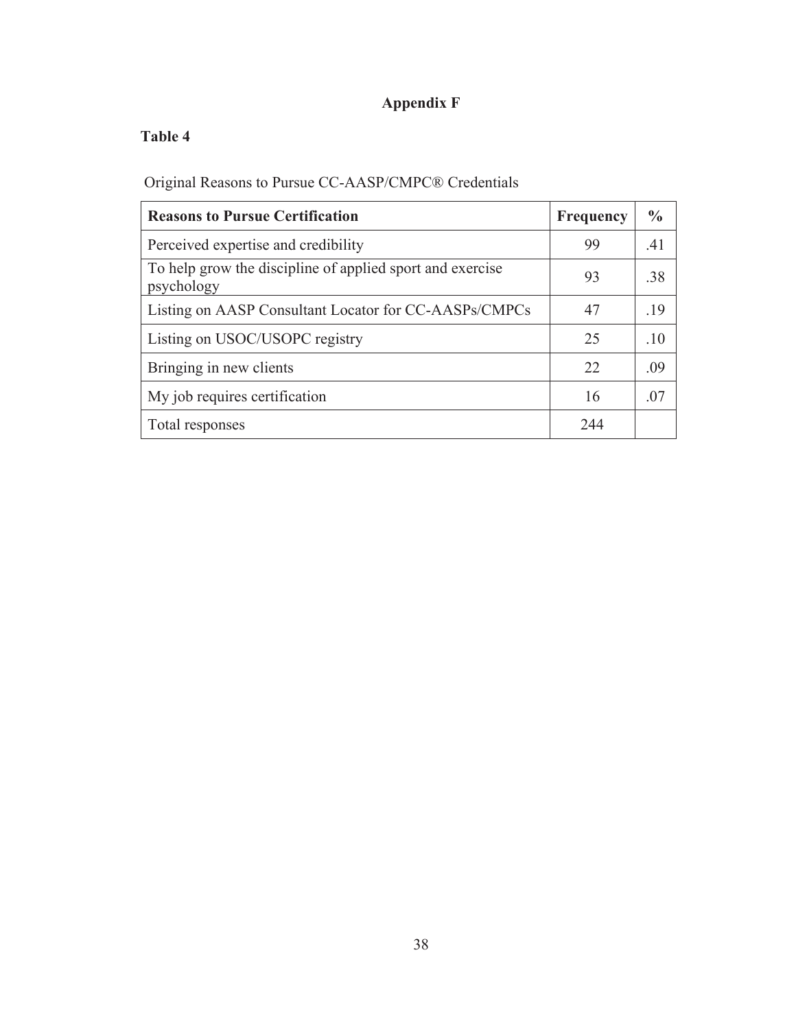## Appendix F

**Table 4**

Original Reasons to Pursue CC-AASP/CMPC® Credentials

| Reasons to Pursue Certification | Frequency | % |
|---|---|---|
| Perceived expertise and credibility | 99 | .41 |
| To help grow the discipline of applied sport and exercise psychology | 93 | .38 |
| Listing on AASP Consultant Locator for CC-AASPs/CMPCs | 47 | .19 |
| Listing on USOC/USOPC registry | 25 | .10 |
| Bringing in new clients | 22 | .09 |
| My job requires certification | 16 | .07 |
| Total responses | 244 | |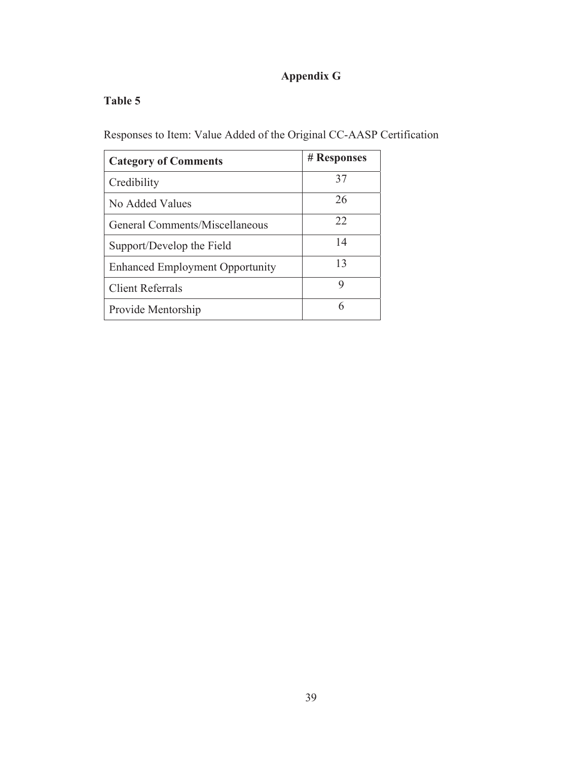# Appendix G

**Table 5**

Responses to Item: Value Added of the Original CC-AASP Certification

| **Category of Comments** | **# Responses** |
|---|---|
| Credibility | 37 |
| No Added Values | 26 |
| General Comments/Miscellaneous | 22 |
| Support/Develop the Field | 14 |
| Enhanced Employment Opportunity | 13 |
| Client Referrals | 9 |
| Provide Mentorship | 6 |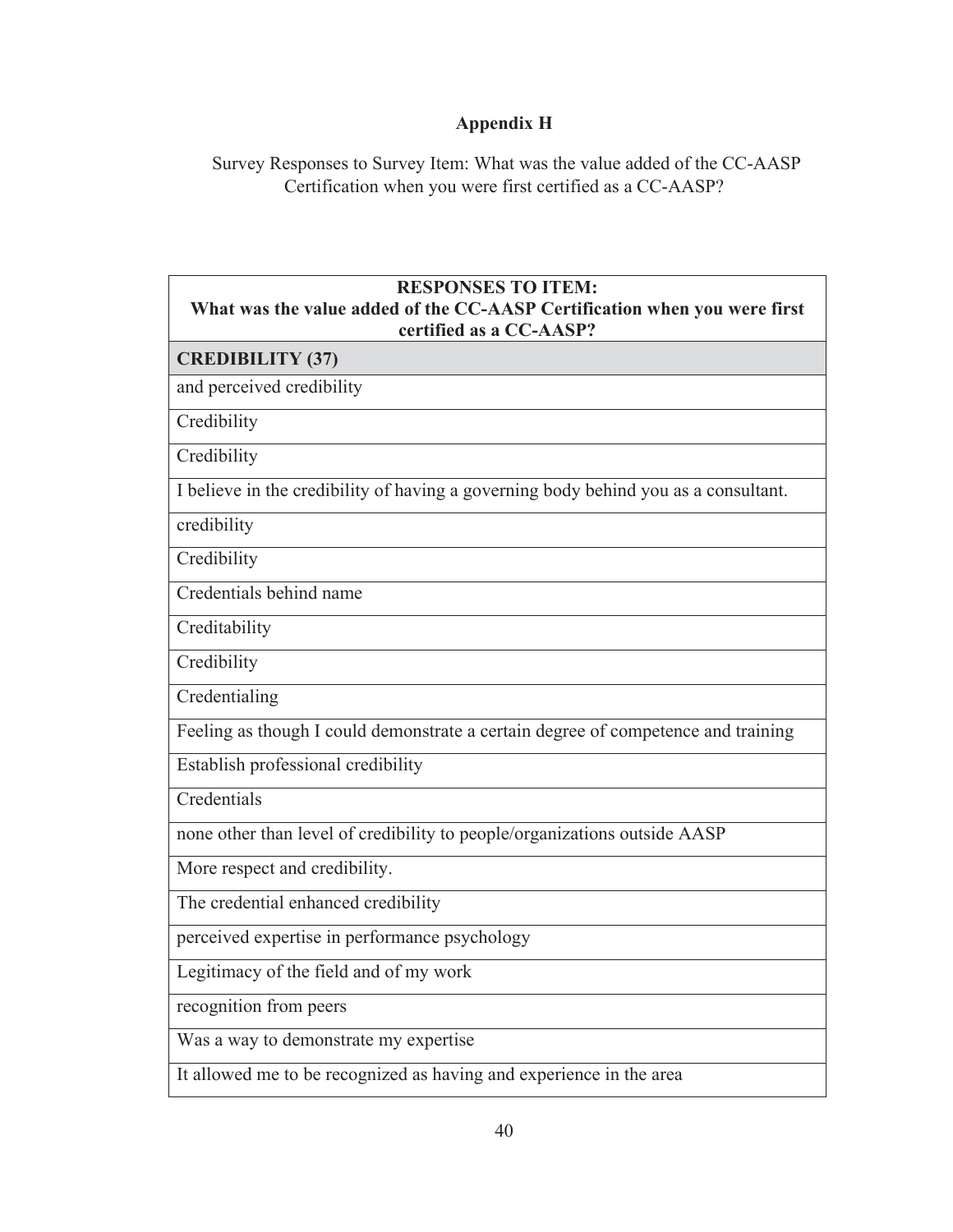## Appendix H

Survey Responses to Survey Item: What was the value added of the CC-AASP Certification when you were first certified as a CC-AASP?

| **RESPONSES TO ITEM:<br>What was the value added of the CC-AASP Certification when you were first certified as a CC-AASP?** |
|---|
| **CREDIBILITY (37)** |
| and perceived credibility |
| Credibility |
| Credibility |
| I believe in the credibility of having a governing body behind you as a consultant. |
| credibility |
| Credibility |
| Credentials behind name |
| Creditability |
| Credibility |
| Credentialing |
| Feeling as though I could demonstrate a certain degree of competence and training |
| Establish professional credibility |
| Credentials |
| none other than level of credibility to people/organizations outside AASP |
| More respect and credibility. |
| The credential enhanced credibility |
| perceived expertise in performance psychology |
| Legitimacy of the field and of my work |
| recognition from peers |
| Was a way to demonstrate my expertise |
| It allowed me to be recognized as having and experience in the area |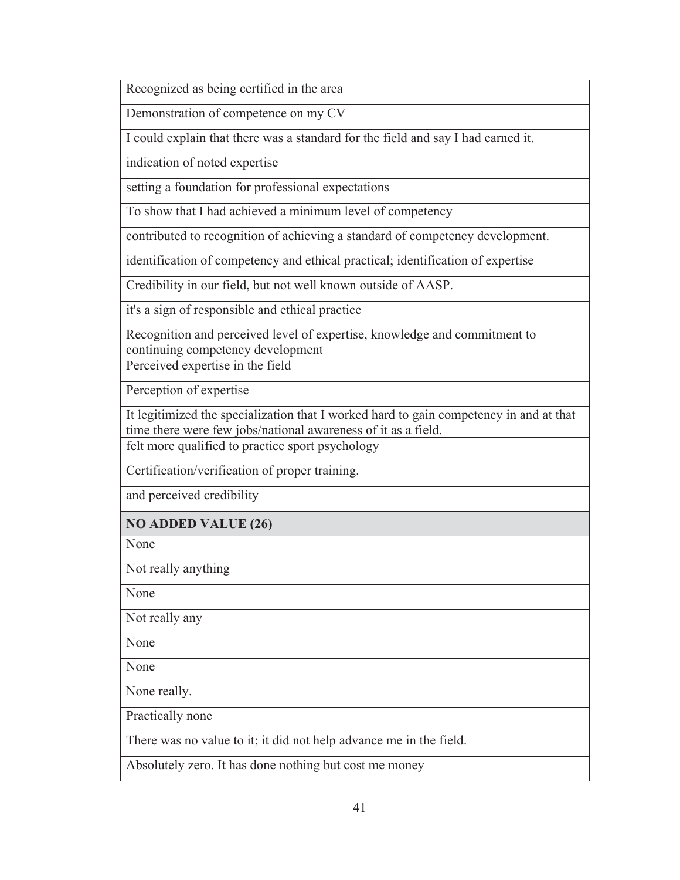| Recognized as being certified in the area |
|---|
| Demonstration of competence on my CV |
| I could explain that there was a standard for the field and say I had earned it. |
| indication of noted expertise |
| setting a foundation for professional expectations |
| To show that I had achieved a minimum level of competency |
| contributed to recognition of achieving a standard of competency development. |
| identification of competency and ethical practical; identification of expertise |
| Credibility in our field, but not well known outside of AASP. |
| it's a sign of responsible and ethical practice |
| Recognition and perceived level of expertise, knowledge and commitment to continuing competency development |
| Perceived expertise in the field |
| Perception of expertise |
| It legitimized the specialization that I worked hard to gain competency in and at that time there were few jobs/national awareness of it as a field. |
| felt more qualified to practice sport psychology |
| Certification/verification of proper training. |
| and perceived credibility |
| **NO ADDED VALUE (26)** |
| None |
| Not really anything |
| None |
| Not really any |
| None |
| None |
| None really. |
| Practically none |
| There was no value to it; it did not help advance me in the field. |
| Absolutely zero. It has done nothing but cost me money |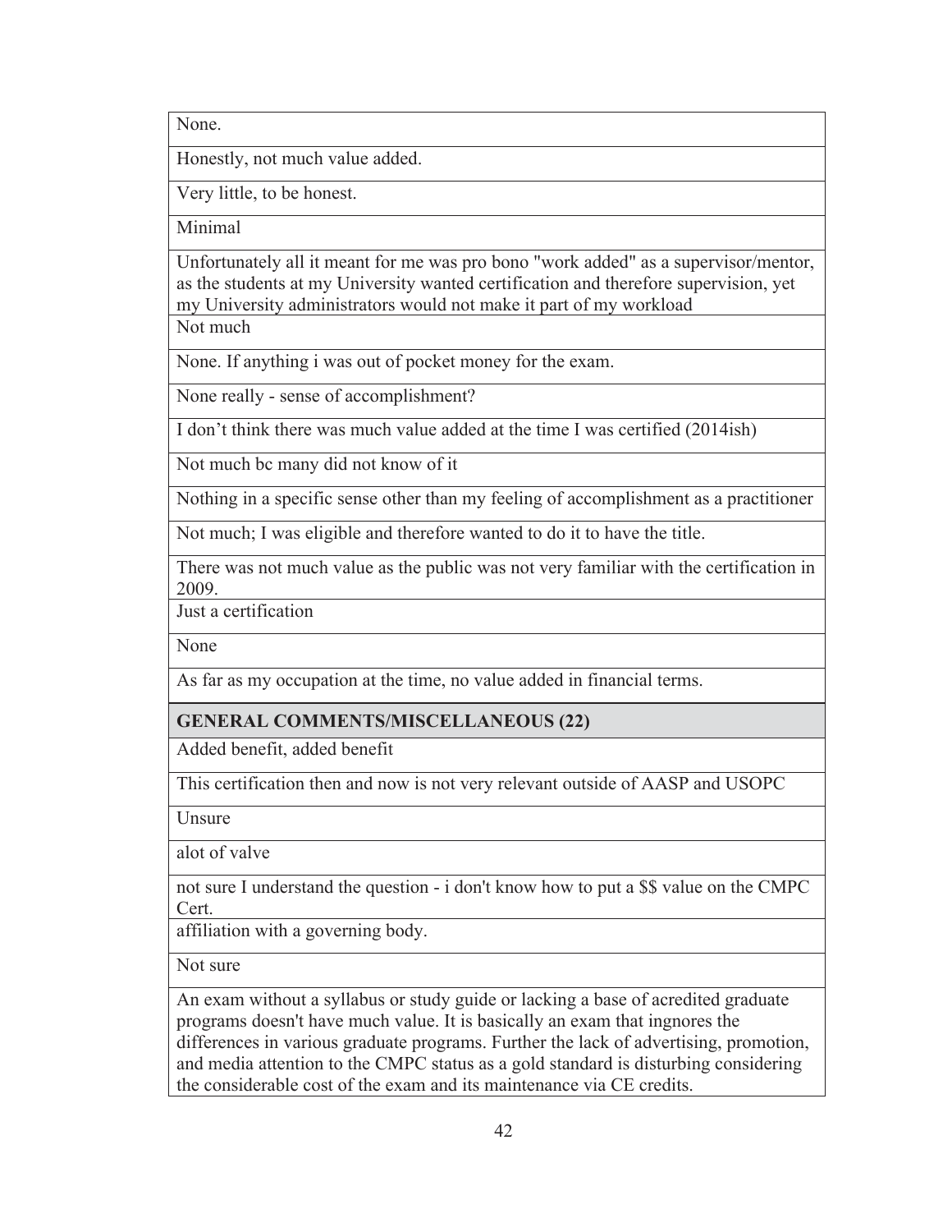| None. |
|---|
| Honestly, not much value added. |
| Very little, to be honest. |
| Minimal |
| Unfortunately all it meant for me was pro bono "work added" as a supervisor/mentor, as the students at my University wanted certification and therefore supervision, yet my University administrators would not make it part of my workload |
| Not much |
| None. If anything i was out of pocket money for the exam. |
| None really - sense of accomplishment? |
| I don't think there was much value added at the time I was certified (2014ish) |
| Not much bc many did not know of it |
| Nothing in a specific sense other than my feeling of accomplishment as a practitioner |
| Not much; I was eligible and therefore wanted to do it to have the title. |
| There was not much value as the public was not very familiar with the certification in 2009. |
| Just a certification |
| None |
| As far as my occupation at the time, no value added in financial terms. |
| **GENERAL COMMENTS/MISCELLANEOUS (22)** |
| Added benefit, added benefit |
| This certification then and now is not very relevant outside of AASP and USOPC |
| Unsure |
| alot of valve |
| not sure I understand the question - i don't know how to put a $$ value on the CMPC Cert. |
| affiliation with a governing body. |
| Not sure |
| An exam without a syllabus or study guide or lacking a base of acredited graduate programs doesn't have much value. It is basically an exam that ingnores the differences in various graduate programs. Further the lack of advertising, promotion, and media attention to the CMPC status as a gold standard is disturbing considering the considerable cost of the exam and its maintenance via CE credits. |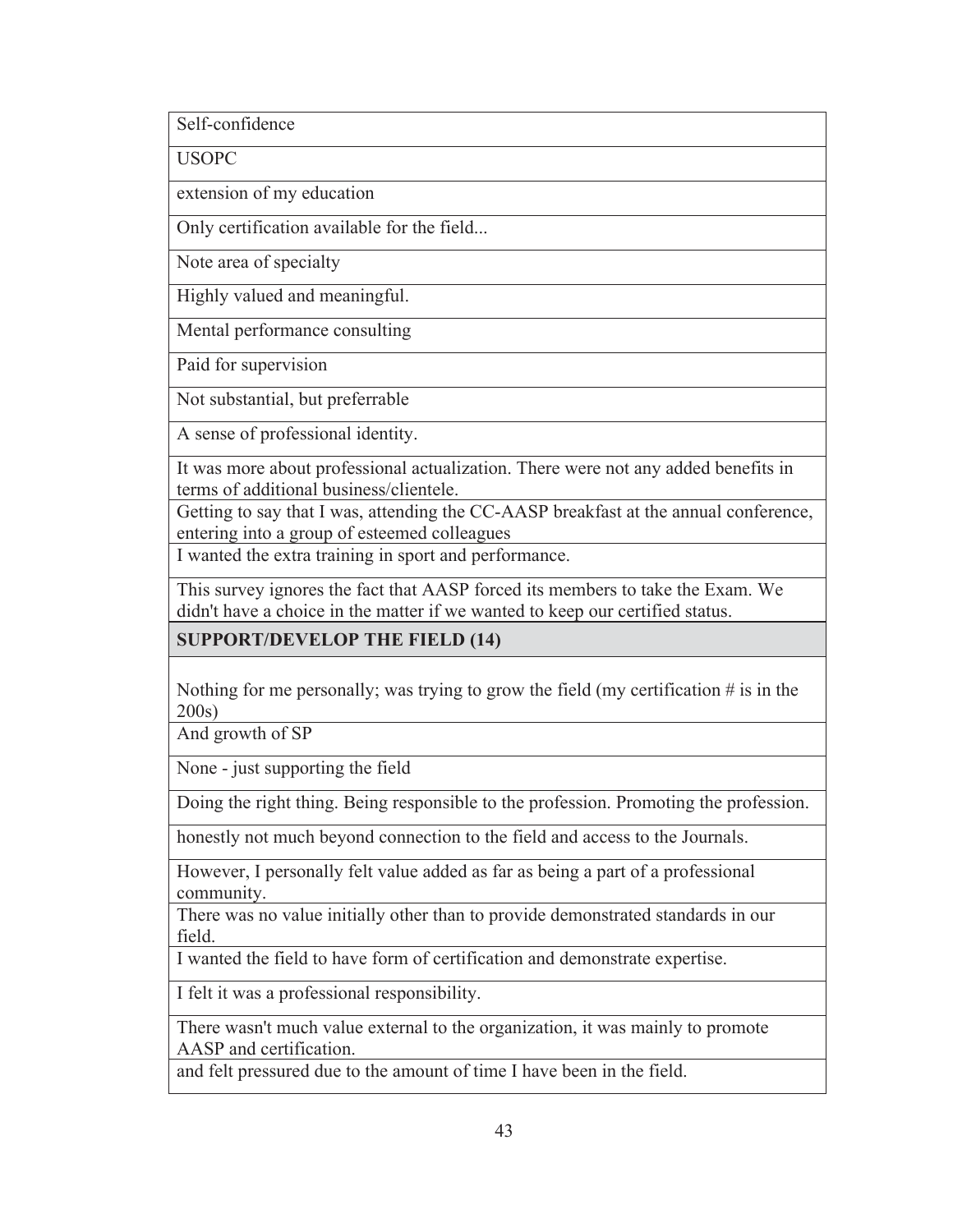| Self-confidence |
|---|
| USOPC |
| extension of my education |
| Only certification available for the field... |
| Note area of specialty |
| Highly valued and meaningful. |
| Mental performance consulting |
| Paid for supervision |
| Not substantial, but preferrable |
| A sense of professional identity. |
| It was more about professional actualization. There were not any added benefits in terms of additional business/clientele. |
| Getting to say that I was, attending the CC-AASP breakfast at the annual conference, entering into a group of esteemed colleagues |
| I wanted the extra training in sport and performance. |
| This survey ignores the fact that AASP forced its members to take the Exam. We didn't have a choice in the matter if we wanted to keep our certified status. |
| **SUPPORT/DEVELOP THE FIELD (14)** |
| Nothing for me personally; was trying to grow the field (my certification # is in the 200s) |
| And growth of SP |
| None - just supporting the field |
| Doing the right thing. Being responsible to the profession. Promoting the profession. |
| honestly not much beyond connection to the field and access to the Journals. |
| However, I personally felt value added as far as being a part of a professional community. |
| There was no value initially other than to provide demonstrated standards in our field. |
| I wanted the field to have form of certification and demonstrate expertise. |
| I felt it was a professional responsibility. |
| There wasn't much value external to the organization, it was mainly to promote AASP and certification. |
| and felt pressured due to the amount of time I have been in the field. |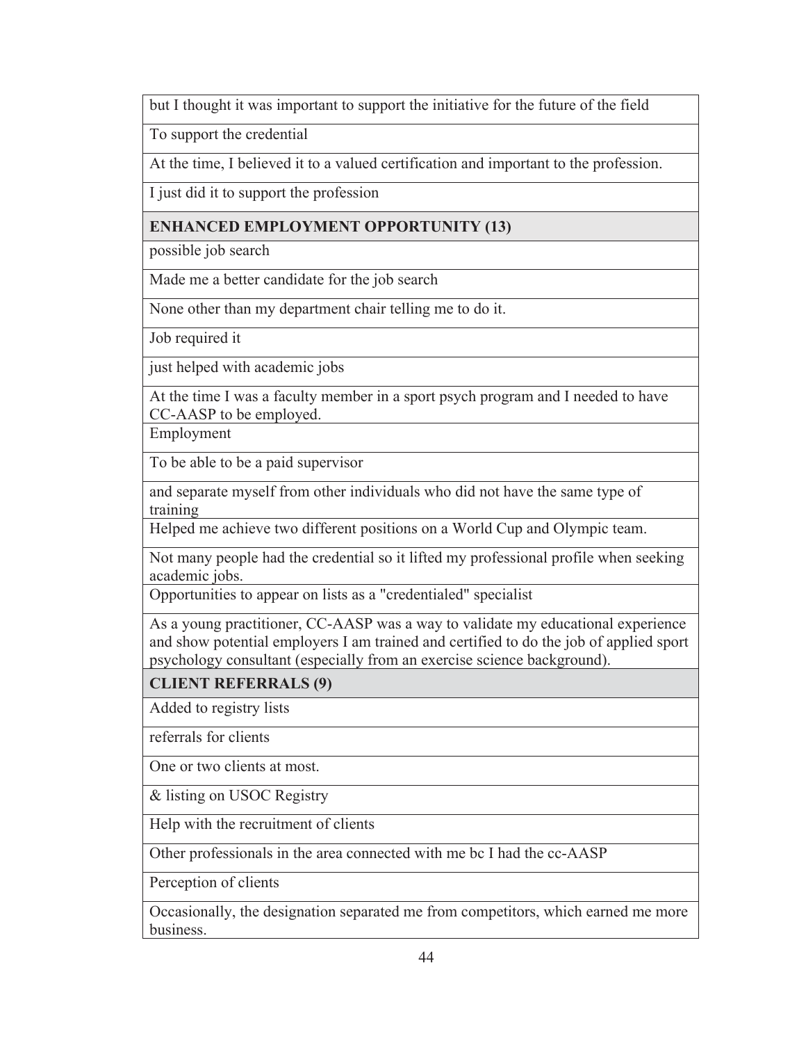| but I thought it was important to support the initiative for the future of the field |
|---|
| To support the credential |
| At the time, I believed it to a valued certification and important to the profession. |
| I just did it to support the profession |
| **ENHANCED EMPLOYMENT OPPORTUNITY (13)** |
| possible job search |
| Made me a better candidate for the job search |
| None other than my department chair telling me to do it. |
| Job required it |
| just helped with academic jobs |
| At the time I was a faculty member in a sport psych program and I needed to have CC-AASP to be employed. |
| Employment |
| To be able to be a paid supervisor |
| and separate myself from other individuals who did not have the same type of training |
| Helped me achieve two different positions on a World Cup and Olympic team. |
| Not many people had the credential so it lifted my professional profile when seeking academic jobs. |
| Opportunities to appear on lists as a "credentialed" specialist |
| As a young practitioner, CC-AASP was a way to validate my educational experience and show potential employers I am trained and certified to do the job of applied sport psychology consultant (especially from an exercise science background). |
| **CLIENT REFERRALS (9)** |
| Added to registry lists |
| referrals for clients |
| One or two clients at most. |
| & listing on USOC Registry |
| Help with the recruitment of clients |
| Other professionals in the area connected with me bc I had the cc-AASP |
| Perception of clients |
| Occasionally, the designation separated me from competitors, which earned me more business. |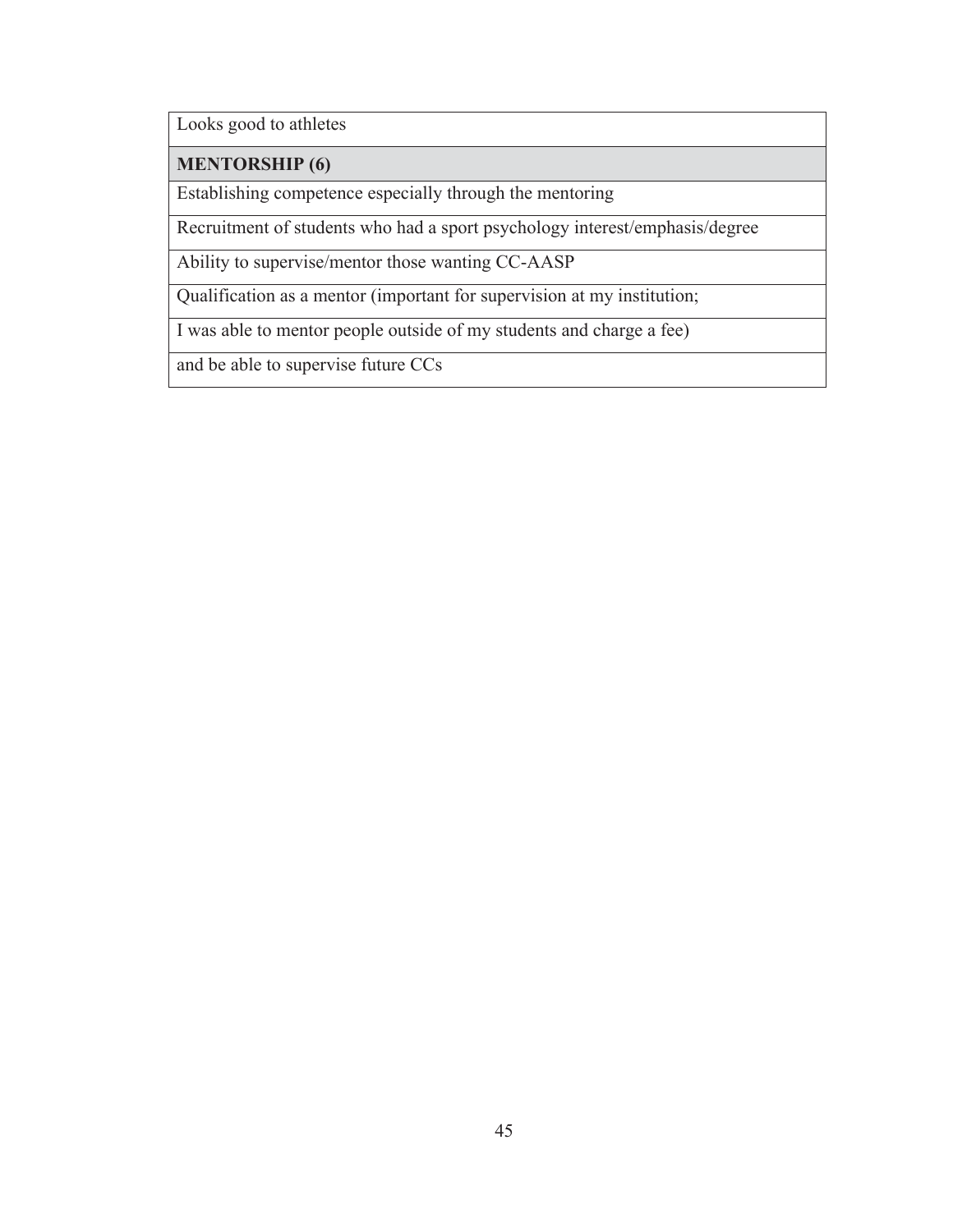| Looks good to athletes |
| --- |
| **MENTORSHIP (6)** |
| Establishing competence especially through the mentoring |
| Recruitment of students who had a sport psychology interest/emphasis/degree |
| Ability to supervise/mentor those wanting CC-AASP |
| Qualification as a mentor (important for supervision at my institution; |
| I was able to mentor people outside of my students and charge a fee) |
| and be able to supervise future CCs |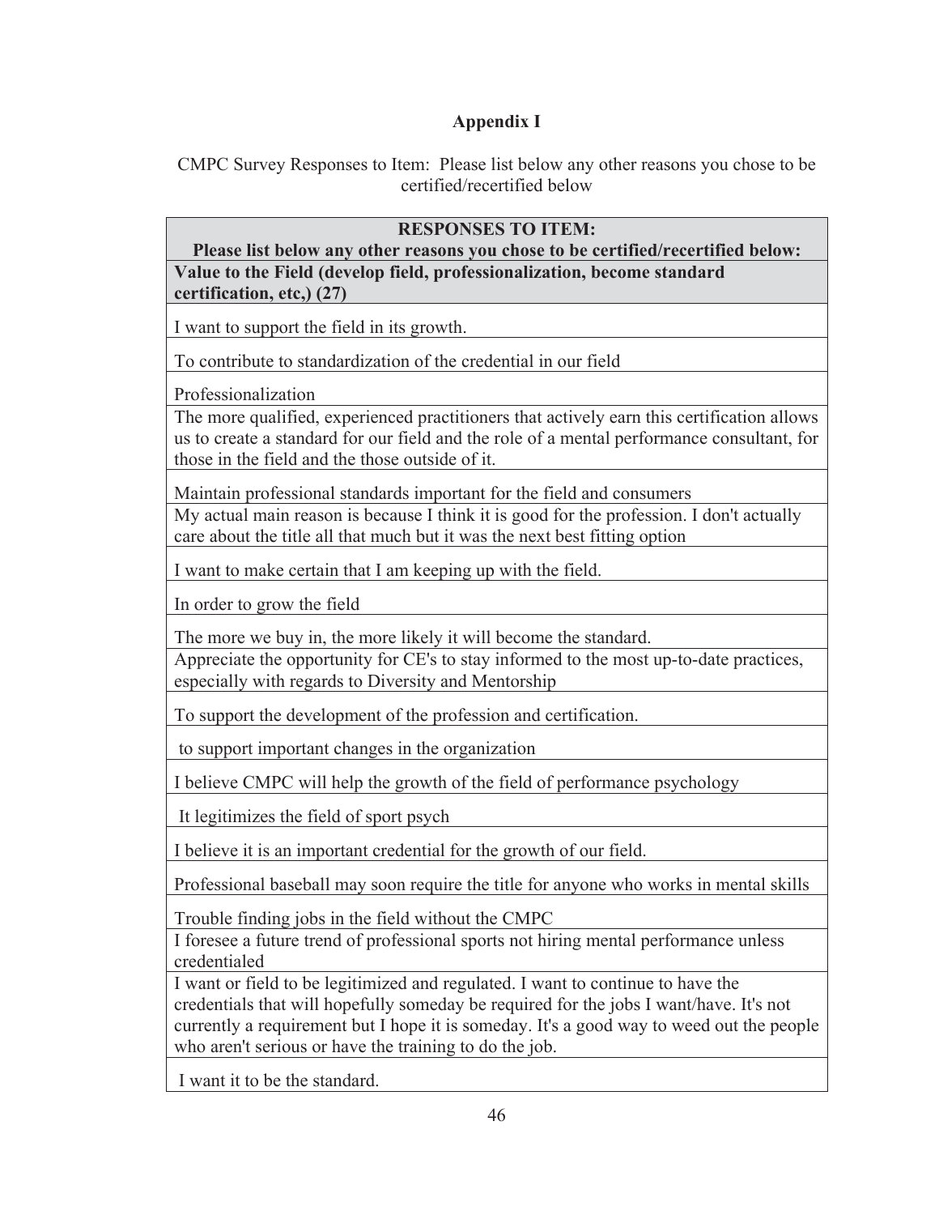# Appendix I

CMPC Survey Responses to Item: Please list below any other reasons you chose to be certified/recertified below

| RESPONSES TO ITEM: Please list below any other reasons you chose to be certified/recertified below: |
|---|
| **Value to the Field (develop field, professionalization, become standard certification, etc,) (27)** |
| I want to support the field in its growth. |
| To contribute to standardization of the credential in our field |
| Professionalization |
| The more qualified, experienced practitioners that actively earn this certification allows us to create a standard for our field and the role of a mental performance consultant, for those in the field and the those outside of it. |
| Maintain professional standards important for the field and consumers |
| My actual main reason is because I think it is good for the profession. I don't actually care about the title all that much but it was the next best fitting option |
| I want to make certain that I am keeping up with the field. |
| In order to grow the field |
| The more we buy in, the more likely it will become the standard. |
| Appreciate the opportunity for CE's to stay informed to the most up-to-date practices, especially with regards to Diversity and Mentorship |
| To support the development of the profession and certification. |
| to support important changes in the organization |
| I believe CMPC will help the growth of the field of performance psychology |
| It legitimizes the field of sport psych |
| I believe it is an important credential for the growth of our field. |
| Professional baseball may soon require the title for anyone who works in mental skills |
| Trouble finding jobs in the field without the CMPC |
| I foresee a future trend of professional sports not hiring mental performance unless credentialed |
| I want or field to be legitimized and regulated. I want to continue to have the credentials that will hopefully someday be required for the jobs I want/have. It's not currently a requirement but I hope it is someday. It's a good way to weed out the people who aren't serious or have the training to do the job. |
| I want it to be the standard. |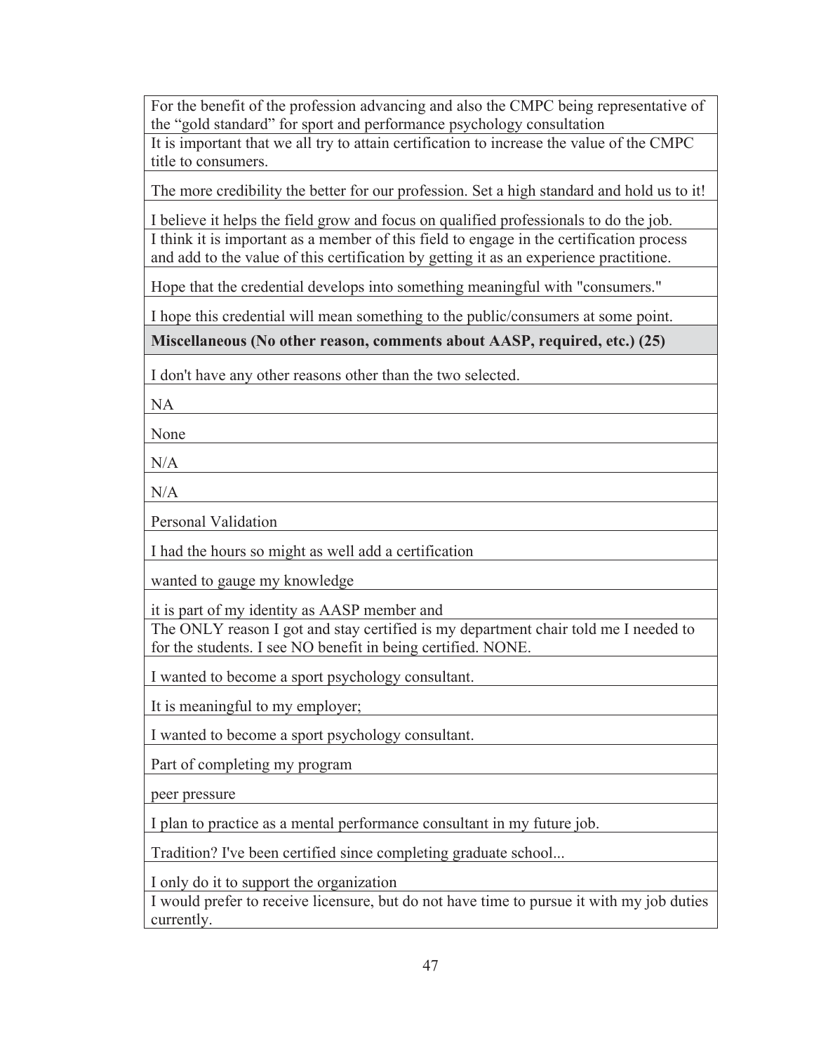| |
|---|
| For the benefit of the profession advancing and also the CMPC being representative of the “gold standard” for sport and performance psychology consultation |
| It is important that we all try to attain certification to increase the value of the CMPC title to consumers. |
| The more credibility the better for our profession. Set a high standard and hold us to it! |
| I believe it helps the field grow and focus on qualified professionals to do the job. |
| I think it is important as a member of this field to engage in the certification process and add to the value of this certification by getting it as an experience practitione. |
| Hope that the credential develops into something meaningful with "consumers." |
| I hope this credential will mean something to the public/consumers at some point. |
| **Miscellaneous (No other reason, comments about AASP, required, etc.) (25)** |
| I don't have any other reasons other than the two selected. |
| NA |
| None |
| N/A |
| N/A |
| Personal Validation |
| I had the hours so might as well add a certification |
| wanted to gauge my knowledge |
| it is part of my identity as AASP member and |
| The ONLY reason I got and stay certified is my department chair told me I needed to for the students. I see NO benefit in being certified. NONE. |
| I wanted to become a sport psychology consultant. |
| It is meaningful to my employer; |
| I wanted to become a sport psychology consultant. |
| Part of completing my program |
| peer pressure |
| I plan to practice as a mental performance consultant in my future job. |
| Tradition? I've been certified since completing graduate school... |
| I only do it to support the organization |
| I would prefer to receive licensure, but do not have time to pursue it with my job duties currently. |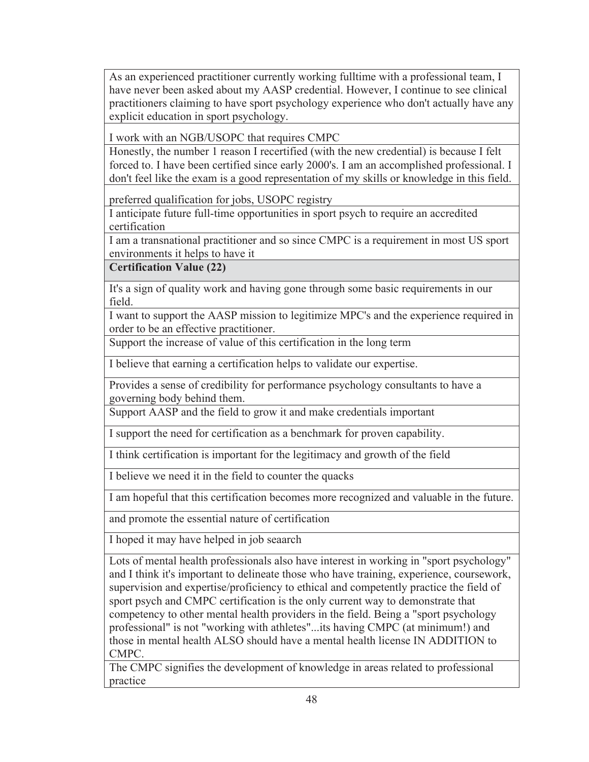| |
|---|
| As an experienced practitioner currently working fulltime with a professional team, I have never been asked about my AASP credential. However, I continue to see clinical practitioners claiming to have sport psychology experience who don't actually have any explicit education in sport psychology. |
| I work with an NGB/USOPC that requires CMPC |
| Honestly, the number 1 reason I recertified (with the new credential) is because I felt forced to. I have been certified since early 2000's. I am an accomplished professional. I don't feel like the exam is a good representation of my skills or knowledge in this field. |
| preferred qualification for jobs, USOPC registry |
| I anticipate future full-time opportunities in sport psych to require an accredited certification |
| I am a transnational practitioner and so since CMPC is a requirement in most US sport environments it helps to have it |
| **Certification Value (22)** |
| It's a sign of quality work and having gone through some basic requirements in our field. |
| I want to support the AASP mission to legitimize MPC's and the experience required in order to be an effective practitioner. |
| Support the increase of value of this certification in the long term |
| I believe that earning a certification helps to validate our expertise. |
| Provides a sense of credibility for performance psychology consultants to have a governing body behind them. |
| Support AASP and the field to grow it and make credentials important |
| I support the need for certification as a benchmark for proven capability. |
| I think certification is important for the legitimacy and growth of the field |
| I believe we need it in the field to counter the quacks |
| I am hopeful that this certification becomes more recognized and valuable in the future. |
| and promote the essential nature of certification |
| I hoped it may have helped in job seaarch |
| Lots of mental health professionals also have interest in working in "sport psychology" and I think it's important to delineate those who have training, experience, coursework, supervision and expertise/proficiency to ethical and competently practice the field of sport psych and CMPC certification is the only current way to demonstrate that competency to other mental health providers in the field. Being a "sport psychology professional" is not "working with athletes"...its having CMPC (at minimum!) and those in mental health ALSO should have a mental health license IN ADDITION to CMPC. |
| The CMPC signifies the development of knowledge in areas related to professional practice |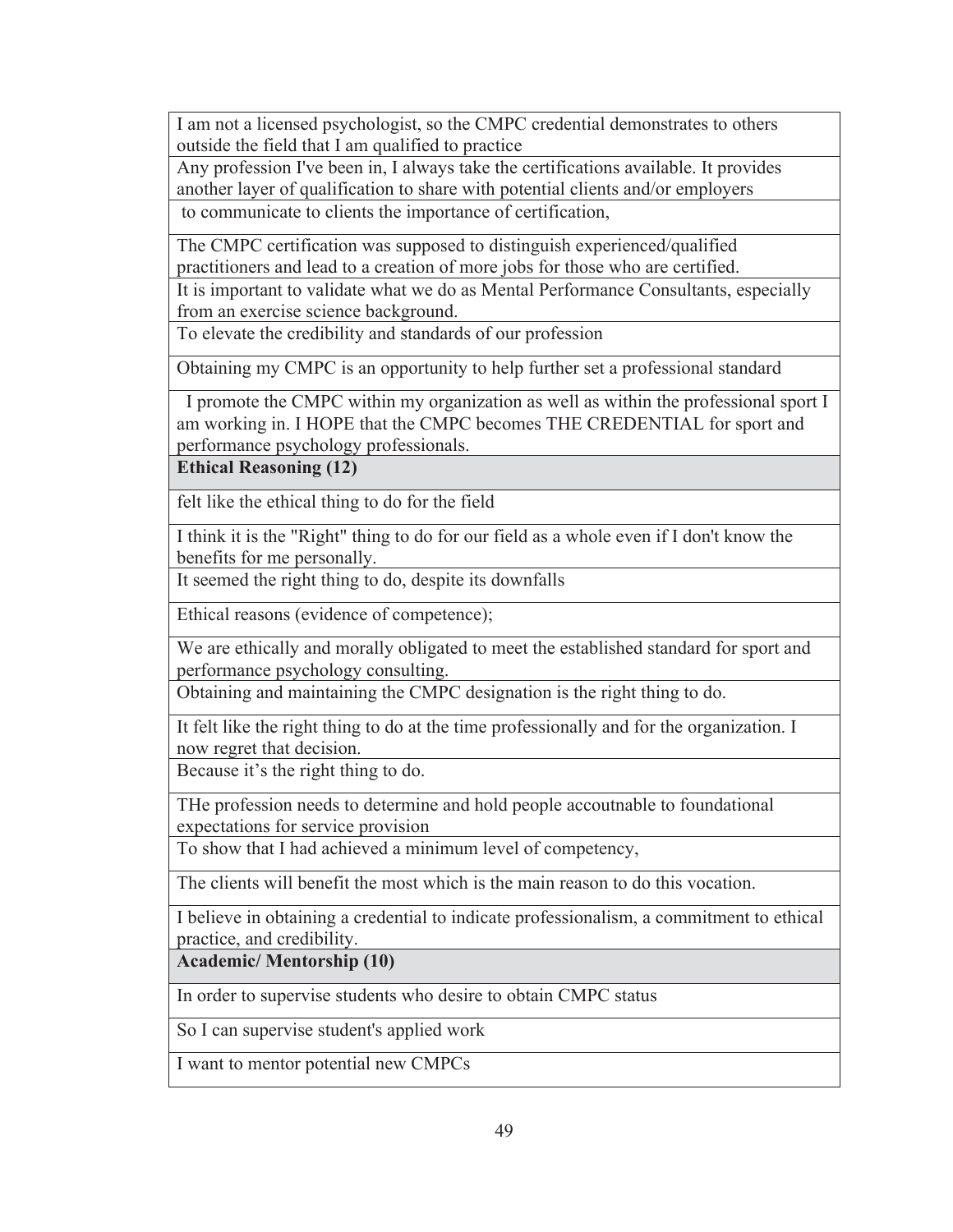| |
|---|
| I am not a licensed psychologist, so the CMPC credential demonstrates to others outside the field that I am qualified to practice |
| Any profession I've been in, I always take the certifications available. It provides another layer of qualification to share with potential clients and/or employers |
| to communicate to clients the importance of certification, |
| The CMPC certification was supposed to distinguish experienced/qualified practitioners and lead to a creation of more jobs for those who are certified. |
| It is important to validate what we do as Mental Performance Consultants, especially from an exercise science background. |
| To elevate the credibility and standards of our profession |
| Obtaining my CMPC is an opportunity to help further set a professional standard |
| I promote the CMPC within my organization as well as within the professional sport I am working in. I HOPE that the CMPC becomes THE CREDENTIAL for sport and performance psychology professionals. |
| **Ethical Reasoning (12)** |
| felt like the ethical thing to do for the field |
| I think it is the "Right" thing to do for our field as a whole even if I don't know the benefits for me personally. |
| It seemed the right thing to do, despite its downfalls |
| Ethical reasons (evidence of competence); |
| We are ethically and morally obligated to meet the established standard for sport and performance psychology consulting. |
| Obtaining and maintaining the CMPC designation is the right thing to do. |
| It felt like the right thing to do at the time professionally and for the organization. I now regret that decision. |
| Because it's the right thing to do. |
| THe profession needs to determine and hold people accoutnable to foundational expectations for service provision |
| To show that I had achieved a minimum level of competency, |
| The clients will benefit the most which is the main reason to do this vocation. |
| I believe in obtaining a credential to indicate professionalism, a commitment to ethical practice, and credibility. |
| **Academic/ Mentorship (10)** |
| In order to supervise students who desire to obtain CMPC status |
| So I can supervise student's applied work |
| I want to mentor potential new CMPCs |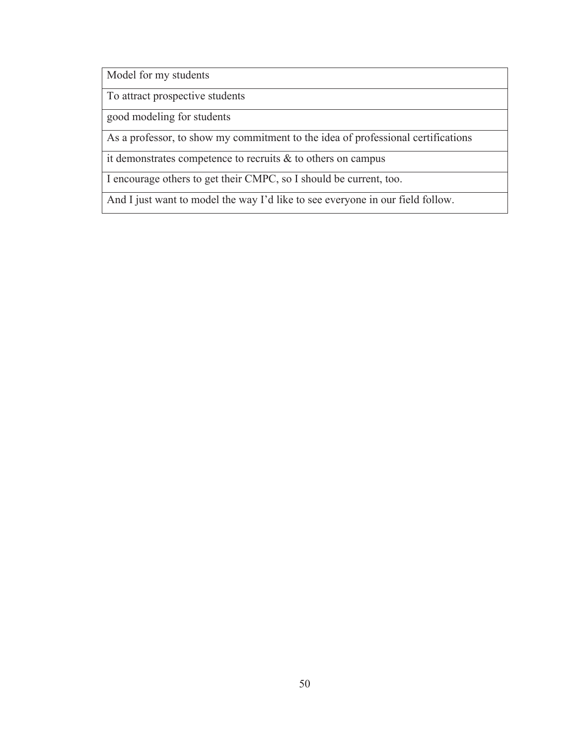| Model for my students |
| --- |
| To attract prospective students |
| good modeling for students |
| As a professor, to show my commitment to the idea of professional certifications |
| it demonstrates competence to recruits & to others on campus |
| I encourage others to get their CMPC, so I should be current, too. |
| And I just want to model the way I'd like to see everyone in our field follow. |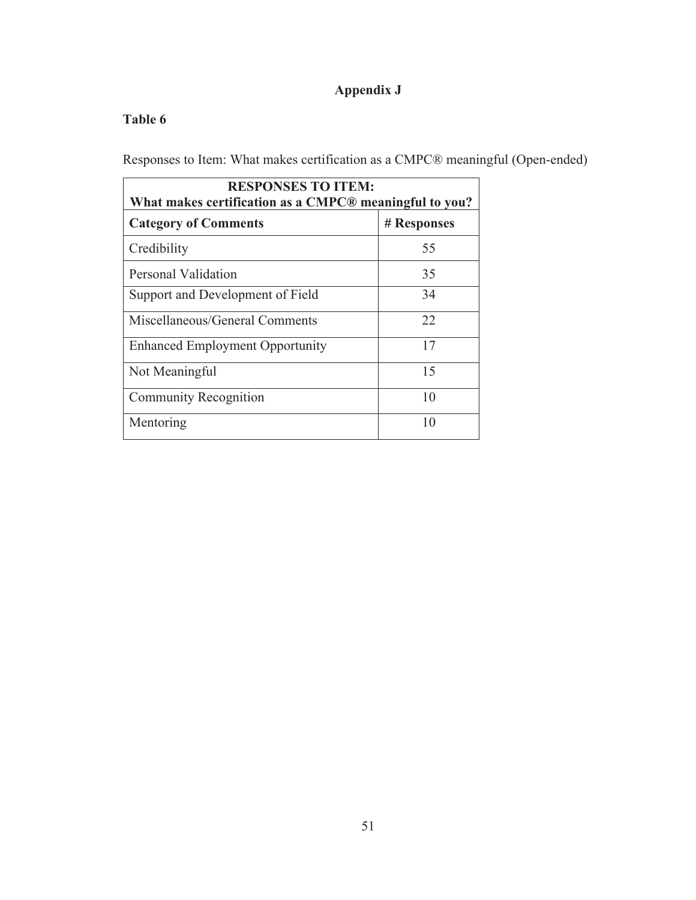## Appendix J

**Table 6**

Responses to Item: What makes certification as a CMPC® meaningful (Open-ended)

| **RESPONSES TO ITEM: What makes certification as a CMPC® meaningful to you?** | |
|---|---|
| **Category of Comments** | **# Responses** |
| Credibility | 55 |
| Personal Validation | 35 |
| Support and Development of Field | 34 |
| Miscellaneous/General Comments | 22 |
| Enhanced Employment Opportunity | 17 |
| Not Meaningful | 15 |
| Community Recognition | 10 |
| Mentoring | 10 |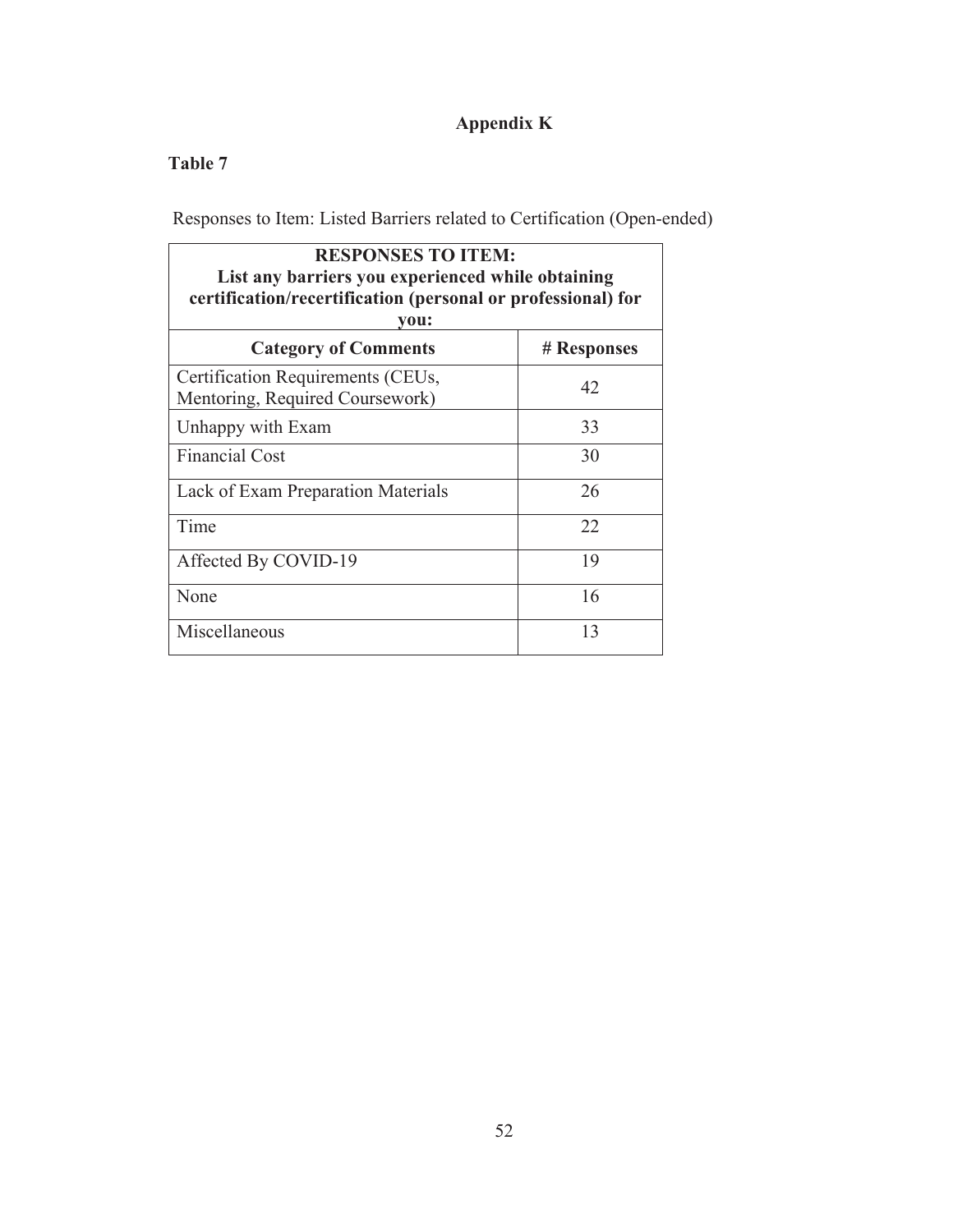# Appendix K

**Table 7**

Responses to Item: Listed Barriers related to Certification (Open-ended)

| **RESPONSES TO ITEM: List any barriers you experienced while obtaining certification/recertification (personal or professional) for you:** | |
|---|---|
| **Category of Comments** | **# Responses** |
| Certification Requirements (CEUs, Mentoring, Required Coursework) | 42 |
| Unhappy with Exam | 33 |
| Financial Cost | 30 |
| Lack of Exam Preparation Materials | 26 |
| Time | 22 |
| Affected By COVID-19 | 19 |
| None | 16 |
| Miscellaneous | 13 |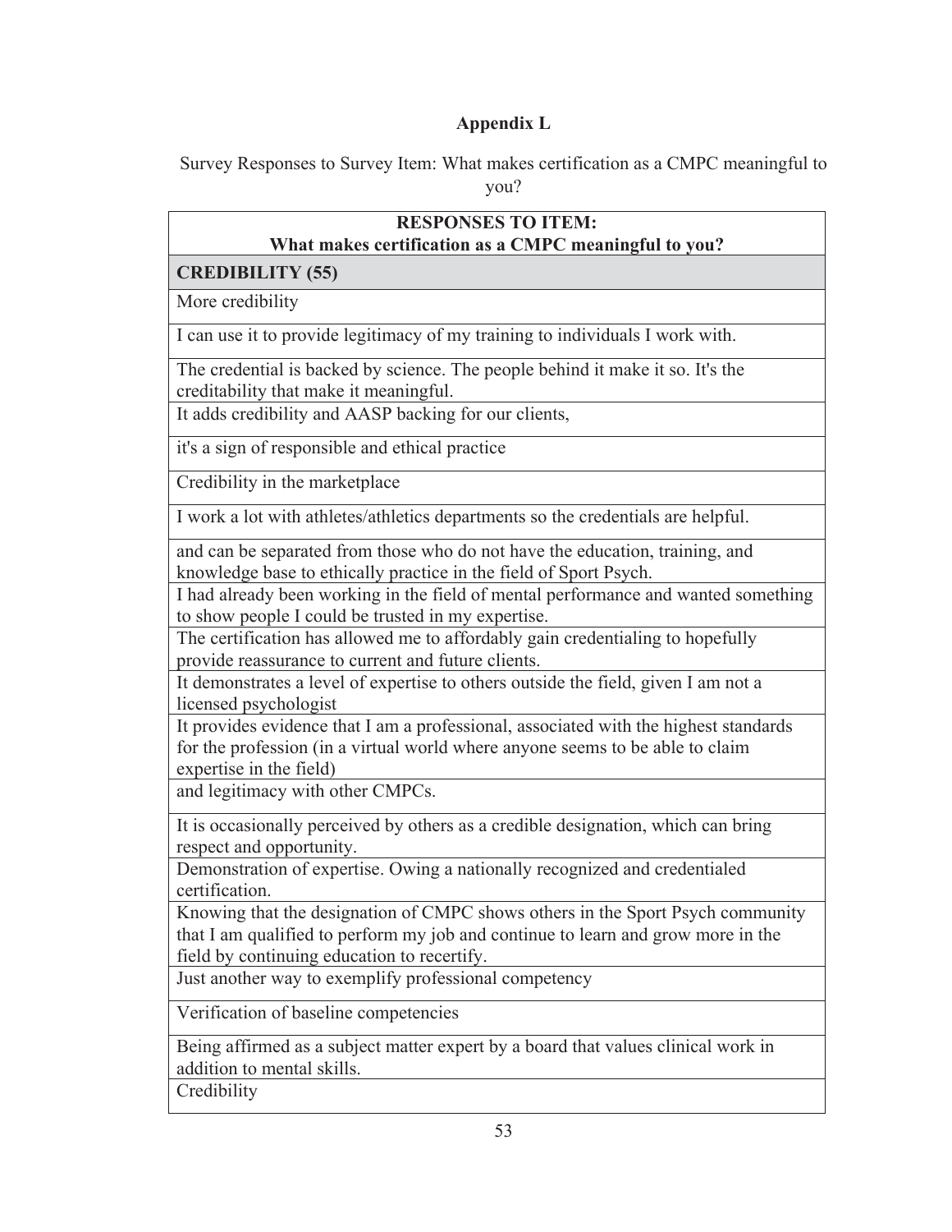## Appendix L

Survey Responses to Survey Item: What makes certification as a CMPC meaningful to you?

| RESPONSES TO ITEM: What makes certification as a CMPC meaningful to you? |
|---|
| **CREDIBILITY (55)** |
| More credibility |
| I can use it to provide legitimacy of my training to individuals I work with. |
| The credential is backed by science. The people behind it make it so. It's the creditability that make it meaningful. |
| It adds credibility and AASP backing for our clients, |
| it's a sign of responsible and ethical practice |
| Credibility in the marketplace |
| I work a lot with athletes/athletics departments so the credentials are helpful. |
| and can be separated from those who do not have the education, training, and knowledge base to ethically practice in the field of Sport Psych. |
| I had already been working in the field of mental performance and wanted something to show people I could be trusted in my expertise. |
| The certification has allowed me to affordably gain credentialing to hopefully provide reassurance to current and future clients. |
| It demonstrates a level of expertise to others outside the field, given I am not a licensed psychologist |
| It provides evidence that I am a professional, associated with the highest standards for the profession (in a virtual world where anyone seems to be able to claim expertise in the field) |
| and legitimacy with other CMPCs. |
| It is occasionally perceived by others as a credible designation, which can bring respect and opportunity. |
| Demonstration of expertise. Owing a nationally recognized and credentialed certification. |
| Knowing that the designation of CMPC shows others in the Sport Psych community that I am qualified to perform my job and continue to learn and grow more in the field by continuing education to recertify. |
| Just another way to exemplify professional competency |
| Verification of baseline competencies |
| Being affirmed as a subject matter expert by a board that values clinical work in addition to mental skills. |
| Credibility |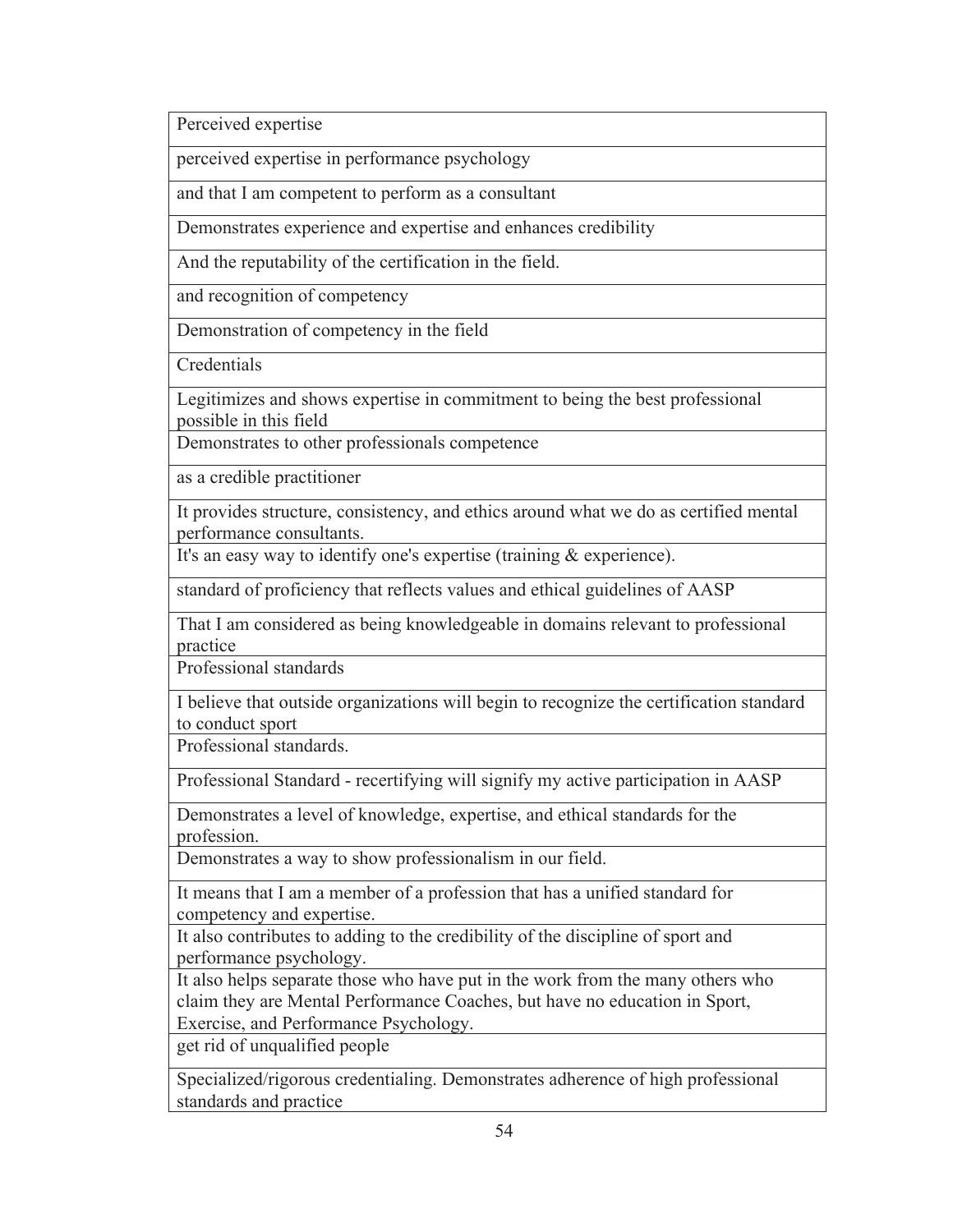| Perceived expertise |
|---|
| perceived expertise in performance psychology |
| and that I am competent to perform as a consultant |
| Demonstrates experience and expertise and enhances credibility |
| And the reputability of the certification in the field. |
| and recognition of competency |
| Demonstration of competency in the field |
| Credentials |
| Legitimizes and shows expertise in commitment to being the best professional possible in this field |
| Demonstrates to other professionals competence |
| as a credible practitioner |
| It provides structure, consistency, and ethics around what we do as certified mental performance consultants. |
| It's an easy way to identify one's expertise (training & experience). |
| standard of proficiency that reflects values and ethical guidelines of AASP |
| That I am considered as being knowledgeable in domains relevant to professional practice |
| Professional standards |
| I believe that outside organizations will begin to recognize the certification standard to conduct sport |
| Professional standards. |
| Professional Standard - recertifying will signify my active participation in AASP |
| Demonstrates a level of knowledge, expertise, and ethical standards for the profession. |
| Demonstrates a way to show professionalism in our field. |
| It means that I am a member of a profession that has a unified standard for competency and expertise. |
| It also contributes to adding to the credibility of the discipline of sport and performance psychology. |
| It also helps separate those who have put in the work from the many others who claim they are Mental Performance Coaches, but have no education in Sport, Exercise, and Performance Psychology. |
| get rid of unqualified people |
| Specialized/rigorous credentialing. Demonstrates adherence of high professional standards and practice |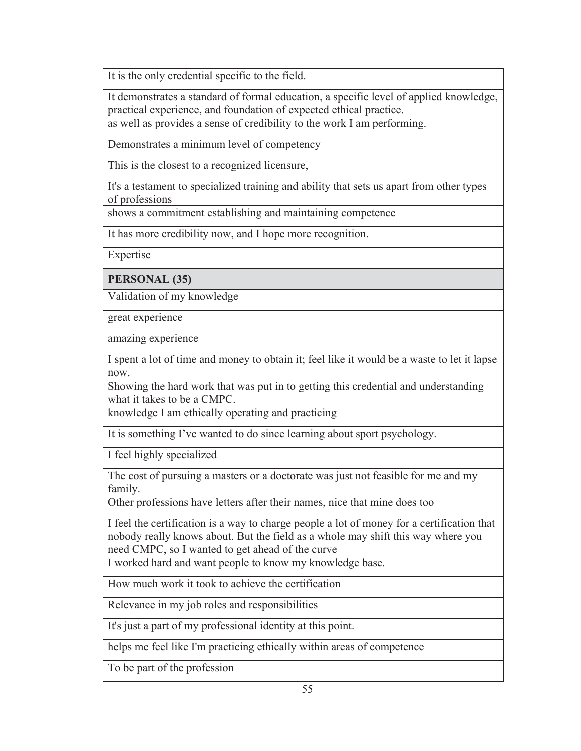| It is the only credential specific to the field. |
|---|
| It demonstrates a standard of formal education, a specific level of applied knowledge, practical experience, and foundation of expected ethical practice. |
| as well as provides a sense of credibility to the work I am performing. |
| Demonstrates a minimum level of competency |
| This is the closest to a recognized licensure, |
| It's a testament to specialized training and ability that sets us apart from other types of professions |
| shows a commitment establishing and maintaining competence |
| It has more credibility now, and I hope more recognition. |
| Expertise |
| **PERSONAL (35)** |
| Validation of my knowledge |
| great experience |
| amazing experience |
| I spent a lot of time and money to obtain it; feel like it would be a waste to let it lapse now. |
| Showing the hard work that was put in to getting this credential and understanding what it takes to be a CMPC. |
| knowledge I am ethically operating and practicing |
| It is something I've wanted to do since learning about sport psychology. |
| I feel highly specialized |
| The cost of pursuing a masters or a doctorate was just not feasible for me and my family. |
| Other professions have letters after their names, nice that mine does too |
| I feel the certification is a way to charge people a lot of money for a certification that nobody really knows about. But the field as a whole may shift this way where you need CMPC, so I wanted to get ahead of the curve |
| I worked hard and want people to know my knowledge base. |
| How much work it took to achieve the certification |
| Relevance in my job roles and responsibilities |
| It's just a part of my professional identity at this point. |
| helps me feel like I'm practicing ethically within areas of competence |
| To be part of the profession |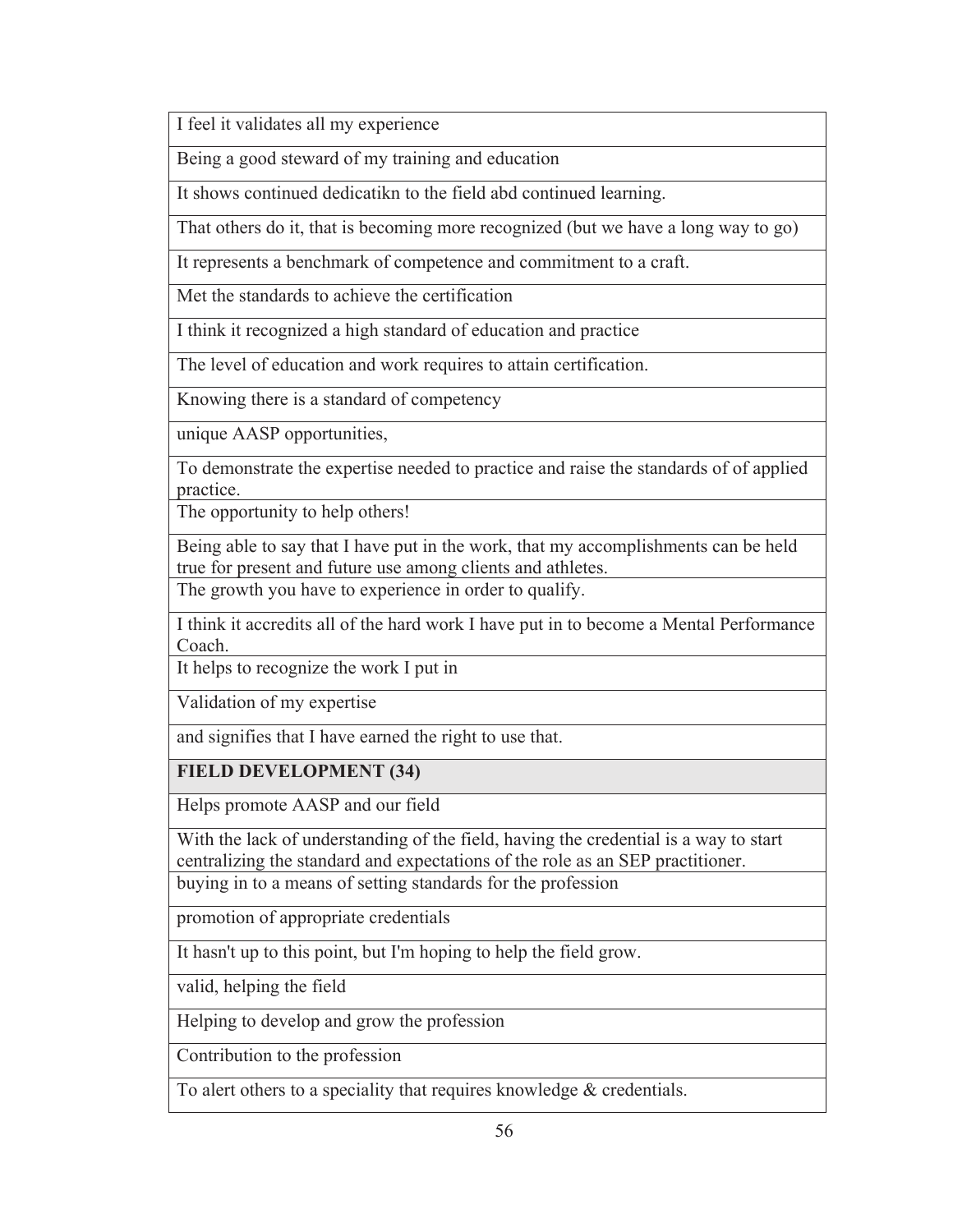| I feel it validates all my experience |
| --- |
| Being a good steward of my training and education |
| It shows continued dedicatikn to the field abd continued learning. |
| That others do it, that is becoming more recognized (but we have a long way to go) |
| It represents a benchmark of competence and commitment to a craft. |
| Met the standards to achieve the certification |
| I think it recognized a high standard of education and practice |
| The level of education and work requires to attain certification. |
| Knowing there is a standard of competency |
| unique AASP opportunities, |
| To demonstrate the expertise needed to practice and raise the standards of of applied practice. |
| The opportunity to help others! |
| Being able to say that I have put in the work, that my accomplishments can be held true for present and future use among clients and athletes. |
| The growth you have to experience in order to qualify. |
| I think it accredits all of the hard work I have put in to become a Mental Performance Coach. |
| It helps to recognize the work I put in |
| Validation of my expertise |
| and signifies that I have earned the right to use that. |
| **FIELD DEVELOPMENT (34)** |
| Helps promote AASP and our field |
| With the lack of understanding of the field, having the credential is a way to start centralizing the standard and expectations of the role as an SEP practitioner. |
| buying in to a means of setting standards for the profession |
| promotion of appropriate credentials |
| It hasn't up to this point, but I'm hoping to help the field grow. |
| valid, helping the field |
| Helping to develop and grow the profession |
| Contribution to the profession |
| To alert others to a speciality that requires knowledge & credentials. |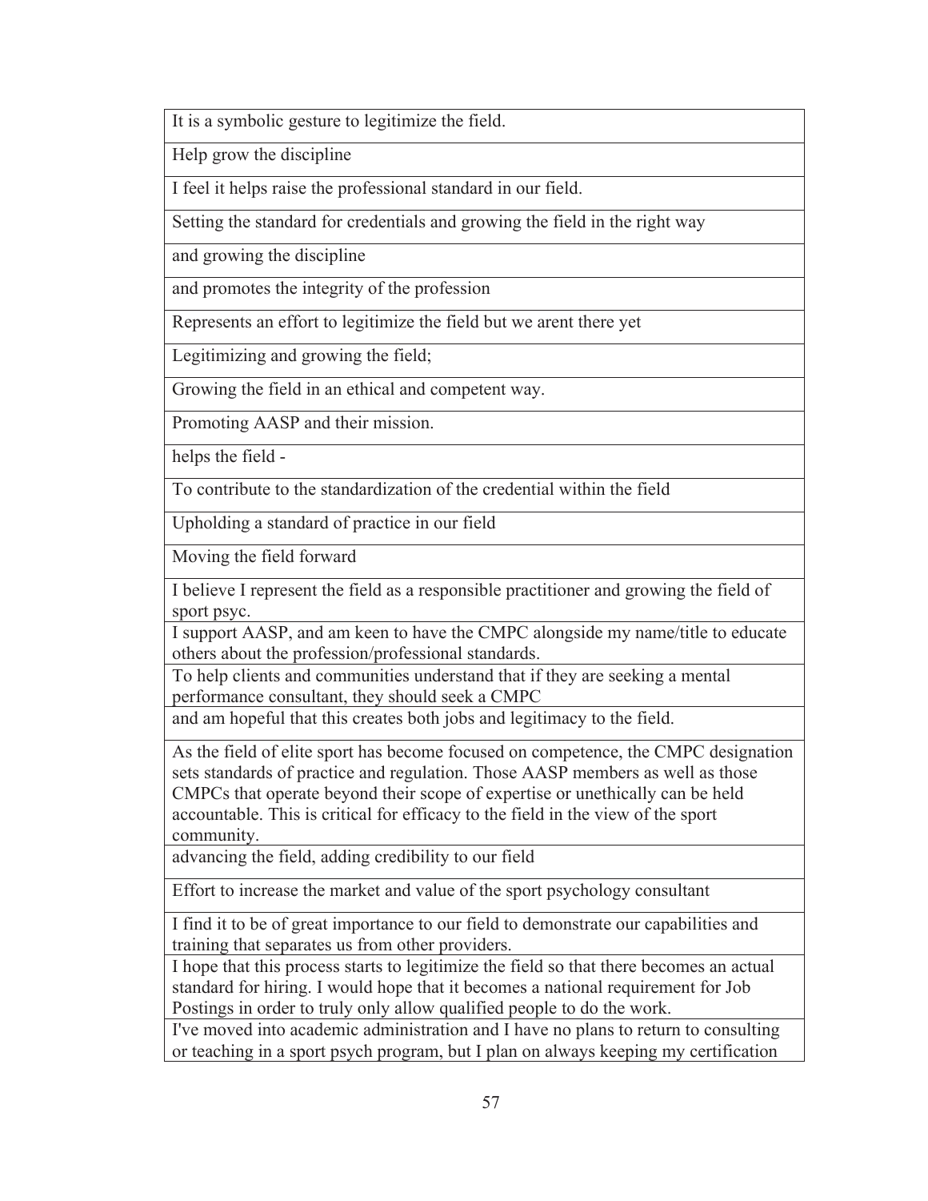| |
|---|
| It is a symbolic gesture to legitimize the field. |
| Help grow the discipline |
| I feel it helps raise the professional standard in our field. |
| Setting the standard for credentials and growing the field in the right way |
| and growing the discipline |
| and promotes the integrity of the profession |
| Represents an effort to legitimize the field but we arent there yet |
| Legitimizing and growing the field; |
| Growing the field in an ethical and competent way. |
| Promoting AASP and their mission. |
| helps the field - |
| To contribute to the standardization of the credential within the field |
| Upholding a standard of practice in our field |
| Moving the field forward |
| I believe I represent the field as a responsible practitioner and growing the field of sport psyc. |
| I support AASP, and am keen to have the CMPC alongside my name/title to educate others about the profession/professional standards. |
| To help clients and communities understand that if they are seeking a mental performance consultant, they should seek a CMPC |
| and am hopeful that this creates both jobs and legitimacy to the field. |
| As the field of elite sport has become focused on competence, the CMPC designation sets standards of practice and regulation. Those AASP members as well as those CMPCs that operate beyond their scope of expertise or unethically can be held accountable. This is critical for efficacy to the field in the view of the sport community. |
| advancing the field, adding credibility to our field |
| Effort to increase the market and value of the sport psychology consultant |
| I find it to be of great importance to our field to demonstrate our capabilities and training that separates us from other providers. |
| I hope that this process starts to legitimize the field so that there becomes an actual standard for hiring. I would hope that it becomes a national requirement for Job Postings in order to truly only allow qualified people to do the work. |
| I've moved into academic administration and I have no plans to return to consulting or teaching in a sport psych program, but I plan on always keeping my certification |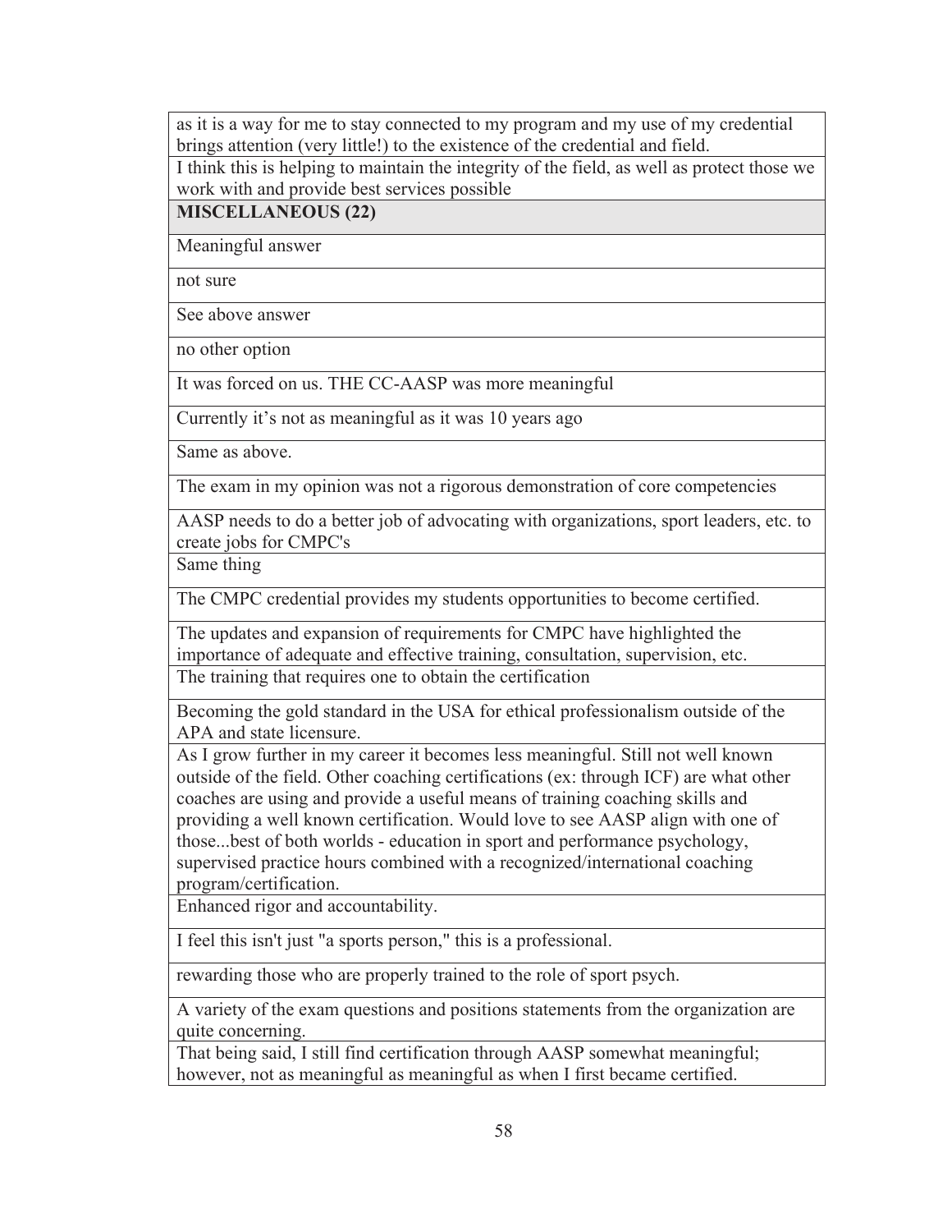| as it is a way for me to stay connected to my program and my use of my credential brings attention (very little!) to the existence of the credential and field. |
|---|
| I think this is helping to maintain the integrity of the field, as well as protect those we work with and provide best services possible |
| **MISCELLANEOUS (22)** |
| Meaningful answer |
| not sure |
| See above answer |
| no other option |
| It was forced on us. THE CC-AASP was more meaningful |
| Currently it’s not as meaningful as it was 10 years ago |
| Same as above. |
| The exam in my opinion was not a rigorous demonstration of core competencies |
| AASP needs to do a better job of advocating with organizations, sport leaders, etc. to create jobs for CMPC's |
| Same thing |
| The CMPC credential provides my students opportunities to become certified. |
| The updates and expansion of requirements for CMPC have highlighted the importance of adequate and effective training, consultation, supervision, etc. |
| The training that requires one to obtain the certification |
| Becoming the gold standard in the USA for ethical professionalism outside of the APA and state licensure. |
| As I grow further in my career it becomes less meaningful. Still not well known outside of the field. Other coaching certifications (ex: through ICF) are what other coaches are using and provide a useful means of training coaching skills and providing a well known certification. Would love to see AASP align with one of those...best of both worlds - education in sport and performance psychology, supervised practice hours combined with a recognized/international coaching program/certification. |
| Enhanced rigor and accountability. |
| I feel this isn't just "a sports person," this is a professional. |
| rewarding those who are properly trained to the role of sport psych. |
| A variety of the exam questions and positions statements from the organization are quite concerning. |
| That being said, I still find certification through AASP somewhat meaningful; however, not as meaningful as meaningful as when I first became certified. |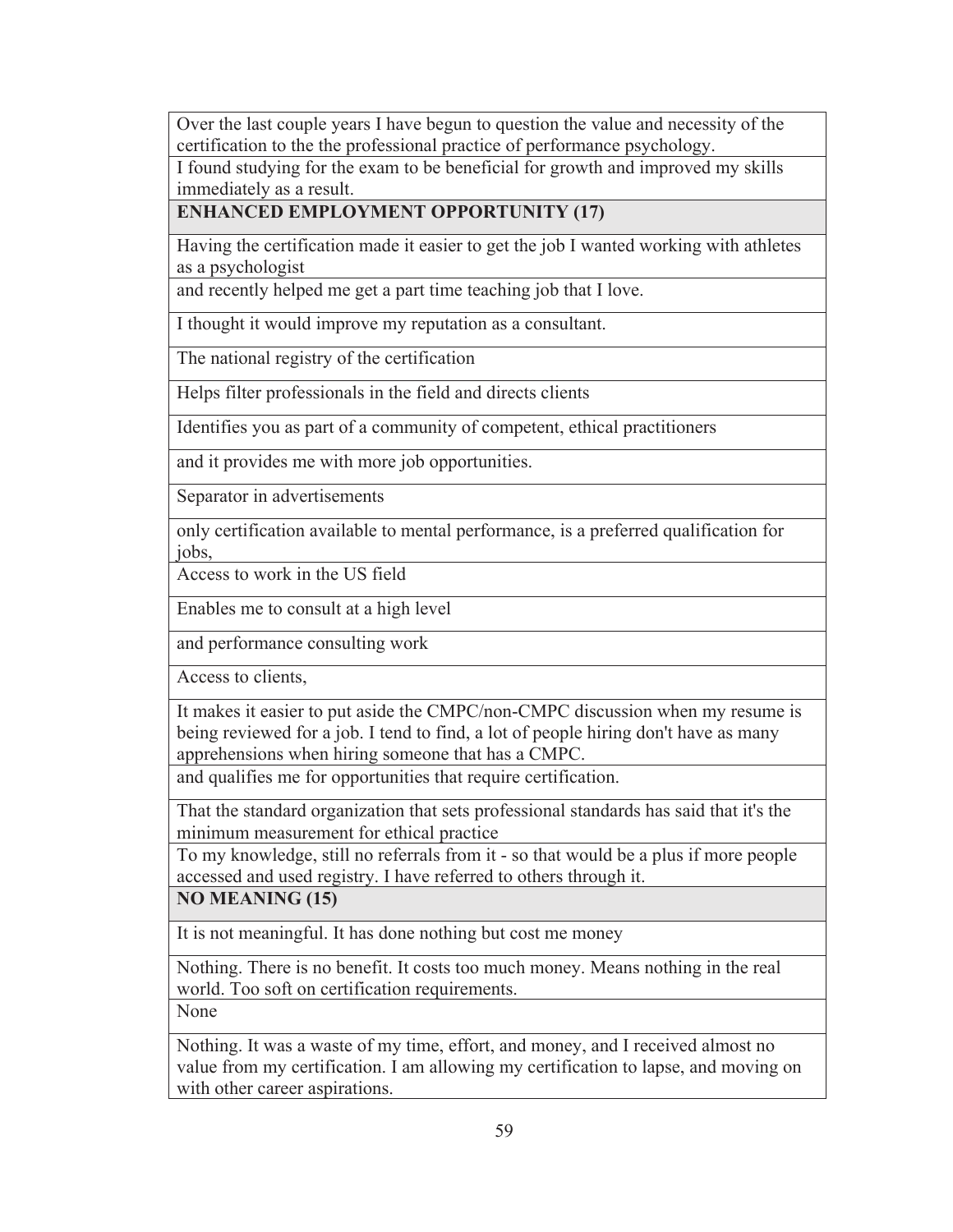| |
|---|
| Over the last couple years I have begun to question the value and necessity of the certification to the the professional practice of performance psychology. |
| I found studying for the exam to be beneficial for growth and improved my skills immediately as a result. |
| **ENHANCED EMPLOYMENT OPPORTUNITY (17)** |
| Having the certification made it easier to get the job I wanted working with athletes as a psychologist |
| and recently helped me get a part time teaching job that I love. |
| I thought it would improve my reputation as a consultant. |
| The national registry of the certification |
| Helps filter professionals in the field and directs clients |
| Identifies you as part of a community of competent, ethical practitioners |
| and it provides me with more job opportunities. |
| Separator in advertisements |
| only certification available to mental performance, is a preferred qualification for jobs, |
| Access to work in the US field |
| Enables me to consult at a high level |
| and performance consulting work |
| Access to clients, |
| It makes it easier to put aside the CMPC/non-CMPC discussion when my resume is being reviewed for a job. I tend to find, a lot of people hiring don't have as many apprehensions when hiring someone that has a CMPC. |
| and qualifies me for opportunities that require certification. |
| That the standard organization that sets professional standards has said that it's the minimum measurement for ethical practice |
| To my knowledge, still no referrals from it - so that would be a plus if more people accessed and used registry. I have referred to others through it. |
| **NO MEANING (15)** |
| It is not meaningful. It has done nothing but cost me money |
| Nothing. There is no benefit. It costs too much money. Means nothing in the real world. Too soft on certification requirements. |
| None |
| Nothing. It was a waste of my time, effort, and money, and I received almost no value from my certification. I am allowing my certification to lapse, and moving on with other career aspirations. |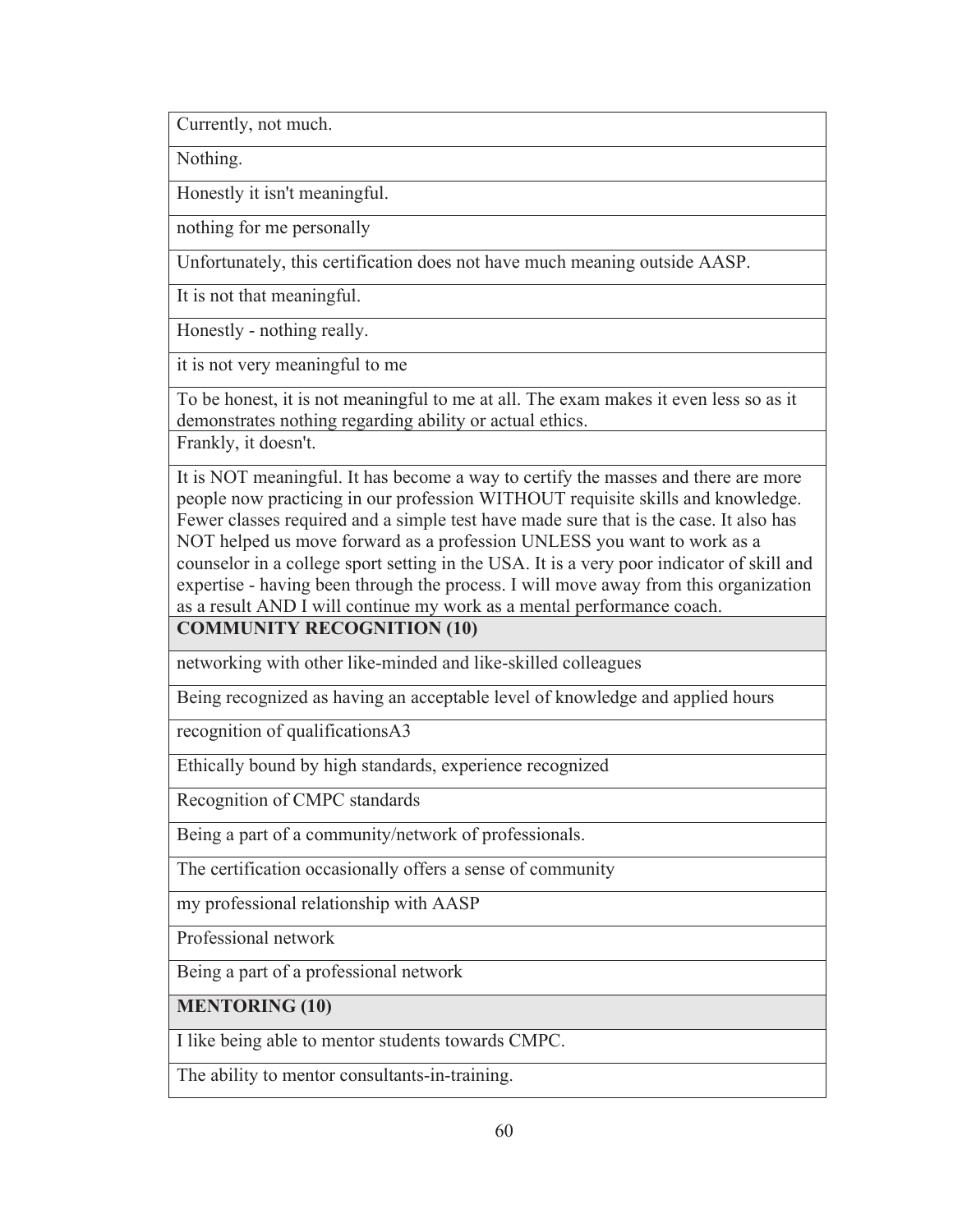| Currently, not much. |
| --- |
| Nothing. |
| Honestly it isn't meaningful. |
| nothing for me personally |
| Unfortunately, this certification does not have much meaning outside AASP. |
| It is not that meaningful. |
| Honestly - nothing really. |
| it is not very meaningful to me |
| To be honest, it is not meaningful to me at all. The exam makes it even less so as it demonstrates nothing regarding ability or actual ethics. |
| Frankly, it doesn't. |
| It is NOT meaningful. It has become a way to certify the masses and there are more people now practicing in our profession WITHOUT requisite skills and knowledge. Fewer classes required and a simple test have made sure that is the case. It also has NOT helped us move forward as a profession UNLESS you want to work as a counselor in a college sport setting in the USA. It is a very poor indicator of skill and expertise - having been through the process. I will move away from this organization as a result AND I will continue my work as a mental performance coach. |
| **COMMUNITY RECOGNITION (10)** |
| networking with other like-minded and like-skilled colleagues |
| Being recognized as having an acceptable level of knowledge and applied hours |
| recognition of qualificationsA3 |
| Ethically bound by high standards, experience recognized |
| Recognition of CMPC standards |
| Being a part of a community/network of professionals. |
| The certification occasionally offers a sense of community |
| my professional relationship with AASP |
| Professional network |
| Being a part of a professional network |
| **MENTORING (10)** |
| I like being able to mentor students towards CMPC. |
| The ability to mentor consultants-in-training. |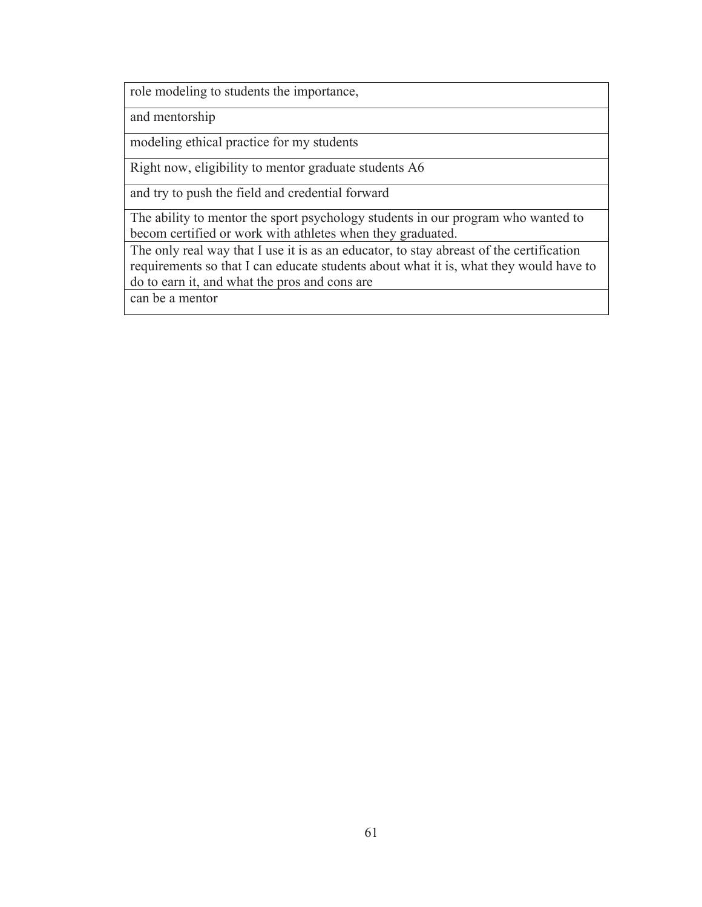| role modeling to students the importance, |
| --- |
| and mentorship |
| modeling ethical practice for my students |
| Right now, eligibility to mentor graduate students A6 |
| and try to push the field and credential forward |
| The ability to mentor the sport psychology students in our program who wanted to becom certified or work with athletes when they graduated. |
| The only real way that I use it is as an educator, to stay abreast of the certification requirements so that I can educate students about what it is, what they would have to do to earn it, and what the pros and cons are |
| can be a mentor |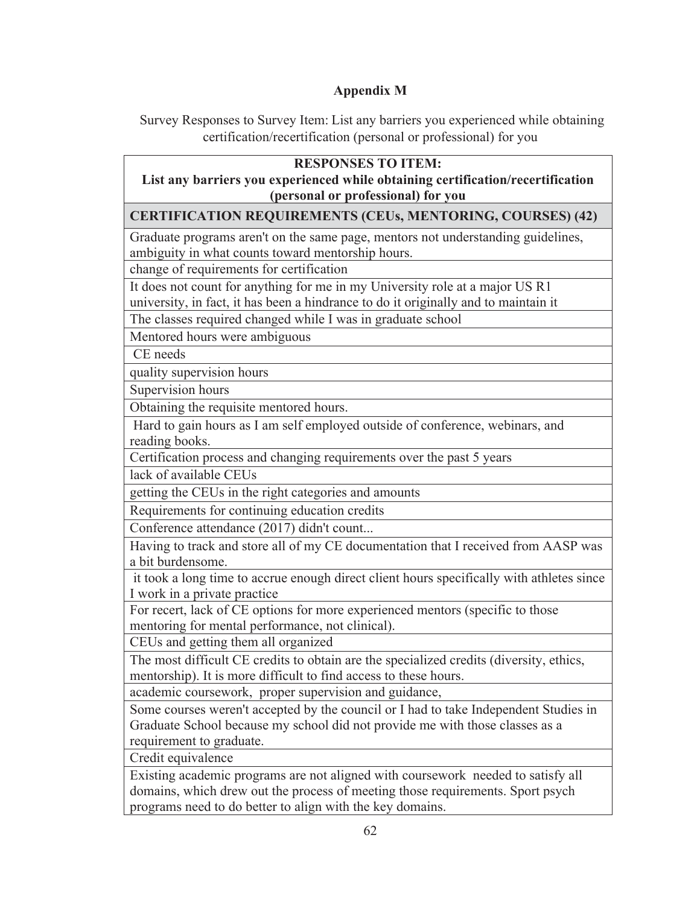## Appendix M

Survey Responses to Survey Item: List any barriers you experienced while obtaining certification/recertification (personal or professional) for you

| RESPONSES TO ITEM: List any barriers you experienced while obtaining certification/recertification (personal or professional) for you |
|---|
| **CERTIFICATION REQUIREMENTS (CEUs, MENTORING, COURSES) (42)** |
| Graduate programs aren't on the same page, mentors not understanding guidelines, ambiguity in what counts toward mentorship hours. |
| change of requirements for certification |
| It does not count for anything for me in my University role at a major US R1 university, in fact, it has been a hindrance to do it originally and to maintain it |
| The classes required changed while I was in graduate school |
| Mentored hours were ambiguous |
| CE needs |
| quality supervision hours |
| Supervision hours |
| Obtaining the requisite mentored hours. |
| Hard to gain hours as I am self employed outside of conference, webinars, and reading books. |
| Certification process and changing requirements over the past 5 years |
| lack of available CEUs |
| getting the CEUs in the right categories and amounts |
| Requirements for continuing education credits |
| Conference attendance (2017) didn't count... |
| Having to track and store all of my CE documentation that I received from AASP was a bit burdensome. |
| it took a long time to accrue enough direct client hours specifically with athletes since I work in a private practice |
| For recert, lack of CE options for more experienced mentors (specific to those mentoring for mental performance, not clinical). |
| CEUs and getting them all organized |
| The most difficult CE credits to obtain are the specialized credits (diversity, ethics, mentorship). It is more difficult to find access to these hours. |
| academic coursework, proper supervision and guidance, |
| Some courses weren't accepted by the council or I had to take Independent Studies in Graduate School because my school did not provide me with those classes as a requirement to graduate. |
| Credit equivalence |
| Existing academic programs are not aligned with coursework needed to satisfy all domains, which drew out the process of meeting those requirements. Sport psych programs need to do better to align with the key domains. |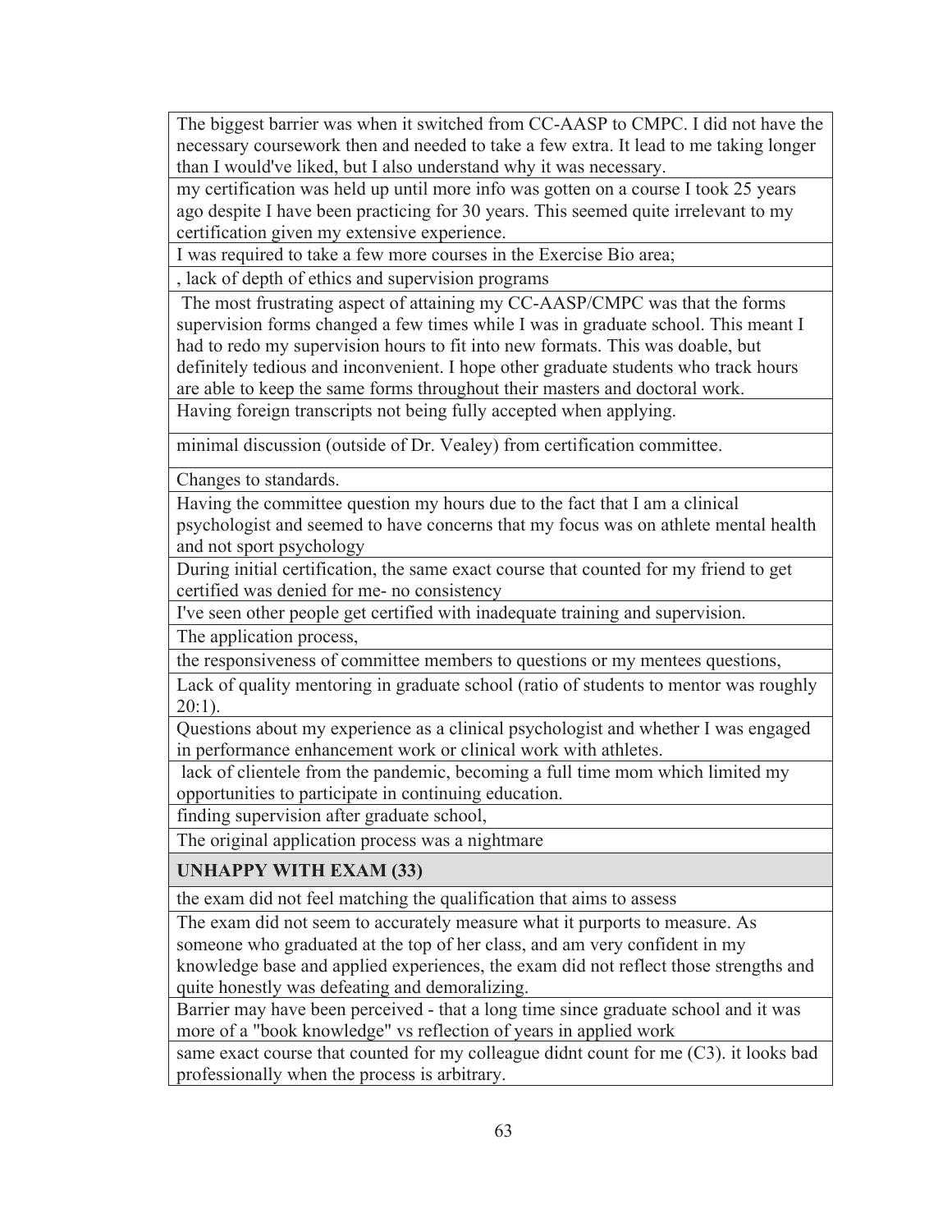| |
|---|
| The biggest barrier was when it switched from CC-AASP to CMPC. I did not have the necessary coursework then and needed to take a few extra. It lead to me taking longer than I would've liked, but I also understand why it was necessary. |
| my certification was held up until more info was gotten on a course I took 25 years ago despite I have been practicing for 30 years. This seemed quite irrelevant to my certification given my extensive experience. |
| I was required to take a few more courses in the Exercise Bio area; |
| , lack of depth of ethics and supervision programs |
| The most frustrating aspect of attaining my CC-AASP/CMPC was that the forms supervision forms changed a few times while I was in graduate school. This meant I had to redo my supervision hours to fit into new formats. This was doable, but definitely tedious and inconvenient. I hope other graduate students who track hours are able to keep the same forms throughout their masters and doctoral work. |
| Having foreign transcripts not being fully accepted when applying. |
| minimal discussion (outside of Dr. Vealey) from certification committee. |
| Changes to standards. |
| Having the committee question my hours due to the fact that I am a clinical psychologist and seemed to have concerns that my focus was on athlete mental health and not sport psychology |
| During initial certification, the same exact course that counted for my friend to get certified was denied for me- no consistency |
| I've seen other people get certified with inadequate training and supervision. |
| The application process, |
| the responsiveness of committee members to questions or my mentees questions, |
| Lack of quality mentoring in graduate school (ratio of students to mentor was roughly 20:1). |
| Questions about my experience as a clinical psychologist and whether I was engaged in performance enhancement work or clinical work with athletes. |
| lack of clientele from the pandemic, becoming a full time mom which limited my opportunities to participate in continuing education. |
| finding supervision after graduate school, |
| The original application process was a nightmare |
| **UNHAPPY WITH EXAM (33)** |
| the exam did not feel matching the qualification that aims to assess |
| The exam did not seem to accurately measure what it purports to measure. As someone who graduated at the top of her class, and am very confident in my knowledge base and applied experiences, the exam did not reflect those strengths and quite honestly was defeating and demoralizing. |
| Barrier may have been perceived - that a long time since graduate school and it was more of a "book knowledge" vs reflection of years in applied work |
| same exact course that counted for my colleague didnt count for me (C3). it looks bad professionally when the process is arbitrary. |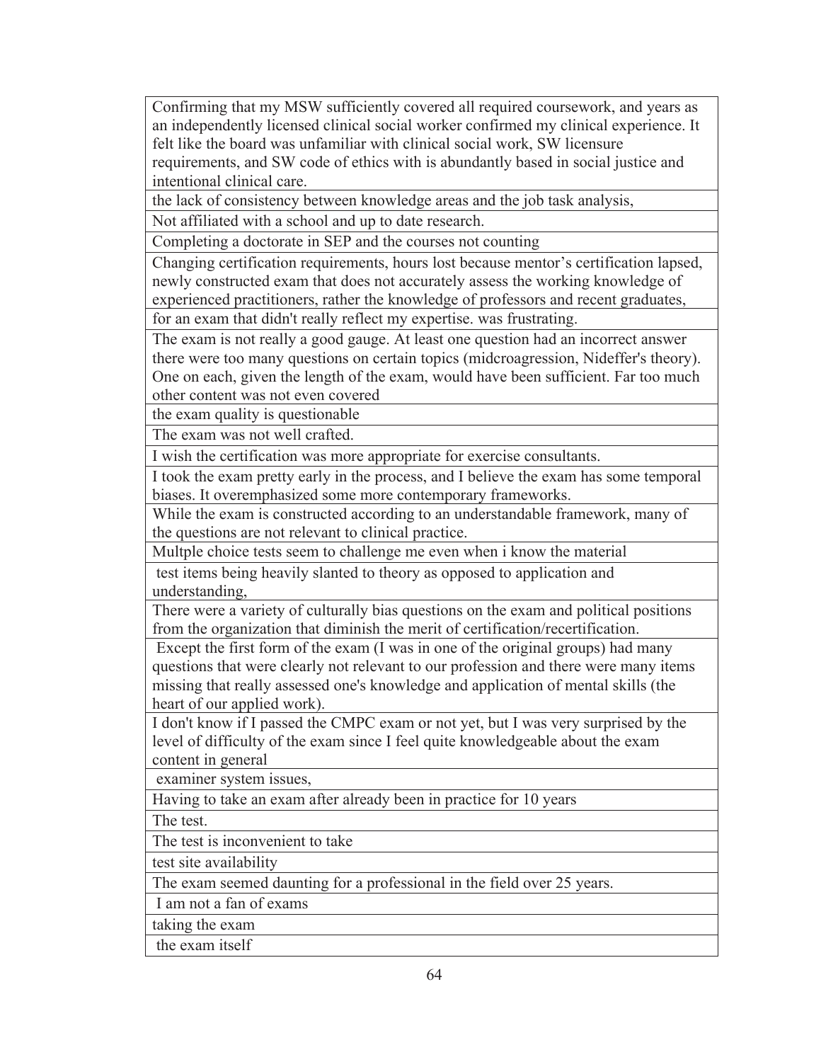| Confirming that my MSW sufficiently covered all required coursework, and years as an independently licensed clinical social worker confirmed my clinical experience. It felt like the board was unfamiliar with clinical social work, SW licensure requirements, and SW code of ethics with is abundantly based in social justice and intentional clinical care. |
|---|
| the lack of consistency between knowledge areas and the job task analysis, |
| Not affiliated with a school and up to date research. |
| Completing a doctorate in SEP and the courses not counting |
| Changing certification requirements, hours lost because mentor's certification lapsed, newly constructed exam that does not accurately assess the working knowledge of experienced practitioners, rather the knowledge of professors and recent graduates, |
| for an exam that didn't really reflect my expertise. was frustrating. |
| The exam is not really a good gauge. At least one question had an incorrect answer there were too many questions on certain topics (midcroagression, Nideffer's theory). One on each, given the length of the exam, would have been sufficient. Far too much other content was not even covered |
| the exam quality is questionable |
| The exam was not well crafted. |
| I wish the certification was more appropriate for exercise consultants. |
| I took the exam pretty early in the process, and I believe the exam has some temporal biases. It overemphasized some more contemporary frameworks. |
| While the exam is constructed according to an understandable framework, many of the questions are not relevant to clinical practice. |
| Multple choice tests seem to challenge me even when i know the material |
| test items being heavily slanted to theory as opposed to application and understanding, |
| There were a variety of culturally bias questions on the exam and political positions from the organization that diminish the merit of certification/recertification. |
| Except the first form of the exam (I was in one of the original groups) had many questions that were clearly not relevant to our profession and there were many items missing that really assessed one's knowledge and application of mental skills (the heart of our applied work). |
| I don't know if I passed the CMPC exam or not yet, but I was very surprised by the level of difficulty of the exam since I feel quite knowledgeable about the exam content in general |
| examiner system issues, |
| Having to take an exam after already been in practice for 10 years |
| The test. |
| The test is inconvenient to take |
| test site availability |
| The exam seemed daunting for a professional in the field over 25 years. |
| I am not a fan of exams |
| taking the exam |
| the exam itself |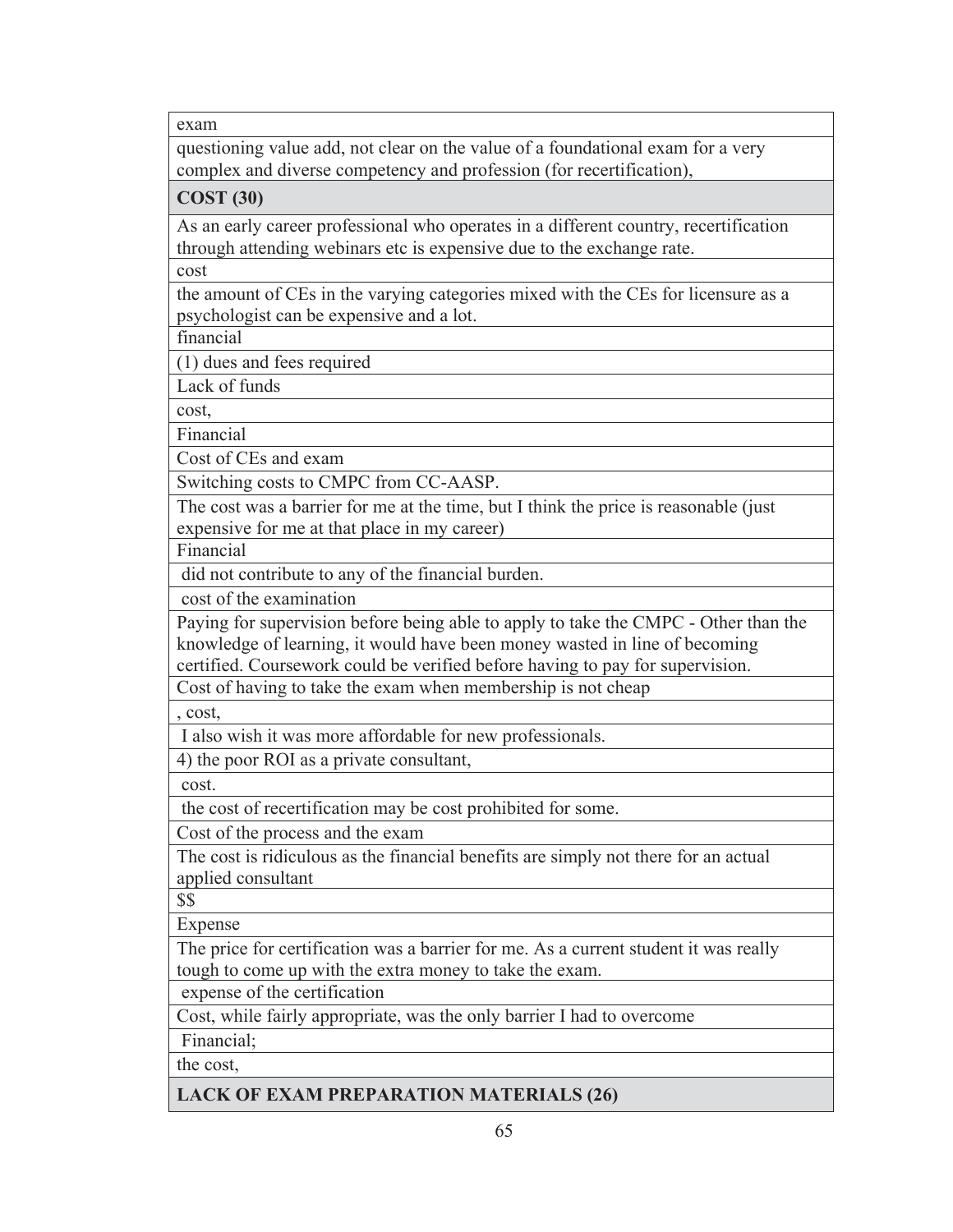| exam |
|---|
| questioning value add, not clear on the value of a foundational exam for a very complex and diverse competency and profession (for recertification), |
| **COST (30)** |
| As an early career professional who operates in a different country, recertification through attending webinars etc is expensive due to the exchange rate. |
| cost |
| the amount of CEs in the varying categories mixed with the CEs for licensure as a psychologist can be expensive and a lot. |
| financial |
| (1) dues and fees required |
| Lack of funds |
| cost, |
| Financial |
| Cost of CEs and exam |
| Switching costs to CMPC from CC-AASP. |
| The cost was a barrier for me at the time, but I think the price is reasonable (just expensive for me at that place in my career) |
| Financial |
| did not contribute to any of the financial burden. |
| cost of the examination |
| Paying for supervision before being able to apply to take the CMPC - Other than the knowledge of learning, it would have been money wasted in line of becoming certified. Coursework could be verified before having to pay for supervision. |
| Cost of having to take the exam when membership is not cheap |
| , cost, |
| I also wish it was more affordable for new professionals. |
| 4) the poor ROI as a private consultant, |
| cost. |
| the cost of recertification may be cost prohibited for some. |
| Cost of the process and the exam |
| The cost is ridiculous as the financial benefits are simply not there for an actual applied consultant |
| $$ |
| Expense |
| The price for certification was a barrier for me. As a current student it was really tough to come up with the extra money to take the exam. |
| expense of the certification |
| Cost, while fairly appropriate, was the only barrier I had to overcome |
| Financial; |
| the cost, |
| **LACK OF EXAM PREPARATION MATERIALS (26)** |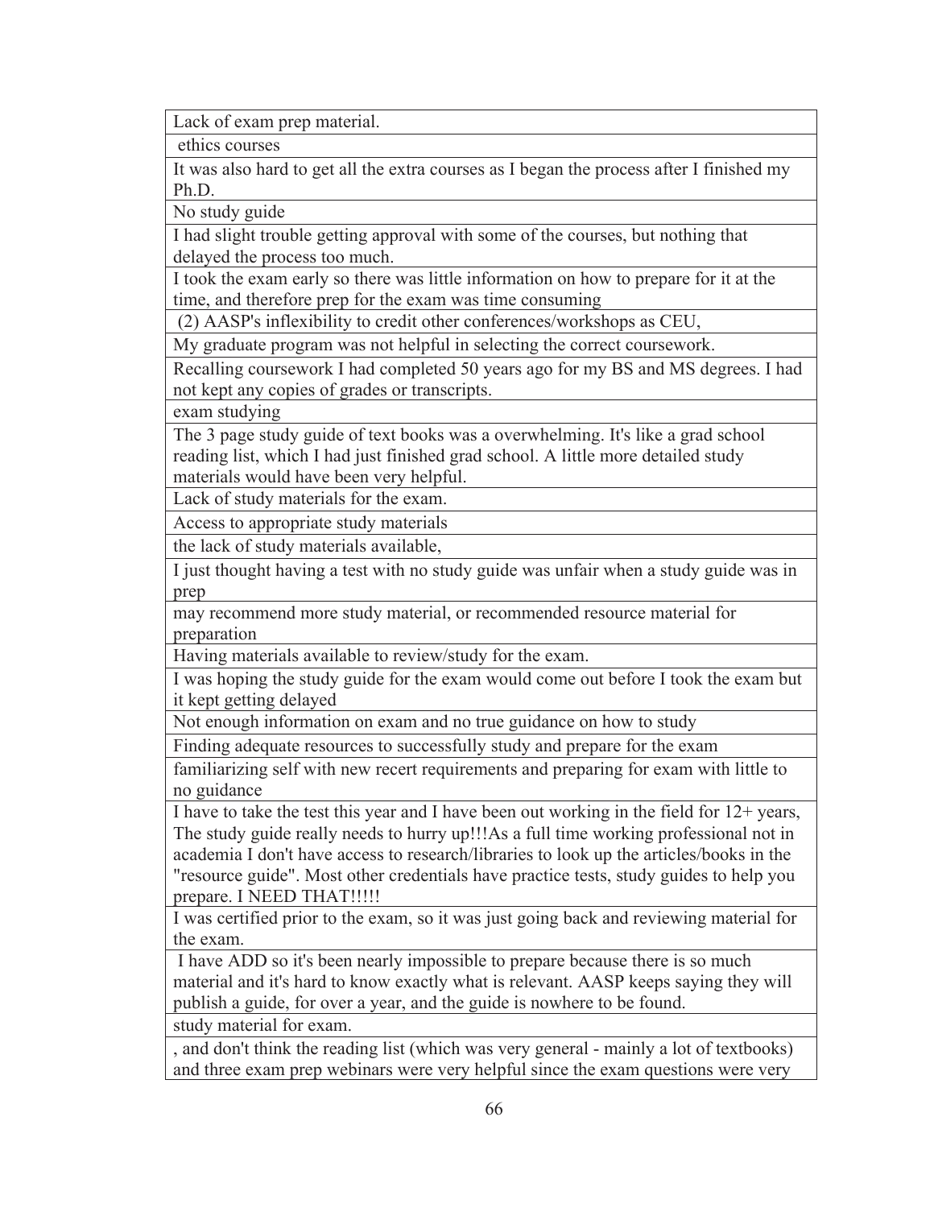| |
|---|
| Lack of exam prep material. |
| ethics courses |
| It was also hard to get all the extra courses as I began the process after I finished my Ph.D. |
| No study guide |
| I had slight trouble getting approval with some of the courses, but nothing that delayed the process too much. |
| I took the exam early so there was little information on how to prepare for it at the time, and therefore prep for the exam was time consuming |
| (2) AASP's inflexibility to credit other conferences/workshops as CEU, |
| My graduate program was not helpful in selecting the correct coursework. |
| Recalling coursework I had completed 50 years ago for my BS and MS degrees. I had not kept any copies of grades or transcripts. |
| exam studying |
| The 3 page study guide of text books was a overwhelming. It's like a grad school reading list, which I had just finished grad school. A little more detailed study materials would have been very helpful. |
| Lack of study materials for the exam. |
| Access to appropriate study materials |
| the lack of study materials available, |
| I just thought having a test with no study guide was unfair when a study guide was in prep |
| may recommend more study material, or recommended resource material for preparation |
| Having materials available to review/study for the exam. |
| I was hoping the study guide for the exam would come out before I took the exam but it kept getting delayed |
| Not enough information on exam and no true guidance on how to study |
| Finding adequate resources to successfully study and prepare for the exam |
| familiarizing self with new recert requirements and preparing for exam with little to no guidance |
| I have to take the test this year and I have been out working in the field for 12+ years, The study guide really needs to hurry up!!!As a full time working professional not in academia I don't have access to research/libraries to look up the articles/books in the "resource guide". Most other credentials have practice tests, study guides to help you prepare. I NEED THAT!!!!! |
| I was certified prior to the exam, so it was just going back and reviewing material for the exam. |
| I have ADD so it's been nearly impossible to prepare because there is so much material and it's hard to know exactly what is relevant. AASP keeps saying they will publish a guide, for over a year, and the guide is nowhere to be found. |
| study material for exam. |
| , and don't think the reading list (which was very general - mainly a lot of textbooks) and three exam prep webinars were very helpful since the exam questions were very |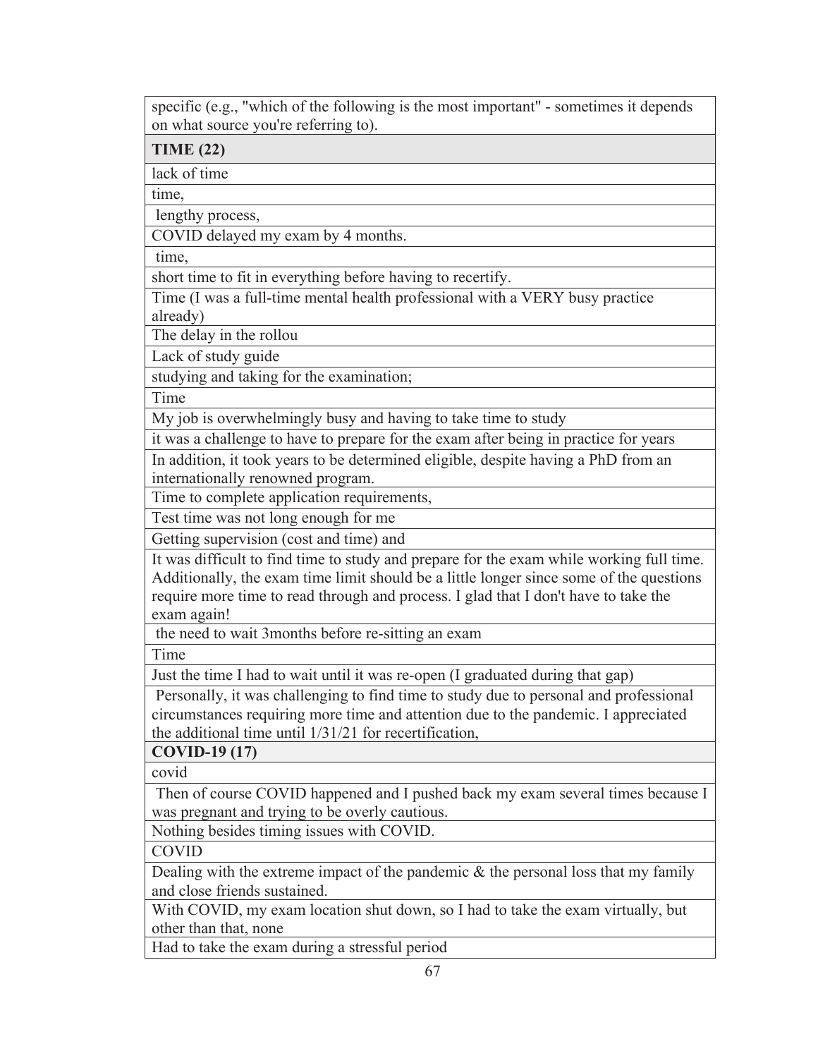| specific (e.g., "which of the following is the most important" - sometimes it depends on what source you're referring to). |
|---|
| **TIME (22)** |
| lack of time |
| time, |
| lengthy process, |
| COVID delayed my exam by 4 months. |
| time, |
| short time to fit in everything before having to recertify. |
| Time (I was a full-time mental health professional with a VERY busy practice already) |
| The delay in the rollou |
| Lack of study guide |
| studying and taking for the examination; |
| Time |
| My job is overwhelmingly busy and having to take time to study |
| it was a challenge to have to prepare for the exam after being in practice for years |
| In addition, it took years to be determined eligible, despite having a PhD from an internationally renowned program. |
| Time to complete application requirements, |
| Test time was not long enough for me |
| Getting supervision (cost and time) and |
| It was difficult to find time to study and prepare for the exam while working full time. Additionally, the exam time limit should be a little longer since some of the questions require more time to read through and process. I glad that I don't have to take the exam again! |
| the need to wait 3months before re-sitting an exam |
| Time |
| Just the time I had to wait until it was re-open (I graduated during that gap) |
| Personally, it was challenging to find time to study due to personal and professional circumstances requiring more time and attention due to the pandemic. I appreciated the additional time until 1/31/21 for recertification, |
| **COVID-19 (17)** |
| covid |
| Then of course COVID happened and I pushed back my exam several times because I was pregnant and trying to be overly cautious. |
| Nothing besides timing issues with COVID. |
| COVID |
| Dealing with the extreme impact of the pandemic & the personal loss that my family and close friends sustained. |
| With COVID, my exam location shut down, so I had to take the exam virtually, but other than that, none |
| Had to take the exam during a stressful period |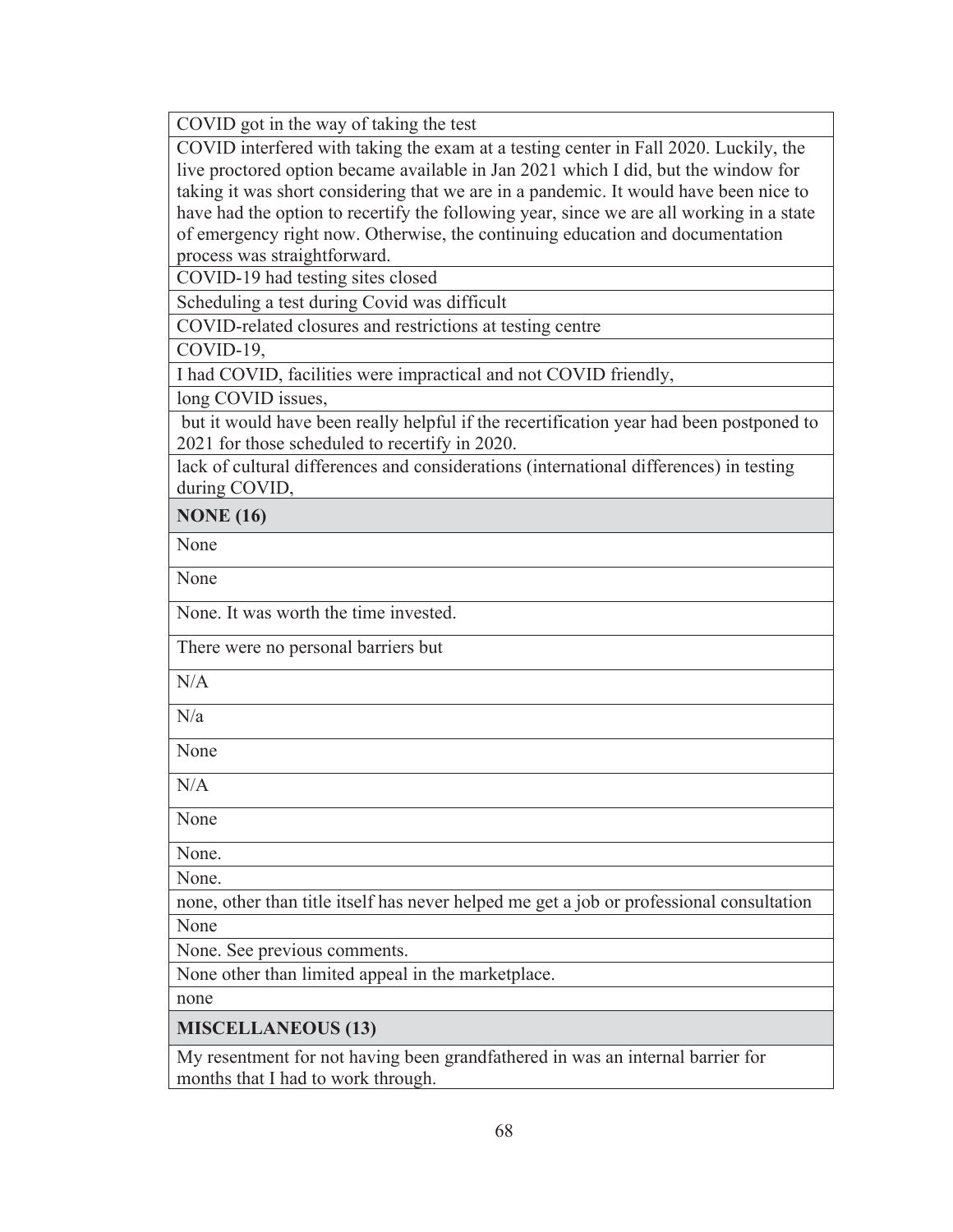| COVID got in the way of taking the test |
| --- |
| COVID interfered with taking the exam at a testing center in Fall 2020. Luckily, the live proctored option became available in Jan 2021 which I did, but the window for taking it was short considering that we are in a pandemic. It would have been nice to have had the option to recertify the following year, since we are all working in a state of emergency right now. Otherwise, the continuing education and documentation process was straightforward. |
| COVID-19 had testing sites closed |
| Scheduling a test during Covid was difficult |
| COVID-related closures and restrictions at testing centre |
| COVID-19, |
| I had COVID, facilities were impractical and not COVID friendly, |
| long COVID issues, |
| but it would have been really helpful if the recertification year had been postponed to 2021 for those scheduled to recertify in 2020. |
| lack of cultural differences and considerations (international differences) in testing during COVID, |
| **NONE (16)** |
| None |
| None |
| None. It was worth the time invested. |
| There were no personal barriers but |
| N/A |
| N/a |
| None |
| N/A |
| None |
| None. |
| None. |
| none, other than title itself has never helped me get a job or professional consultation |
| None |
| None. See previous comments. |
| None other than limited appeal in the marketplace. |
| none |
| **MISCELLANEOUS (13)** |
| My resentment for not having been grandfathered in was an internal barrier for months that I had to work through. |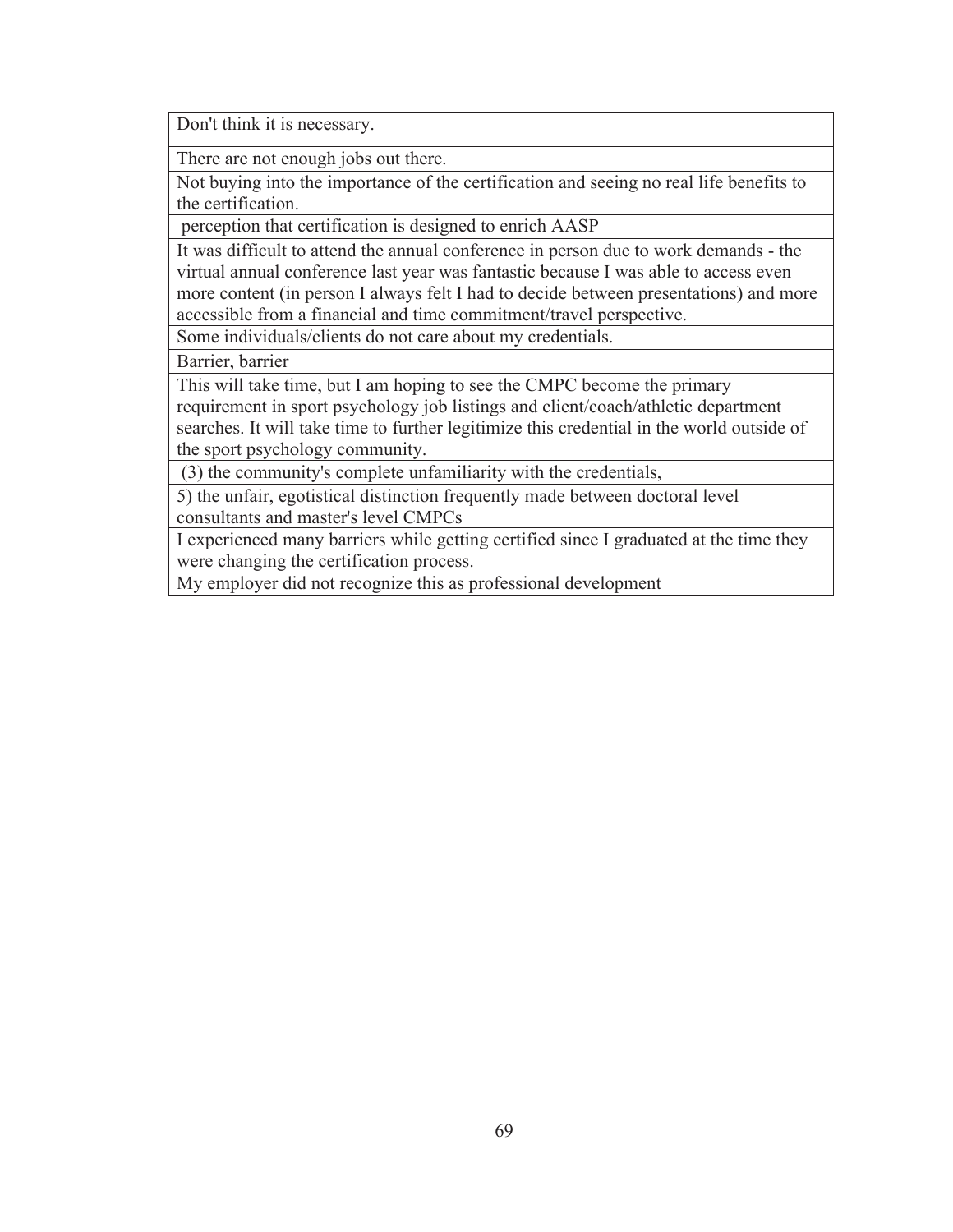| |
|---|
| Don't think it is necessary. |
| There are not enough jobs out there. |
| Not buying into the importance of the certification and seeing no real life benefits to the certification. |
| perception that certification is designed to enrich AASP |
| It was difficult to attend the annual conference in person due to work demands - the virtual annual conference last year was fantastic because I was able to access even more content (in person I always felt I had to decide between presentations) and more accessible from a financial and time commitment/travel perspective. |
| Some individuals/clients do not care about my credentials. |
| Barrier, barrier |
| This will take time, but I am hoping to see the CMPC become the primary requirement in sport psychology job listings and client/coach/athletic department searches. It will take time to further legitimize this credential in the world outside of the sport psychology community. |
| (3) the community's complete unfamiliarity with the credentials, |
| 5) the unfair, egotistical distinction frequently made between doctoral level consultants and master's level CMPCs |
| I experienced many barriers while getting certified since I graduated at the time they were changing the certification process. |
| My employer did not recognize this as professional development |